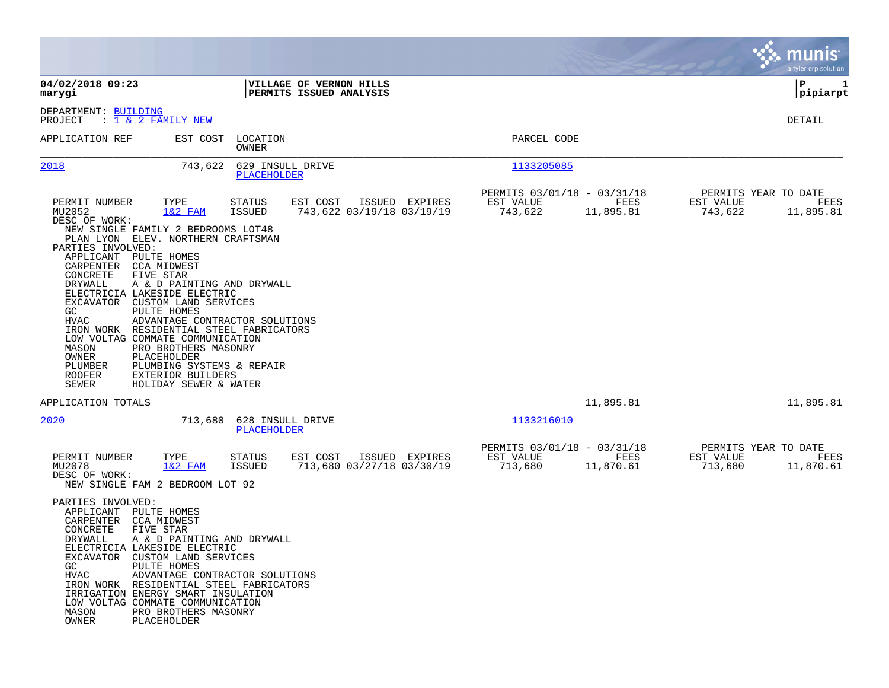**04/02/2018 09:23**
**marygi**

**VILLAGE OF VERNON HILLS**
**PERMITS ISSUED ANALYSIS**

**P 1**
**pipiarpt**

DEPARTMENT: BUILDING
PROJECT : 1 & 2 FAMILY NEW

DETAIL

| APPLICATION REF | EST COST | LOCATION / OWNER | PARCEL CODE |
|---|---|---|---|
| 2018 | 743,622 | 629 INSULL DRIVE / PLACEHOLDER | 1133205085 |

| PERMIT NUMBER | TYPE | STATUS | EST COST | ISSUED | EXPIRES | PERMITS 03/01/18 - 03/31/18 EST VALUE | FEES | PERMITS YEAR TO DATE EST VALUE | FEES |
|---|---|---|---|---|---|---|---|---|---|
| MU2052 | 1&2 FAM | ISSUED | 743,622 | 03/19/18 | 03/19/19 | 743,622 | 11,895.81 | 743,622 | 11,895.81 |

DESC OF WORK:
NEW SINGLE FAMILY 2 BEDROOMS LOT48
PLAN LYON ELEV. NORTHERN CRAFTSMAN

PARTIES INVOLVED:

| Role | Party |
|---|---|
| APPLICANT | PULTE HOMES |
| CARPENTER | CCA MIDWEST |
| CONCRETE | FIVE STAR |
| DRYWALL | A & D PAINTING AND DRYWALL |
| ELECTRICIA | LAKESIDE ELECTRIC |
| EXCAVATOR | CUSTOM LAND SERVICES |
| GC | PULTE HOMES |
| HVAC | ADVANTAGE CONTRACTOR SOLUTIONS |
| IRON WORK | RESIDENTIAL STEEL FABRICATORS |
| LOW VOLTAG | COMMATE COMMUNICATION |
| MASON | PRO BROTHERS MASONRY |
| OWNER | PLACEHOLDER |
| PLUMBER | PLUMBING SYSTEMS & REPAIR |
| ROOFER | EXTERIOR BUILDERS |
| SEWER | HOLIDAY SEWER & WATER |

APPLICATION TOTALS — 11,895.81 — 11,895.81

| APPLICATION REF | EST COST | LOCATION / OWNER | PARCEL CODE |
|---|---|---|---|
| 2020 | 713,680 | 628 INSULL DRIVE / PLACEHOLDER | 1133216010 |

| PERMIT NUMBER | TYPE | STATUS | EST COST | ISSUED | EXPIRES | PERMITS 03/01/18 - 03/31/18 EST VALUE | FEES | PERMITS YEAR TO DATE EST VALUE | FEES |
|---|---|---|---|---|---|---|---|---|---|
| MU2078 | 1&2 FAM | ISSUED | 713,680 | 03/27/18 | 03/30/19 | 713,680 | 11,870.61 | 713,680 | 11,870.61 |

DESC OF WORK:
NEW SINGLE FAM 2 BEDROOM LOT 92

PARTIES INVOLVED:

| Role | Party |
|---|---|
| APPLICANT | PULTE HOMES |
| CARPENTER | CCA MIDWEST |
| CONCRETE | FIVE STAR |
| DRYWALL | A & D PAINTING AND DRYWALL |
| ELECTRICIA | LAKESIDE ELECTRIC |
| EXCAVATOR | CUSTOM LAND SERVICES |
| GC | PULTE HOMES |
| HVAC | ADVANTAGE CONTRACTOR SOLUTIONS |
| IRON WORK | RESIDENTIAL STEEL FABRICATORS |
| IRRIGATION | ENERGY SMART INSULATION |
| LOW VOLTAG | COMMATE COMMUNICATION |
| MASON | PRO BROTHERS MASONRY |
| OWNER | PLACEHOLDER |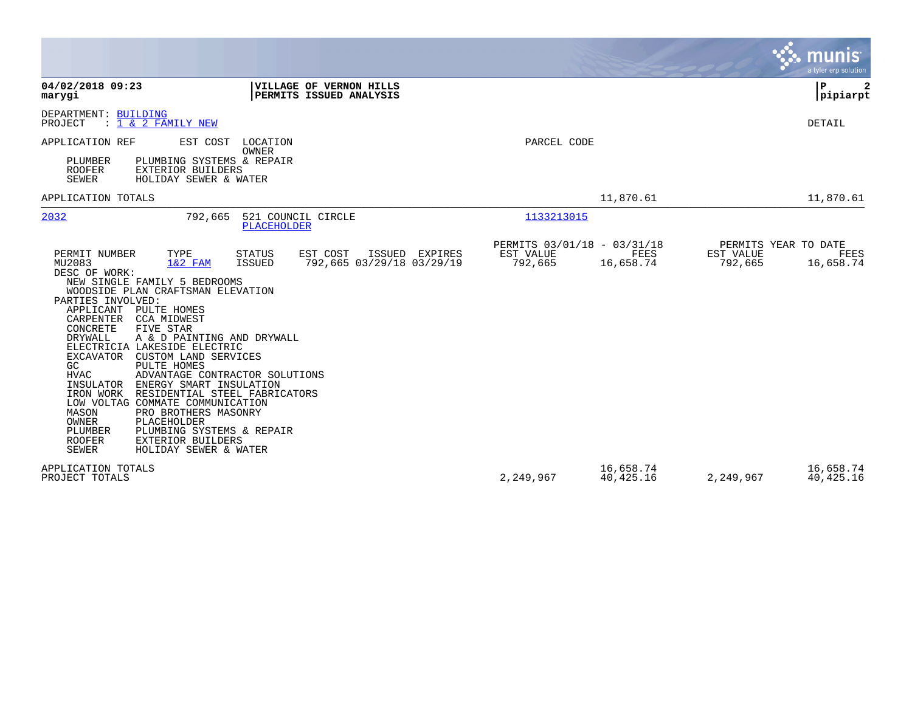**04/02/2018 09:23**
**marygi**

**VILLAGE OF VERNON HILLS**
**PERMITS ISSUED ANALYSIS**

**P 2**
**pipiarpt**

DEPARTMENT: BUILDING
PROJECT : 1 & 2 FAMILY NEW

DETAIL

APPLICATION REF    EST COST    LOCATION / OWNER    PARCEL CODE

| Role | Party |
|---|---|
| PLUMBER | PLUMBING SYSTEMS & REPAIR |
| ROOFER | EXTERIOR BUILDERS |
| SEWER | HOLIDAY SEWER & WATER |

APPLICATION TOTALS — 11,870.61 — 11,870.61

---

**2032** — 792,665 — 521 COUNCIL CIRCLE — PLACEHOLDER — 1133213015

| PERMIT NUMBER | TYPE | STATUS | EST COST | ISSUED | EXPIRES | PERMITS 03/01/18 - 03/31/18 EST VALUE | FEES | PERMITS YEAR TO DATE EST VALUE | FEES |
|---|---|---|---|---|---|---|---|---|---|
| MU2083 | 1&2 FAM | ISSUED | 792,665 | 03/29/18 | 03/29/19 | 792,665 | 16,658.74 | 792,665 | 16,658.74 |

DESC OF WORK:
NEW SINGLE FAMILY 5 BEDROOMS
WOODSIDE PLAN CRAFTSMAN ELEVATION

PARTIES INVOLVED:

| Role | Party |
|---|---|
| APPLICANT | PULTE HOMES |
| CARPENTER | CCA MIDWEST |
| CONCRETE | FIVE STAR |
| DRYWALL | A & D PAINTING AND DRYWALL |
| ELECTRICIA | LAKESIDE ELECTRIC |
| EXCAVATOR | CUSTOM LAND SERVICES |
| GC | PULTE HOMES |
| HVAC | ADVANTAGE CONTRACTOR SOLUTIONS |
| INSULATOR | ENERGY SMART INSULATION |
| IRON WORK | RESIDENTIAL STEEL FABRICATORS |
| LOW VOLTAG | COMMATE COMMUNICATION |
| MASON | PRO BROTHERS MASONRY |
| OWNER | PLACEHOLDER |
| PLUMBER | PLUMBING SYSTEMS & REPAIR |
| ROOFER | EXTERIOR BUILDERS |
| SEWER | HOLIDAY SEWER & WATER |

| | EST VALUE (03/01/18 - 03/31/18) | FEES | EST VALUE (YEAR TO DATE) | FEES |
|---|---|---|---|---|
| APPLICATION TOTALS | | 16,658.74 | | 16,658.74 |
| PROJECT TOTALS | 2,249,967 | 40,425.16 | 2,249,967 | 40,425.16 |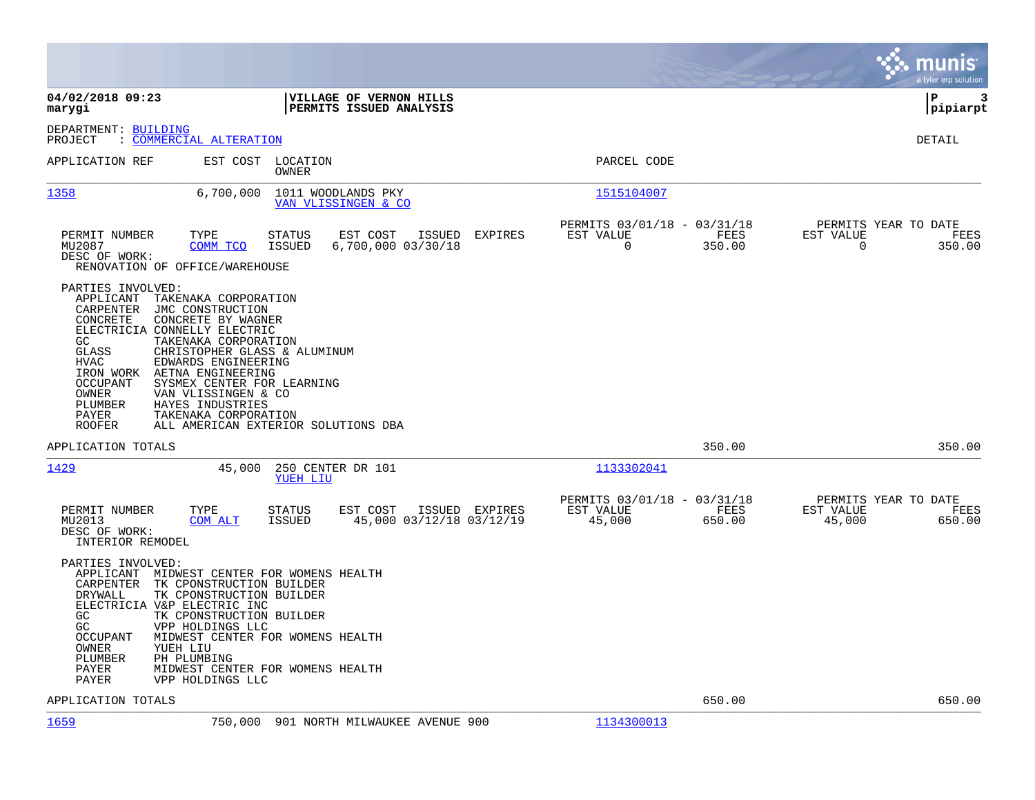**04/02/2018 09:23**
**marygi**

**VILLAGE OF VERNON HILLS**
**PERMITS ISSUED ANALYSIS**

**P 3**
**pipiarpt**

DEPARTMENT: BUILDING
PROJECT : COMMERCIAL ALTERATION

DETAIL

| APPLICATION REF | EST COST | LOCATION / OWNER | PARCEL CODE |
|---|---|---|---|
| 1358 | 6,700,000 | 1011 WOODLANDS PKY / VAN VLISSINGEN & CO | 1515104007 |

| PERMIT NUMBER | TYPE | STATUS | EST COST | ISSUED | EXPIRES | PERMITS 03/01/18 - 03/31/18 EST VALUE | FEES | PERMITS YEAR TO DATE EST VALUE | FEES |
|---|---|---|---|---|---|---|---|---|---|
| MU2087 | COMM TCO | ISSUED | 6,700,000 | 03/30/18 | | 0 | 350.00 | 0 | 350.00 |

DESC OF WORK:
RENOVATION OF OFFICE/WAREHOUSE

PARTIES INVOLVED:

| Role | Party |
|---|---|
| APPLICANT | TAKENAKA CORPORATION |
| CARPENTER | JMC CONSTRUCTION |
| CONCRETE | CONCRETE BY WAGNER |
| ELECTRICIA | CONNELLY ELECTRIC |
| GC | TAKENAKA CORPORATION |
| GLASS | CHRISTOPHER GLASS & ALUMINUM |
| HVAC | EDWARDS ENGINEERING |
| IRON WORK | AETNA ENGINEERING |
| OCCUPANT | SYSMEX CENTER FOR LEARNING |
| OWNER | VAN VLISSINGEN & CO |
| PLUMBER | HAYES INDUSTRIES |
| PAYER | TAKENAKA CORPORATION |
| ROOFER | ALL AMERICAN EXTERIOR SOLUTIONS DBA |

APPLICATION TOTALS: 350.00 | 350.00

| APPLICATION REF | EST COST | LOCATION / OWNER | PARCEL CODE |
|---|---|---|---|
| 1429 | 45,000 | 250 CENTER DR 101 / YUEH LIU | 1133302041 |

| PERMIT NUMBER | TYPE | STATUS | EST COST | ISSUED | EXPIRES | PERMITS 03/01/18 - 03/31/18 EST VALUE | FEES | PERMITS YEAR TO DATE EST VALUE | FEES |
|---|---|---|---|---|---|---|---|---|---|
| MU2013 | COM ALT | ISSUED | 45,000 | 03/12/18 | 03/12/19 | 45,000 | 650.00 | 45,000 | 650.00 |

DESC OF WORK:
INTERIOR REMODEL

PARTIES INVOLVED:

| Role | Party |
|---|---|
| APPLICANT | MIDWEST CENTER FOR WOMENS HEALTH |
| CARPENTER | TK CPONSTRUCTION BUILDER |
| DRYWALL | TK CPONSTRUCTION BUILDER |
| ELECTRICIA | V&P ELECTRIC INC |
| GC | TK CPONSTRUCTION BUILDER |
| GC | VPP HOLDINGS LLC |
| OCCUPANT | MIDWEST CENTER FOR WOMENS HEALTH |
| OWNER | YUEH LIU |
| PLUMBER | PH PLUMBING |
| PAYER | MIDWEST CENTER FOR WOMENS HEALTH |
| PAYER | VPP HOLDINGS LLC |

APPLICATION TOTALS: 650.00 | 650.00

| APPLICATION REF | EST COST | LOCATION / OWNER | PARCEL CODE |
|---|---|---|---|
| 1659 | 750,000 | 901 NORTH MILWAUKEE AVENUE 900 | 1134300013 |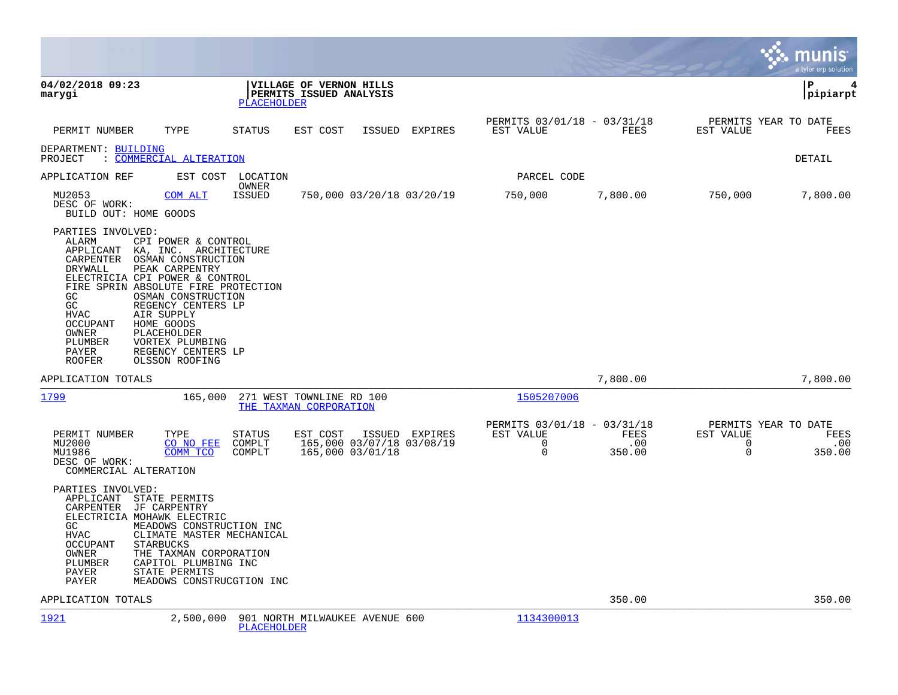**04/02/2018 09:23**
**marygi**

**VILLAGE OF VERNON HILLS**
**PERMITS ISSUED ANALYSIS**
PLACEHOLDER

**P 4**
**pipiarpt**

| PERMIT NUMBER | TYPE | STATUS | EST COST | ISSUED | EXPIRES | PERMITS 03/01/18 - 03/31/18 EST VALUE | FEES | PERMITS YEAR TO DATE EST VALUE | FEES |
|---|---|---|---|---|---|---|---|---|---|

DEPARTMENT: BUILDING
PROJECT : COMMERCIAL ALTERATION

DETAIL

| APPLICATION REF | EST COST | LOCATION / OWNER | | | PARCEL CODE | | | |
|---|---|---|---|---|---|---|---|---|
| MU2053 | COM ALT | ISSUED | 750,000 03/20/18 03/20/19 | | 750,000 | 7,800.00 | 750,000 | 7,800.00 |

DESC OF WORK:
BUILD OUT: HOME GOODS

PARTIES INVOLVED:
- ALARM CPI POWER & CONTROL
- APPLICANT KA, INC. ARCHITECTURE
- CARPENTER OSMAN CONSTRUCTION
- DRYWALL PEAK CARPENTRY
- ELECTRICIA CPI POWER & CONTROL
- FIRE SPRIN ABSOLUTE FIRE PROTECTION
- GC OSMAN CONSTRUCTION
- GC REGENCY CENTERS LP
- HVAC AIR SUPPLY
- OCCUPANT HOME GOODS
- OWNER PLACEHOLDER
- PLUMBER VORTEX PLUMBING
- PAYER REGENCY CENTERS LP
- ROOFER OLSSON ROOFING

APPLICATION TOTALS 7,800.00 7,800.00

---

1799 165,000 271 WEST TOWNLINE RD 100 — THE TAXMAN CORPORATION — 1505207006

| PERMIT NUMBER | TYPE | STATUS | EST COST | ISSUED | EXPIRES | PERMITS 03/01/18 - 03/31/18 EST VALUE | FEES | PERMITS YEAR TO DATE EST VALUE | FEES |
|---|---|---|---|---|---|---|---|---|---|
| MU2000 | CO NO FEE | COMPLT | 165,000 | 03/07/18 | 03/08/19 | 0 | .00 | 0 | .00 |
| MU1986 | COMM TCO | COMPLT | 165,000 | 03/01/18 | | 0 | 350.00 | 0 | 350.00 |

DESC OF WORK:
COMMERCIAL ALTERATION

PARTIES INVOLVED:
- APPLICANT STATE PERMITS
- CARPENTER JF CARPENTRY
- ELECTRICIA MOHAWK ELECTRIC
- GC MEADOWS CONSTRUCTION INC
- HVAC CLIMATE MASTER MECHANICAL
- OCCUPANT STARBUCKS
- OWNER THE TAXMAN CORPORATION
- PLUMBER CAPITOL PLUMBING INC
- PAYER STATE PERMITS
- PAYER MEADOWS CONSTRUCGTION INC

APPLICATION TOTALS 350.00 350.00

---

1921 2,500,000 901 NORTH MILWAUKEE AVENUE 600 — PLACEHOLDER — 1134300013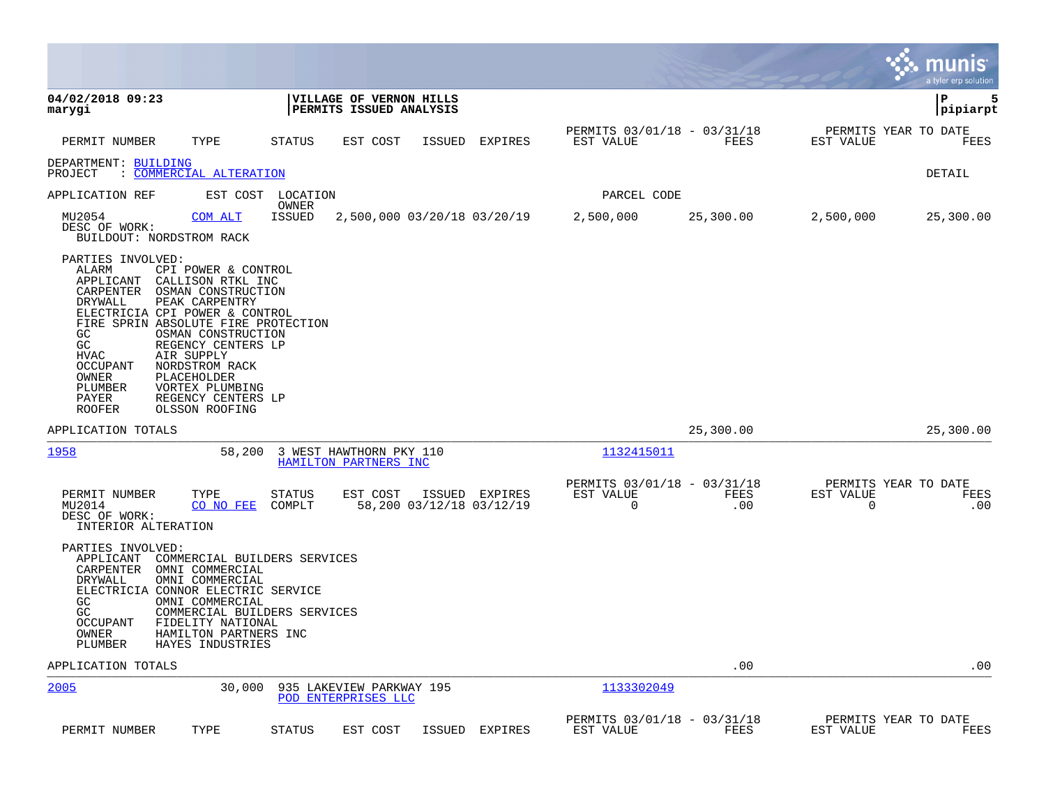**04/02/2018 09:23**
**marygi**

**VILLAGE OF VERNON HILLS**
**PERMITS ISSUED ANALYSIS**

**P 5**
**pipiarpt**

| PERMIT NUMBER | TYPE | STATUS | EST COST | ISSUED | EXPIRES | PERMITS 03/01/18 - 03/31/18 EST VALUE | FEES | PERMITS YEAR TO DATE EST VALUE | FEES |
|---|---|---|---|---|---|---|---|---|---|

DEPARTMENT: BUILDING
PROJECT : COMMERCIAL ALTERATION

DETAIL

APPLICATION REF | EST COST | LOCATION / OWNER | PARCEL CODE

| PERMIT NUMBER | TYPE | STATUS | EST COST | ISSUED | EXPIRES | EST VALUE | FEES | EST VALUE | FEES |
|---|---|---|---|---|---|---|---|---|---|
| MU2054 | COM ALT | ISSUED | 2,500,000 | 03/20/18 | 03/20/19 | 2,500,000 | 25,300.00 | 2,500,000 | 25,300.00 |

DESC OF WORK:
BUILDOUT: NORDSTROM RACK

PARTIES INVOLVED:
- ALARM CPI POWER & CONTROL
- APPLICANT CALLISON RTKL INC
- CARPENTER OSMAN CONSTRUCTION
- DRYWALL PEAK CARPENTRY
- ELECTRICIA CPI POWER & CONTROL
- FIRE SPRIN ABSOLUTE FIRE PROTECTION
- GC OSMAN CONSTRUCTION
- GC REGENCY CENTERS LP
- HVAC AIR SUPPLY
- OCCUPANT NORDSTROM RACK
- OWNER PLACEHOLDER
- PLUMBER VORTEX PLUMBING
- PAYER REGENCY CENTERS LP
- ROOFER OLSSON ROOFING

APPLICATION TOTALS 25,300.00 25,300.00

---

1958 | 58,200 | 3 WEST HAWTHORN PKY 110 / HAMILTON PARTNERS INC | 1132415011

| PERMIT NUMBER | TYPE | STATUS | EST COST | ISSUED | EXPIRES | PERMITS 03/01/18 - 03/31/18 EST VALUE | FEES | PERMITS YEAR TO DATE EST VALUE | FEES |
|---|---|---|---|---|---|---|---|---|---|
| MU2014 | CO NO FEE | COMPLT | 58,200 | 03/12/18 | 03/12/19 | 0 | .00 | 0 | .00 |

DESC OF WORK:
INTERIOR ALTERATION

PARTIES INVOLVED:
- APPLICANT COMMERCIAL BUILDERS SERVICES
- CARPENTER OMNI COMMERCIAL
- DRYWALL OMNI COMMERCIAL
- ELECTRICIA CONNOR ELECTRIC SERVICE
- GC OMNI COMMERCIAL
- GC COMMERCIAL BUILDERS SERVICES
- OCCUPANT FIDELITY NATIONAL
- OWNER HAMILTON PARTNERS INC
- PLUMBER HAYES INDUSTRIES

APPLICATION TOTALS .00 .00

---

2005 | 30,000 | 935 LAKEVIEW PARKWAY 195 / POD ENTERPRISES LLC | 1133302049

| PERMIT NUMBER | TYPE | STATUS | EST COST | ISSUED | EXPIRES | PERMITS 03/01/18 - 03/31/18 EST VALUE | FEES | PERMITS YEAR TO DATE EST VALUE | FEES |
|---|---|---|---|---|---|---|---|---|---|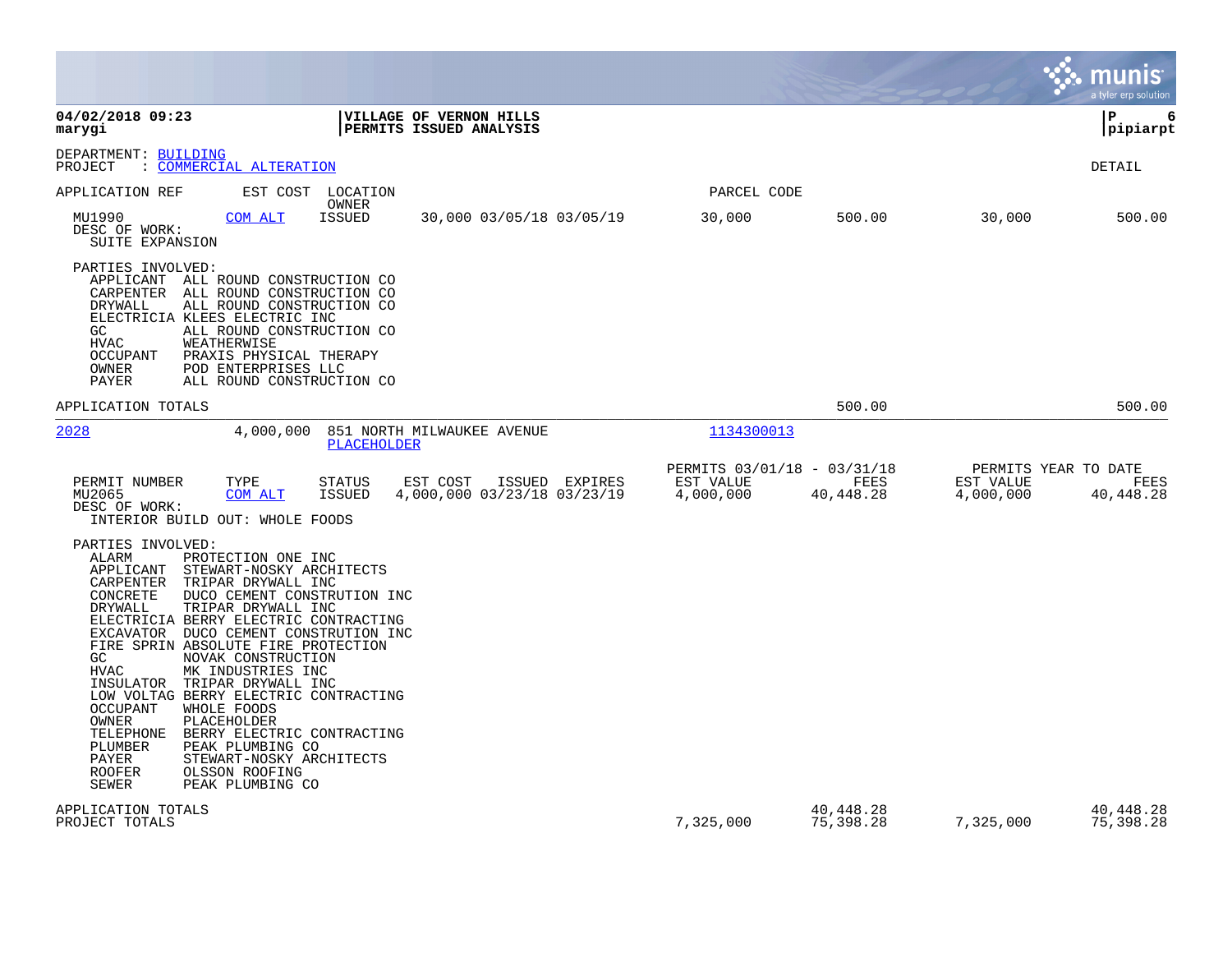**04/02/2018 09:23** | **VILLAGE OF VERNON HILLS** | **P 6**
**marygi** | **PERMITS ISSUED ANALYSIS** | **pipiarpt**

DEPARTMENT: BUILDING
PROJECT : COMMERCIAL ALTERATION

DETAIL

| APPLICATION REF | EST COST | LOCATION / OWNER | | PARCEL CODE | | | |
|---|---|---|---|---|---|---|---|
| MU1990 | COM ALT | ISSUED | 30,000 03/05/18 03/05/19 | 30,000 | 500.00 | 30,000 | 500.00 |

DESC OF WORK:
SUITE EXPANSION

PARTIES INVOLVED:
- APPLICANT ALL ROUND CONSTRUCTION CO
- CARPENTER ALL ROUND CONSTRUCTION CO
- DRYWALL ALL ROUND CONSTRUCTION CO
- ELECTRICIA KLEES ELECTRIC INC
- GC ALL ROUND CONSTRUCTION CO
- HVAC WEATHERWISE
- OCCUPANT PRAXIS PHYSICAL THERAPY
- OWNER POD ENTERPRISES LLC
- PAYER ALL ROUND CONSTRUCTION CO

APPLICATION TOTALS: FEES 500.00 | YEAR TO DATE FEES 500.00

---

**2028** | 4,000,000 | 851 NORTH MILWAUKEE AVENUE / PLACEHOLDER | PARCEL CODE: 1134300013

| PERMIT NUMBER | TYPE | STATUS | EST COST | ISSUED | EXPIRES | PERMITS 03/01/18 - 03/31/18 EST VALUE | FEES | PERMITS YEAR TO DATE EST VALUE | FEES |
|---|---|---|---|---|---|---|---|---|---|
| MU2065 | COM ALT | ISSUED | 4,000,000 | 03/23/18 | 03/23/19 | 4,000,000 | 40,448.28 | 4,000,000 | 40,448.28 |

DESC OF WORK:
INTERIOR BUILD OUT: WHOLE FOODS

PARTIES INVOLVED:
- ALARM PROTECTION ONE INC
- APPLICANT STEWART-NOSKY ARCHITECTS
- CARPENTER TRIPAR DRYWALL INC
- CONCRETE DUCO CEMENT CONSTRUTION INC
- DRYWALL TRIPAR DRYWALL INC
- ELECTRICIA BERRY ELECTRIC CONTRACTING
- EXCAVATOR DUCO CEMENT CONSTRUTION INC
- FIRE SPRIN ABSOLUTE FIRE PROTECTION
- GC NOVAK CONSTRUCTION
- HVAC MK INDUSTRIES INC
- INSULATOR TRIPAR DRYWALL INC
- LOW VOLTAG BERRY ELECTRIC CONTRACTING
- OCCUPANT WHOLE FOODS
- OWNER PLACEHOLDER
- TELEPHONE BERRY ELECTRIC CONTRACTING
- PLUMBER PEAK PLUMBING CO
- PAYER STEWART-NOSKY ARCHITECTS
- ROOFER OLSSON ROOFING
- SEWER PEAK PLUMBING CO

| | EST VALUE | FEES | YTD EST VALUE | YTD FEES |
|---|---|---|---|---|
| APPLICATION TOTALS | | 40,448.28 | | 40,448.28 |
| PROJECT TOTALS | 7,325,000 | 75,398.28 | 7,325,000 | 75,398.28 |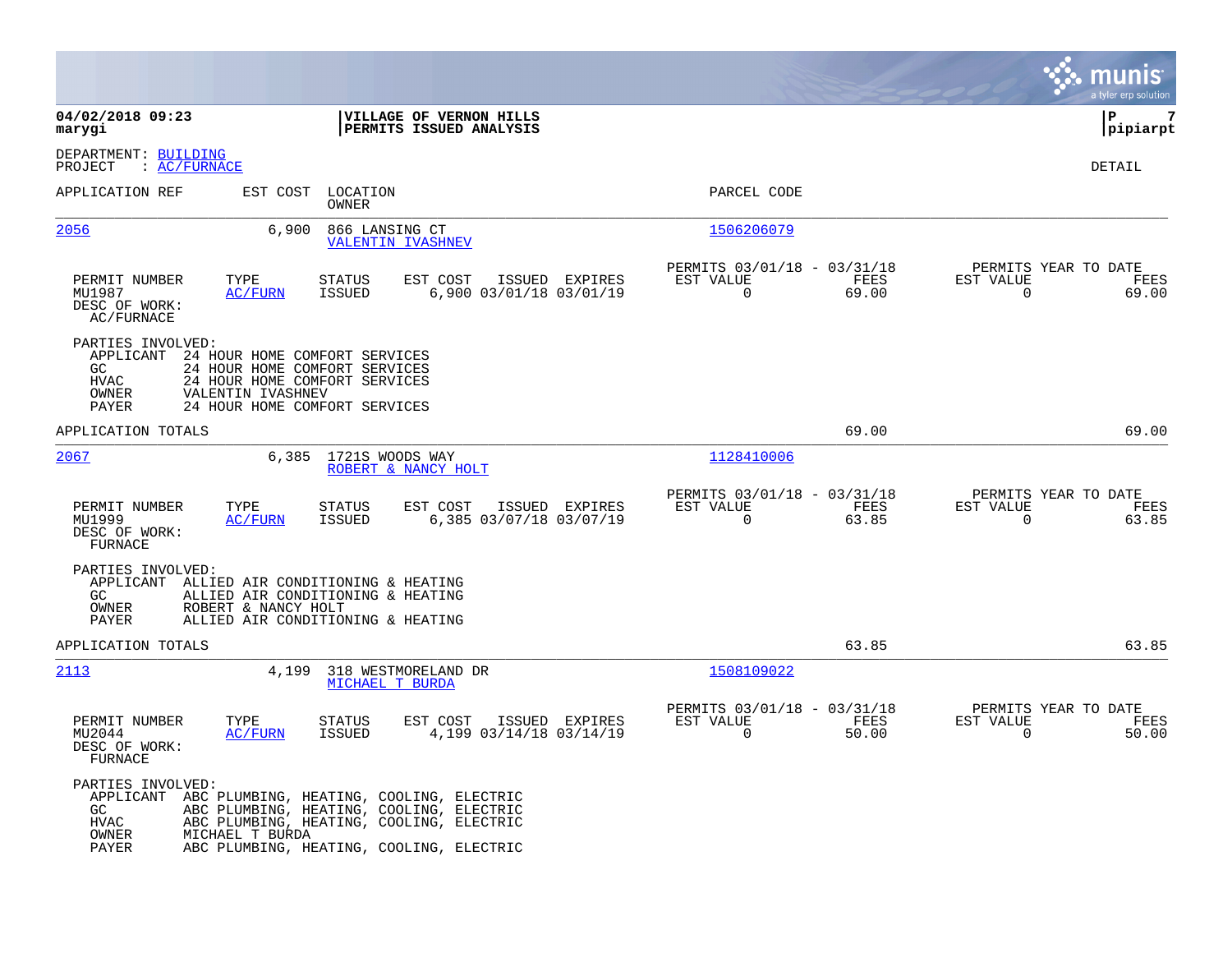**04/02/2018 09:23**
**marygi**

**VILLAGE OF VERNON HILLS**
**PERMITS ISSUED ANALYSIS**

**pipiarpt**

DEPARTMENT: BUILDING
PROJECT : AC/FURNACE

DETAIL

| APPLICATION REF | EST COST | LOCATION / OWNER | PARCEL CODE |
|---|---|---|---|
| 2056 | 6,900 | 866 LANSING CT / VALENTIN IVASHNEV | 1506206079 |

| PERMIT NUMBER | TYPE | STATUS | EST COST | ISSUED | EXPIRES | PERMITS 03/01/18 - 03/31/18 EST VALUE | FEES | PERMITS YEAR TO DATE EST VALUE | FEES |
|---|---|---|---|---|---|---|---|---|---|
| MU1987 | AC/FURN | ISSUED | 6,900 | 03/01/18 | 03/01/19 | 0 | 69.00 | 0 | 69.00 |

DESC OF WORK:
AC/FURNACE

PARTIES INVOLVED:
- APPLICANT 24 HOUR HOME COMFORT SERVICES
- GC 24 HOUR HOME COMFORT SERVICES
- HVAC 24 HOUR HOME COMFORT SERVICES
- OWNER VALENTIN IVASHNEV
- PAYER 24 HOUR HOME COMFORT SERVICES

APPLICATION TOTALS 69.00 69.00

| APPLICATION REF | EST COST | LOCATION / OWNER | PARCEL CODE |
|---|---|---|---|
| 2067 | 6,385 | 1721S WOODS WAY / ROBERT & NANCY HOLT | 1128410006 |

| PERMIT NUMBER | TYPE | STATUS | EST COST | ISSUED | EXPIRES | PERMITS 03/01/18 - 03/31/18 EST VALUE | FEES | PERMITS YEAR TO DATE EST VALUE | FEES |
|---|---|---|---|---|---|---|---|---|---|
| MU1999 | AC/FURN | ISSUED | 6,385 | 03/07/18 | 03/07/19 | 0 | 63.85 | 0 | 63.85 |

DESC OF WORK:
FURNACE

PARTIES INVOLVED:
- APPLICANT ALLIED AIR CONDITIONING & HEATING
- GC ALLIED AIR CONDITIONING & HEATING
- OWNER ROBERT & NANCY HOLT
- PAYER ALLIED AIR CONDITIONING & HEATING

APPLICATION TOTALS 63.85 63.85

| APPLICATION REF | EST COST | LOCATION / OWNER | PARCEL CODE |
|---|---|---|---|
| 2113 | 4,199 | 318 WESTMORELAND DR / MICHAEL T BURDA | 1508109022 |

| PERMIT NUMBER | TYPE | STATUS | EST COST | ISSUED | EXPIRES | PERMITS 03/01/18 - 03/31/18 EST VALUE | FEES | PERMITS YEAR TO DATE EST VALUE | FEES |
|---|---|---|---|---|---|---|---|---|---|
| MU2044 | AC/FURN | ISSUED | 4,199 | 03/14/18 | 03/14/19 | 0 | 50.00 | 0 | 50.00 |

DESC OF WORK:
FURNACE

PARTIES INVOLVED:
- APPLICANT ABC PLUMBING, HEATING, COOLING, ELECTRIC
- GC ABC PLUMBING, HEATING, COOLING, ELECTRIC
- HVAC ABC PLUMBING, HEATING, COOLING, ELECTRIC
- OWNER MICHAEL T BURDA
- PAYER ABC PLUMBING, HEATING, COOLING, ELECTRIC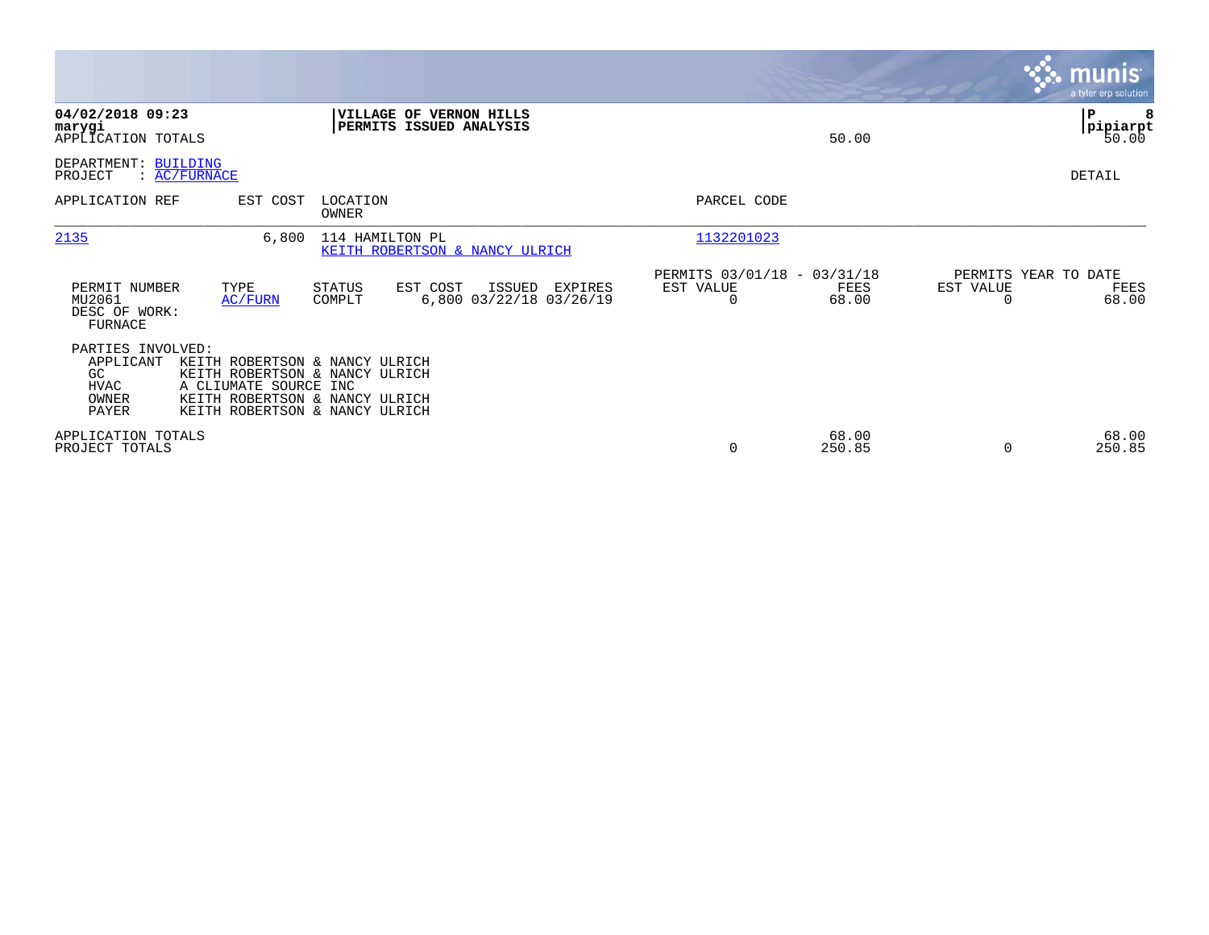APPLICATION TOTALS 50.00 50.00

DEPARTMENT: BUILDING
PROJECT : AC/FURNACE

DETAIL

| APPLICATION REF | EST COST | LOCATION / OWNER | PARCEL CODE |
|---|---|---|---|
| 2135 | 6,800 | 114 HAMILTON PL / KEITH ROBERTSON & NANCY ULRICH | 1132201023 |

| PERMIT NUMBER | TYPE | STATUS | EST COST | ISSUED | EXPIRES | PERMITS 03/01/18 - 03/31/18 EST VALUE | FEES | PERMITS YEAR TO DATE EST VALUE | FEES |
|---|---|---|---|---|---|---|---|---|---|
| MU2061 | AC/FURN | COMPLT | 6,800 | 03/22/18 | 03/26/19 | 0 | 68.00 | 0 | 68.00 |

DESC OF WORK:
FURNACE

PARTIES INVOLVED:

| | |
|---|---|
| APPLICANT | KEITH ROBERTSON & NANCY ULRICH |
| GC | KEITH ROBERTSON & NANCY ULRICH |
| HVAC | A CLIUMATE SOURCE INC |
| OWNER | KEITH ROBERTSON & NANCY ULRICH |
| PAYER | KEITH ROBERTSON & NANCY ULRICH |

| | EST VALUE | FEES | EST VALUE | FEES |
|---|---|---|---|---|
| APPLICATION TOTALS | | 68.00 | | 68.00 |
| PROJECT TOTALS | 0 | 250.85 | 0 | 250.85 |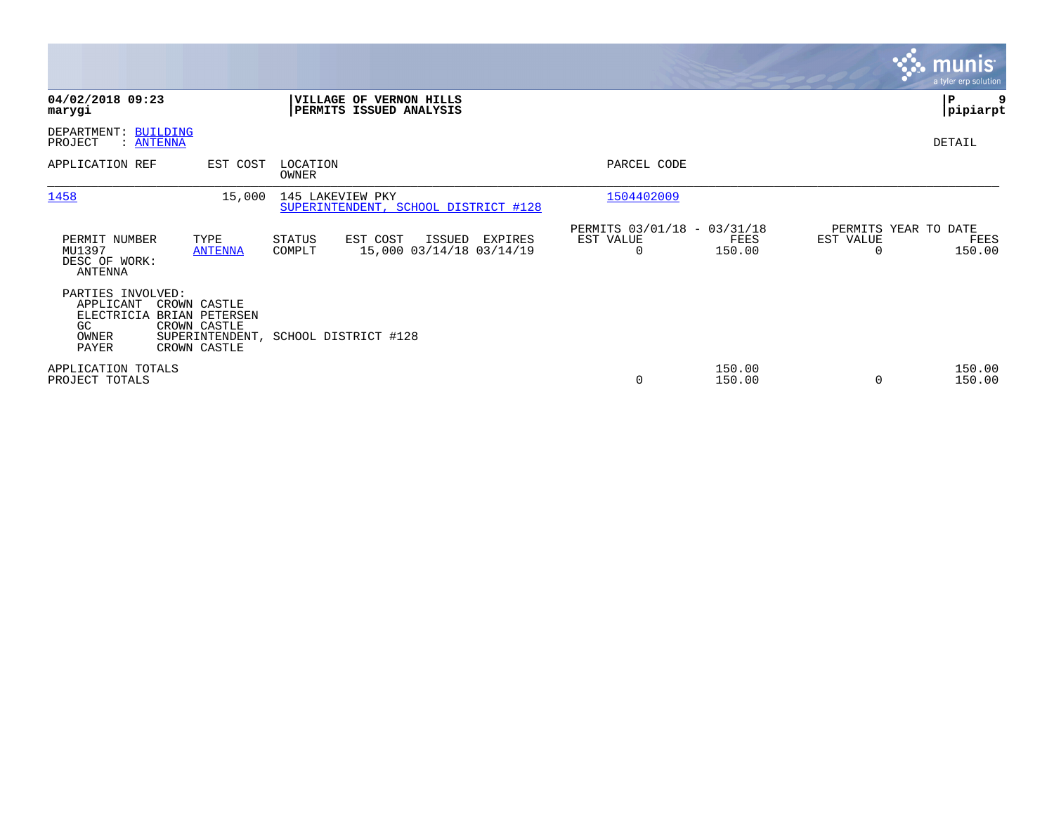**04/02/2018 09:23**
**marygi**

**VILLAGE OF VERNON HILLS**
**PERMITS ISSUED ANALYSIS**

**pipiarpt**

DEPARTMENT: BUILDING
PROJECT : ANTENNA

DETAIL

| APPLICATION REF | EST COST | LOCATION / OWNER | PARCEL CODE |
|---|---|---|---|
| 1458 | 15,000 | 145 LAKEVIEW PKY / SUPERINTENDENT, SCHOOL DISTRICT #128 | 1504402009 |

| PERMIT NUMBER | TYPE | STATUS | EST COST | ISSUED | EXPIRES | PERMITS 03/01/18 - 03/31/18 EST VALUE | FEES | PERMITS YEAR TO DATE EST VALUE | FEES |
|---|---|---|---|---|---|---|---|---|---|
| MU1397 | ANTENNA | COMPLT | 15,000 | 03/14/18 | 03/14/19 | 0 | 150.00 | 0 | 150.00 |

DESC OF WORK:
ANTENNA

PARTIES INVOLVED:

| Role | Name |
|---|---|
| APPLICANT | CROWN CASTLE |
| ELECTRICIA | BRIAN PETERSEN |
| GC | CROWN CASTLE |
| OWNER | SUPERINTENDENT, SCHOOL DISTRICT #128 |
| PAYER | CROWN CASTLE |

| | PERMITS 03/01/18 - 03/31/18 EST VALUE | FEES | PERMITS YEAR TO DATE EST VALUE | FEES |
|---|---|---|---|---|
| APPLICATION TOTALS | | 150.00 | | 150.00 |
| PROJECT TOTALS | 0 | 150.00 | 0 | 150.00 |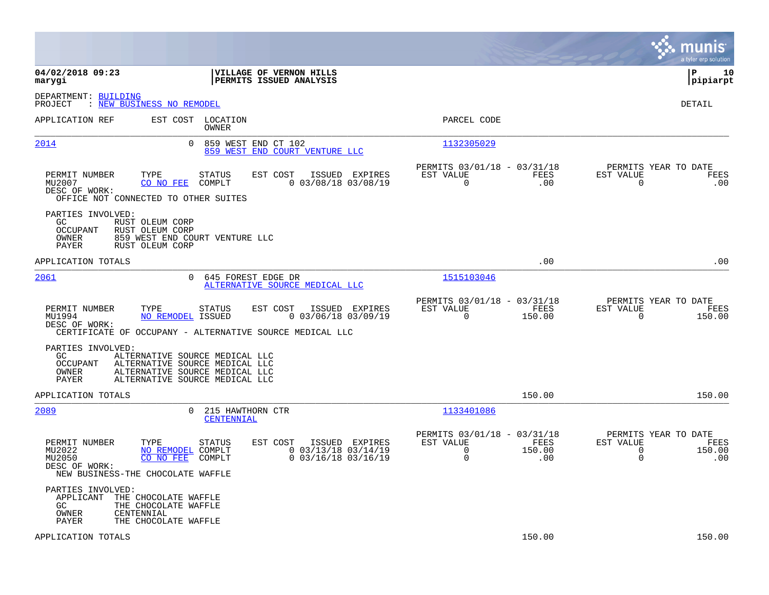**04/02/2018 09:23**
**marygi**

**VILLAGE OF VERNON HILLS**
**PERMITS ISSUED ANALYSIS**

**P 10**
**pipiarpt**

DEPARTMENT: BUILDING
PROJECT : NEW BUSINESS NO REMODEL

DETAIL

| APPLICATION REF | EST COST | LOCATION / OWNER | PARCEL CODE |
|---|---|---|---|
| 2014 | 0 | 859 WEST END CT 102 / 859 WEST END COURT VENTURE LLC | 1132305029 |

| PERMIT NUMBER | TYPE | STATUS | EST COST | ISSUED | EXPIRES | PERMITS 03/01/18 - 03/31/18 EST VALUE | FEES | PERMITS YEAR TO DATE EST VALUE | FEES |
|---|---|---|---|---|---|---|---|---|---|
| MU2007 | CO NO FEE | COMPLT | 0 | 03/08/18 | 03/08/19 | 0 | .00 | 0 | .00 |

DESC OF WORK:
OFFICE NOT CONNECTED TO OTHER SUITES

PARTIES INVOLVED:
- GC: RUST OLEUM CORP
- OCCUPANT: RUST OLEUM CORP
- OWNER: 859 WEST END COURT VENTURE LLC
- PAYER: RUST OLEUM CORP

APPLICATION TOTALS: .00 / .00

| APPLICATION REF | EST COST | LOCATION / OWNER | PARCEL CODE |
|---|---|---|---|
| 2061 | 0 | 645 FOREST EDGE DR / ALTERNATIVE SOURCE MEDICAL LLC | 1515103046 |

| PERMIT NUMBER | TYPE | STATUS | EST COST | ISSUED | EXPIRES | PERMITS 03/01/18 - 03/31/18 EST VALUE | FEES | PERMITS YEAR TO DATE EST VALUE | FEES |
|---|---|---|---|---|---|---|---|---|---|
| MU1994 | NO REMODEL | ISSUED | 0 | 03/06/18 | 03/09/19 | 0 | 150.00 | 0 | 150.00 |

DESC OF WORK:
CERTIFICATE OF OCCUPANY - ALTERNATIVE SOURCE MEDICAL LLC

PARTIES INVOLVED:
- GC: ALTERNATIVE SOURCE MEDICAL LLC
- OCCUPANT: ALTERNATIVE SOURCE MEDICAL LLC
- OWNER: ALTERNATIVE SOURCE MEDICAL LLC
- PAYER: ALTERNATIVE SOURCE MEDICAL LLC

APPLICATION TOTALS: 150.00 / 150.00

| APPLICATION REF | EST COST | LOCATION / OWNER | PARCEL CODE |
|---|---|---|---|
| 2089 | 0 | 215 HAWTHORN CTR / CENTENNIAL | 1133401086 |

| PERMIT NUMBER | TYPE | STATUS | EST COST | ISSUED | EXPIRES | PERMITS 03/01/18 - 03/31/18 EST VALUE | FEES | PERMITS YEAR TO DATE EST VALUE | FEES |
|---|---|---|---|---|---|---|---|---|---|
| MU2022 | NO REMODEL | COMPLT | 0 | 03/13/18 | 03/14/19 | 0 | 150.00 | 0 | 150.00 |
| MU2050 | CO NO FEE | COMPLT | 0 | 03/16/18 | 03/16/19 | 0 | .00 | 0 | .00 |

DESC OF WORK:
NEW BUSINESS-THE CHOCOLATE WAFFLE

PARTIES INVOLVED:
- APPLICANT: THE CHOCOLATE WAFFLE
- GC: THE CHOCOLATE WAFFLE
- OWNER: CENTENNIAL
- PAYER: THE CHOCOLATE WAFFLE

APPLICATION TOTALS: 150.00 / 150.00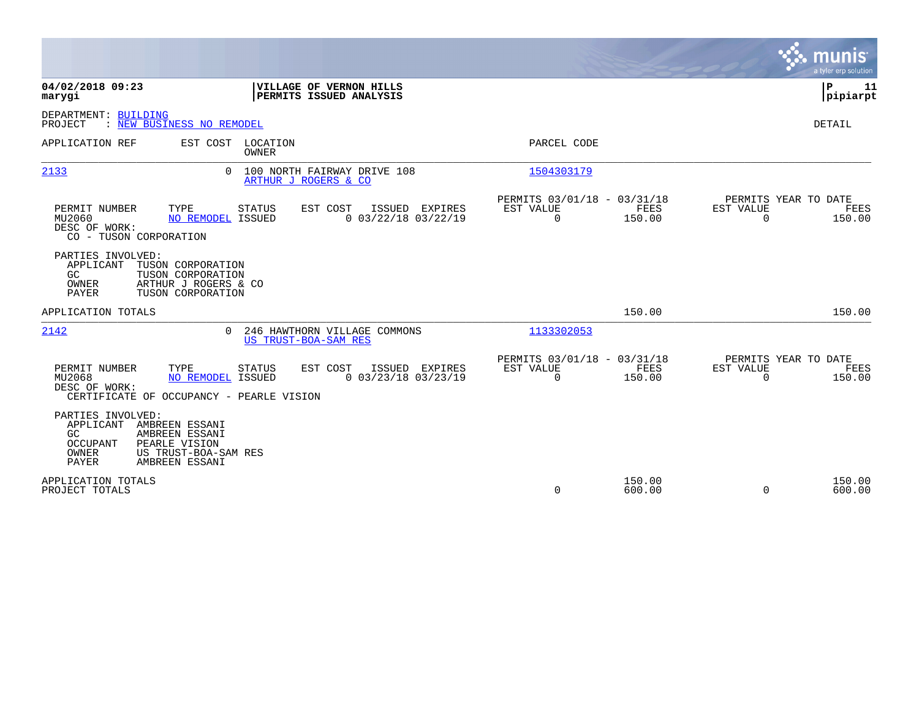**04/02/2018 09:23**
**marygi**

**VILLAGE OF VERNON HILLS**
**PERMITS ISSUED ANALYSIS**

**P 11**
**pipiarpt**

DEPARTMENT: BUILDING
PROJECT : NEW BUSINESS NO REMODEL

DETAIL

| APPLICATION REF | EST COST | LOCATION / OWNER | PARCEL CODE |
|---|---|---|---|
| 2133 | 0 | 100 NORTH FAIRWAY DRIVE 108 / ARTHUR J ROGERS & CO | 1504303179 |

| PERMIT NUMBER | TYPE | STATUS | EST COST | ISSUED | EXPIRES | PERMITS 03/01/18 - 03/31/18 EST VALUE | FEES | PERMITS YEAR TO DATE EST VALUE | FEES |
|---|---|---|---|---|---|---|---|---|---|
| MU2060 | NO REMODEL | ISSUED | 0 | 03/22/18 | 03/22/19 | 0 | 150.00 | 0 | 150.00 |

DESC OF WORK:
CO - TUSON CORPORATION

PARTIES INVOLVED:
- APPLICANT TUSON CORPORATION
- GC TUSON CORPORATION
- OWNER ARTHUR J ROGERS & CO
- PAYER TUSON CORPORATION

APPLICATION TOTALS: 150.00 | 150.00

| APPLICATION REF | EST COST | LOCATION / OWNER | PARCEL CODE |
|---|---|---|---|
| 2142 | 0 | 246 HAWTHORN VILLAGE COMMONS / US TRUST-BOA-SAM RES | 1133302053 |

| PERMIT NUMBER | TYPE | STATUS | EST COST | ISSUED | EXPIRES | PERMITS 03/01/18 - 03/31/18 EST VALUE | FEES | PERMITS YEAR TO DATE EST VALUE | FEES |
|---|---|---|---|---|---|---|---|---|---|
| MU2068 | NO REMODEL | ISSUED | 0 | 03/23/18 | 03/23/19 | 0 | 150.00 | 0 | 150.00 |

DESC OF WORK:
CERTIFICATE OF OCCUPANCY - PEARLE VISION

PARTIES INVOLVED:
- APPLICANT AMBREEN ESSANI
- GC AMBREEN ESSANI
- OCCUPANT PEARLE VISION
- OWNER US TRUST-BOA-SAM RES
- PAYER AMBREEN ESSANI

| | EST VALUE | FEES | YTD EST VALUE | YTD FEES |
|---|---|---|---|---|
| APPLICATION TOTALS | | 150.00 | | 150.00 |
| PROJECT TOTALS | 0 | 600.00 | 0 | 600.00 |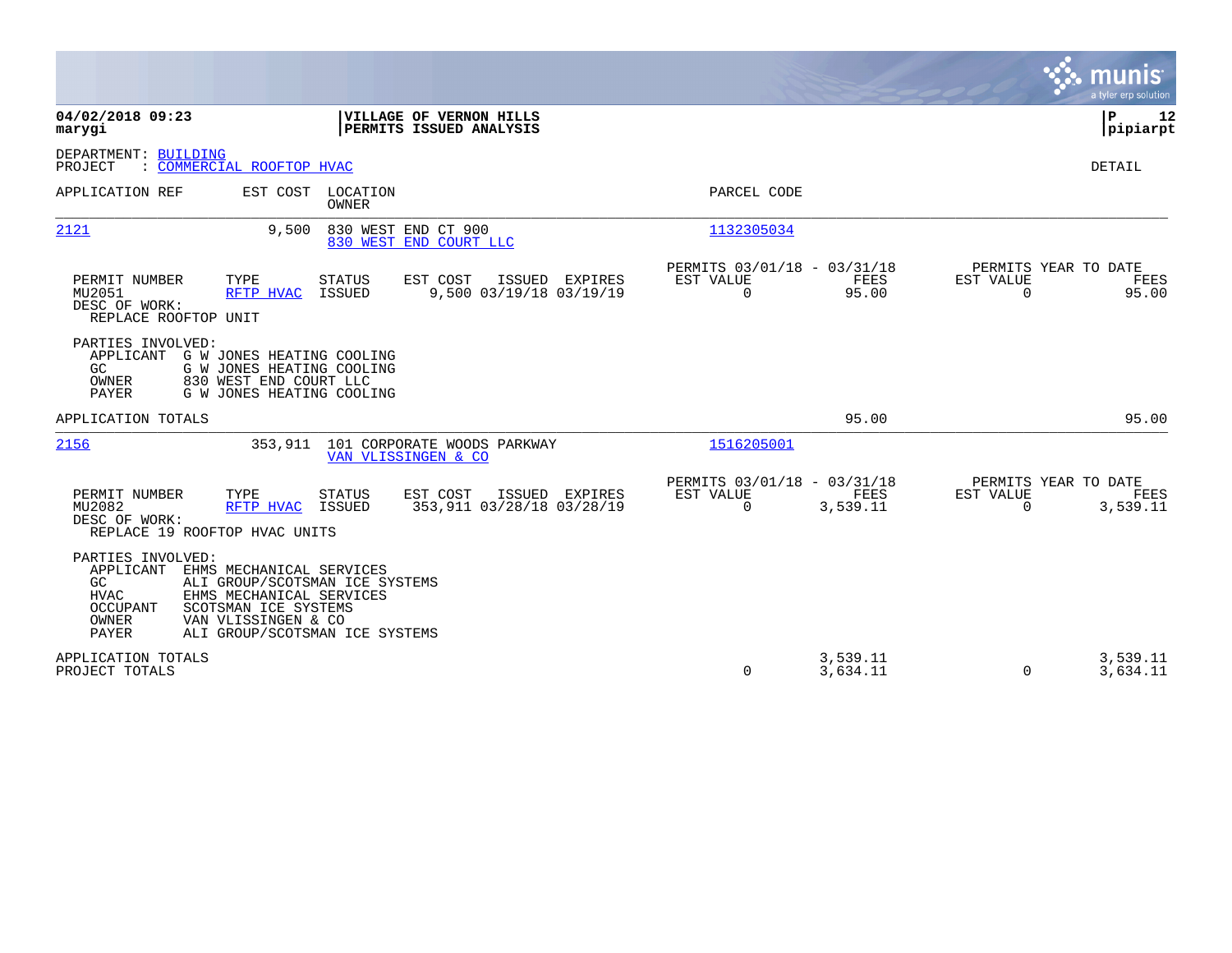**04/02/2018 09:23**
**marygi**

**VILLAGE OF VERNON HILLS**
**PERMITS ISSUED ANALYSIS**

**P 12**
**pipiarpt**

DEPARTMENT: BUILDING
PROJECT : COMMERCIAL ROOFTOP HVAC

DETAIL

| APPLICATION REF | EST COST | LOCATION / OWNER | PARCEL CODE |
|---|---|---|---|
| 2121 | 9,500 | 830 WEST END CT 900 / 830 WEST END COURT LLC | 1132305034 |

| PERMIT NUMBER | TYPE | STATUS | EST COST | ISSUED | EXPIRES | PERMITS 03/01/18 - 03/31/18 EST VALUE | FEES | PERMITS YEAR TO DATE EST VALUE | FEES |
|---|---|---|---|---|---|---|---|---|---|
| MU2051 | RFTP HVAC | ISSUED | 9,500 | 03/19/18 | 03/19/19 | 0 | 95.00 | 0 | 95.00 |

DESC OF WORK:
REPLACE ROOFTOP UNIT

PARTIES INVOLVED:
- APPLICANT G W JONES HEATING COOLING
- GC G W JONES HEATING COOLING
- OWNER 830 WEST END COURT LLC
- PAYER G W JONES HEATING COOLING

| APPLICATION TOTALS | | 95.00 | | 95.00 |
|---|---|---|---|---|

| APPLICATION REF | EST COST | LOCATION / OWNER | PARCEL CODE |
|---|---|---|---|
| 2156 | 353,911 | 101 CORPORATE WOODS PARKWAY / VAN VLISSINGEN & CO | 1516205001 |

| PERMIT NUMBER | TYPE | STATUS | EST COST | ISSUED | EXPIRES | PERMITS 03/01/18 - 03/31/18 EST VALUE | FEES | PERMITS YEAR TO DATE EST VALUE | FEES |
|---|---|---|---|---|---|---|---|---|---|
| MU2082 | RFTP HVAC | ISSUED | 353,911 | 03/28/18 | 03/28/19 | 0 | 3,539.11 | 0 | 3,539.11 |

DESC OF WORK:
REPLACE 19 ROOFTOP HVAC UNITS

PARTIES INVOLVED:
- APPLICANT EHMS MECHANICAL SERVICES
- GC ALI GROUP/SCOTSMAN ICE SYSTEMS
- HVAC EHMS MECHANICAL SERVICES
- OCCUPANT SCOTSMAN ICE SYSTEMS
- OWNER VAN VLISSINGEN & CO
- PAYER ALI GROUP/SCOTSMAN ICE SYSTEMS

| | EST VALUE | FEES | EST VALUE | FEES |
|---|---|---|---|---|
| APPLICATION TOTALS | | 3,539.11 | | 3,539.11 |
| PROJECT TOTALS | 0 | 3,634.11 | 0 | 3,634.11 |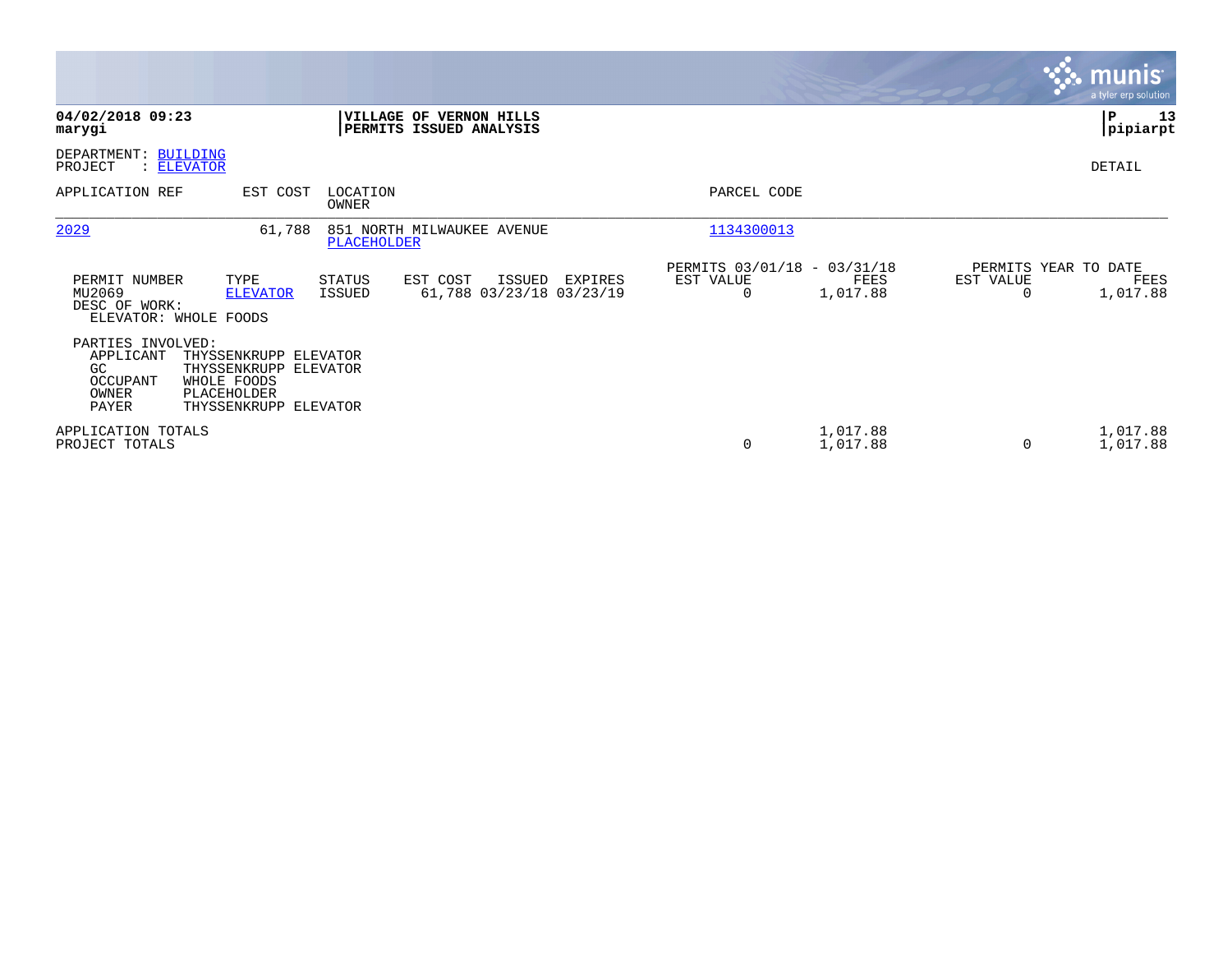**04/02/2018 09:23**
**marygi**

**VILLAGE OF VERNON HILLS**
**PERMITS ISSUED ANALYSIS**

**P 13**
**pipiarpt**

DEPARTMENT: BUILDING
PROJECT : ELEVATOR

DETAIL

| APPLICATION REF | EST COST | LOCATION / OWNER | PARCEL CODE |
|---|---|---|---|
| 2029 | 61,788 | 851 NORTH MILWAUKEE AVENUE / PLACEHOLDER | 1134300013 |

| PERMIT NUMBER | TYPE | STATUS | EST COST | ISSUED | EXPIRES | PERMITS 03/01/18 - 03/31/18 EST VALUE | FEES | PERMITS YEAR TO DATE EST VALUE | FEES |
|---|---|---|---|---|---|---|---|---|---|
| MU2069 | ELEVATOR | ISSUED | 61,788 | 03/23/18 | 03/23/19 | 0 | 1,017.88 | 0 | 1,017.88 |

DESC OF WORK:
ELEVATOR: WHOLE FOODS

PARTIES INVOLVED:

| | |
|---|---|
| APPLICANT | THYSSENKRUPP ELEVATOR |
| GC | THYSSENKRUPP ELEVATOR |
| OCCUPANT | WHOLE FOODS |
| OWNER | PLACEHOLDER |
| PAYER | THYSSENKRUPP ELEVATOR |

| | PERMITS 03/01/18 - 03/31/18 EST VALUE | FEES | PERMITS YEAR TO DATE EST VALUE | FEES |
|---|---|---|---|---|
| APPLICATION TOTALS | | 1,017.88 | | 1,017.88 |
| PROJECT TOTALS | 0 | 1,017.88 | 0 | 1,017.88 |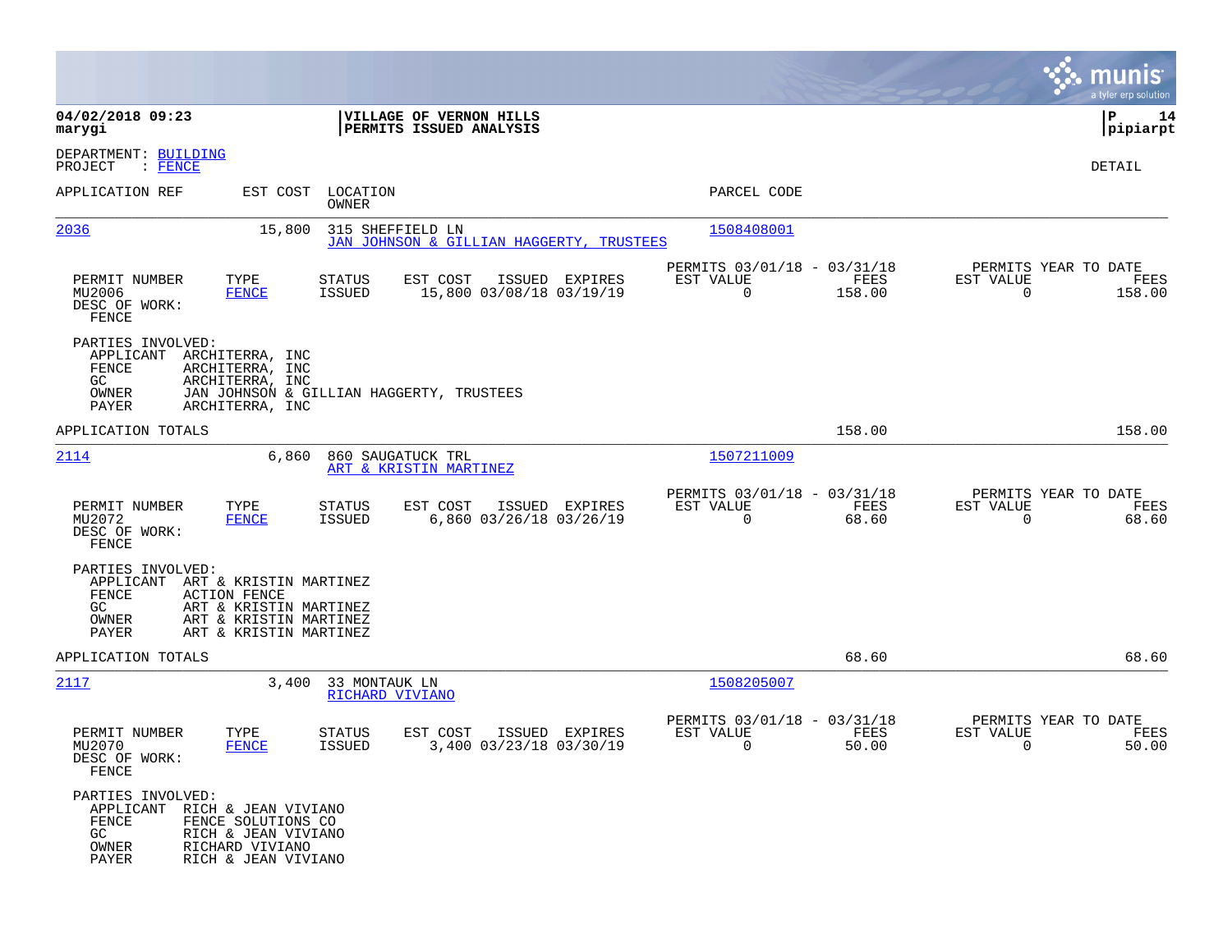**04/02/2018 09:23**
**marygi**

**VILLAGE OF VERNON HILLS**
**PERMITS ISSUED ANALYSIS**

**P 14**
**pipiarpt**

DEPARTMENT: BUILDING
PROJECT : FENCE

DETAIL

| APPLICATION REF | EST COST | LOCATION / OWNER | PARCEL CODE |
|---|---|---|---|
| 2036 | 15,800 | 315 SHEFFIELD LN / JAN JOHNSON & GILLIAN HAGGERTY, TRUSTEES | 1508408001 |

| PERMIT NUMBER | TYPE | STATUS | EST COST | ISSUED | EXPIRES | PERMITS 03/01/18 - 03/31/18 EST VALUE | FEES | PERMITS YEAR TO DATE EST VALUE | FEES |
|---|---|---|---|---|---|---|---|---|---|
| MU2006 | FENCE | ISSUED | 15,800 | 03/08/18 | 03/19/19 | 0 | 158.00 | 0 | 158.00 |

DESC OF WORK:
FENCE

PARTIES INVOLVED:
- APPLICANT ARCHITERRA, INC
- FENCE ARCHITERRA, INC
- GC ARCHITERRA, INC
- OWNER JAN JOHNSON & GILLIAN HAGGERTY, TRUSTEES
- PAYER ARCHITERRA, INC

APPLICATION TOTALS 158.00 158.00

| APPLICATION REF | EST COST | LOCATION / OWNER | PARCEL CODE |
|---|---|---|---|
| 2114 | 6,860 | 860 SAUGATUCK TRL / ART & KRISTIN MARTINEZ | 1507211009 |

| PERMIT NUMBER | TYPE | STATUS | EST COST | ISSUED | EXPIRES | PERMITS 03/01/18 - 03/31/18 EST VALUE | FEES | PERMITS YEAR TO DATE EST VALUE | FEES |
|---|---|---|---|---|---|---|---|---|---|
| MU2072 | FENCE | ISSUED | 6,860 | 03/26/18 | 03/26/19 | 0 | 68.60 | 0 | 68.60 |

DESC OF WORK:
FENCE

PARTIES INVOLVED:
- APPLICANT ART & KRISTIN MARTINEZ
- FENCE ACTION FENCE
- GC ART & KRISTIN MARTINEZ
- OWNER ART & KRISTIN MARTINEZ
- PAYER ART & KRISTIN MARTINEZ

APPLICATION TOTALS 68.60 68.60

| APPLICATION REF | EST COST | LOCATION / OWNER | PARCEL CODE |
|---|---|---|---|
| 2117 | 3,400 | 33 MONTAUK LN / RICHARD VIVIANO | 1508205007 |

| PERMIT NUMBER | TYPE | STATUS | EST COST | ISSUED | EXPIRES | PERMITS 03/01/18 - 03/31/18 EST VALUE | FEES | PERMITS YEAR TO DATE EST VALUE | FEES |
|---|---|---|---|---|---|---|---|---|---|
| MU2070 | FENCE | ISSUED | 3,400 | 03/23/18 | 03/30/19 | 0 | 50.00 | 0 | 50.00 |

DESC OF WORK:
FENCE

PARTIES INVOLVED:
- APPLICANT RICH & JEAN VIVIANO
- FENCE FENCE SOLUTIONS CO
- GC RICH & JEAN VIVIANO
- OWNER RICHARD VIVIANO
- PAYER RICH & JEAN VIVIANO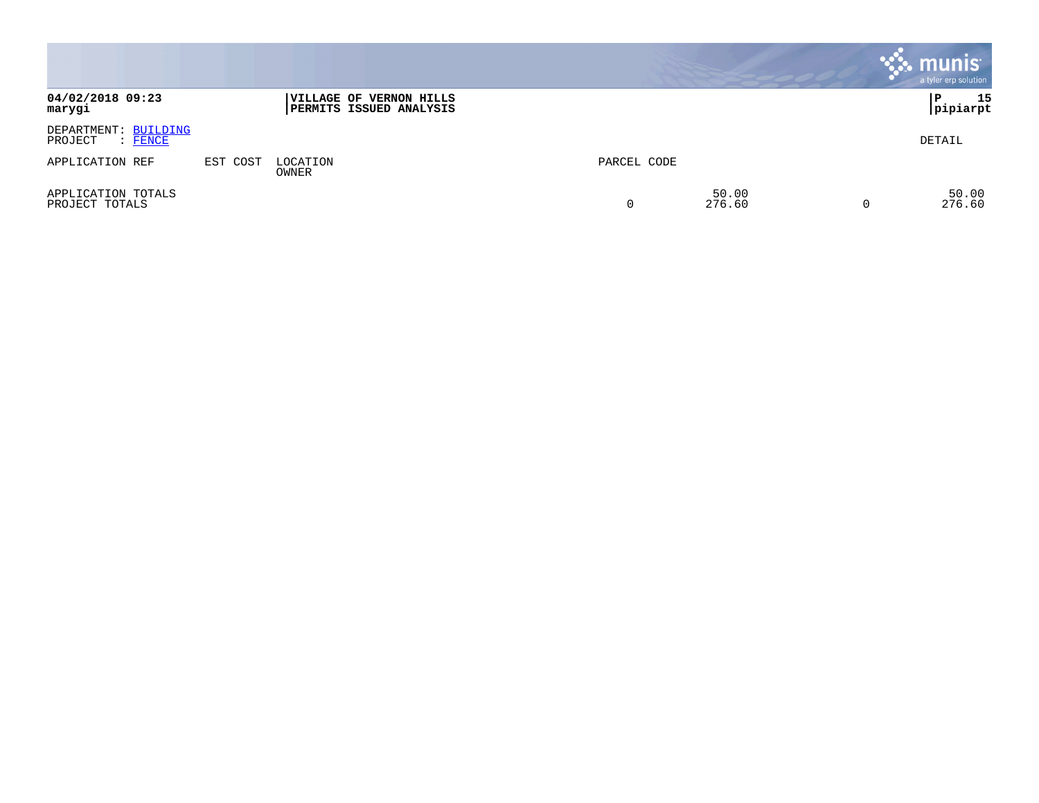**VILLAGE OF VERNON HILLS**
**PERMITS ISSUED ANALYSIS**

**04/02/2018 09:23**
**marygi**

**P 15**
**pipiarpt**

DEPARTMENT: BUILDING
PROJECT : FENCE

DETAIL

| APPLICATION REF | EST COST | LOCATION<br>OWNER | PARCEL CODE | | | | |
|---|---|---|---|---|---|---|---|
| APPLICATION TOTALS | | | | | 50.00 | | 50.00 |
| PROJECT TOTALS | | | | 0 | 276.60 | 0 | 276.60 |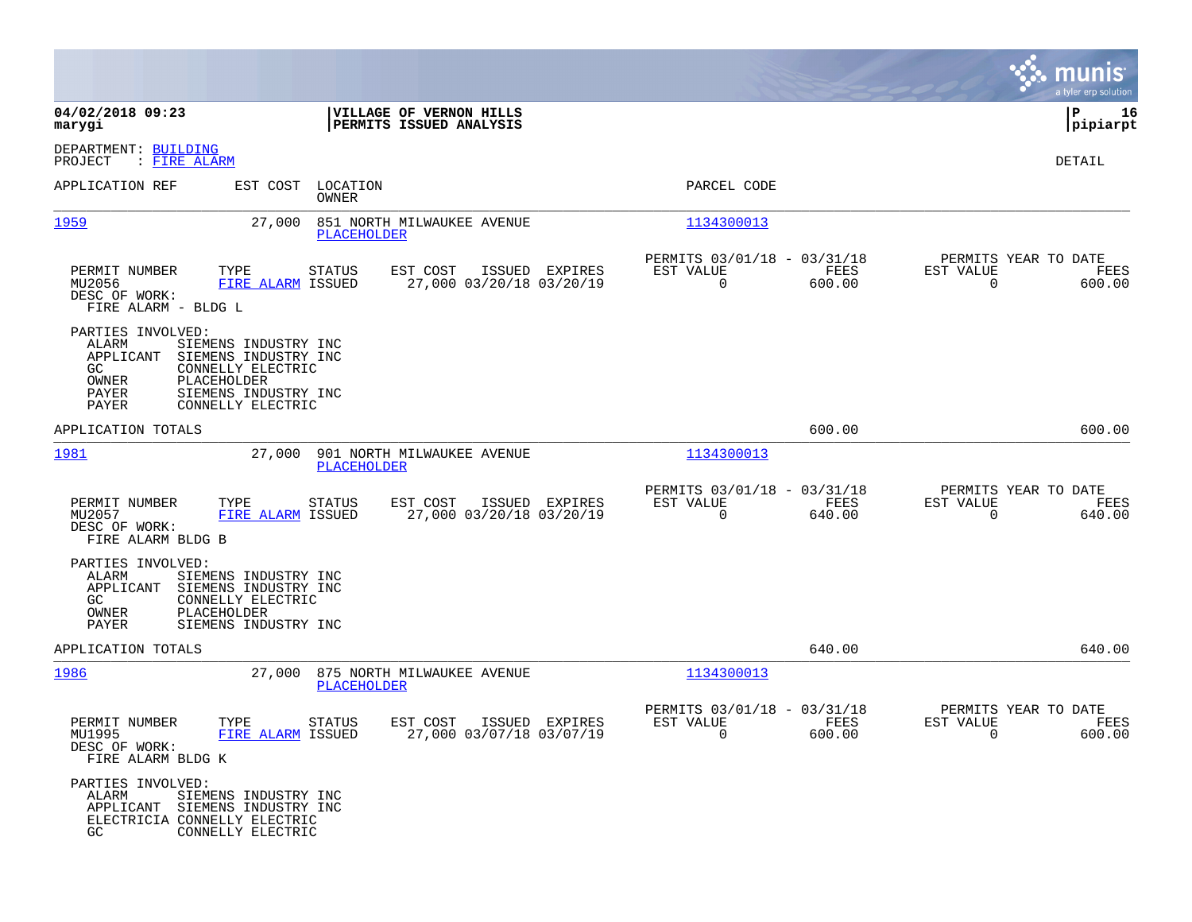**04/02/2018 09:23**
**marygi**

**VILLAGE OF VERNON HILLS**
**PERMITS ISSUED ANALYSIS**

**P 16**
**pipiarpt**

DEPARTMENT: BUILDING
PROJECT : FIRE ALARM

DETAIL

| APPLICATION REF | EST COST | LOCATION / OWNER | PARCEL CODE |
|---|---|---|---|
| 1959 | 27,000 | 851 NORTH MILWAUKEE AVENUE / PLACEHOLDER | 1134300013 |

| PERMIT NUMBER | TYPE | STATUS | EST COST | ISSUED | EXPIRES | PERMITS 03/01/18 - 03/31/18 EST VALUE | FEES | PERMITS YEAR TO DATE EST VALUE | FEES |
|---|---|---|---|---|---|---|---|---|---|
| MU2056 | FIRE ALARM | ISSUED | 27,000 | 03/20/18 | 03/20/19 | 0 | 600.00 | 0 | 600.00 |

DESC OF WORK:
FIRE ALARM - BLDG L

PARTIES INVOLVED:
- ALARM SIEMENS INDUSTRY INC
- APPLICANT SIEMENS INDUSTRY INC
- GC CONNELLY ELECTRIC
- OWNER PLACEHOLDER
- PAYER SIEMENS INDUSTRY INC
- PAYER CONNELLY ELECTRIC

APPLICATION TOTALS 600.00 600.00

| APPLICATION REF | EST COST | LOCATION / OWNER | PARCEL CODE |
|---|---|---|---|
| 1981 | 27,000 | 901 NORTH MILWAUKEE AVENUE / PLACEHOLDER | 1134300013 |

| PERMIT NUMBER | TYPE | STATUS | EST COST | ISSUED | EXPIRES | PERMITS 03/01/18 - 03/31/18 EST VALUE | FEES | PERMITS YEAR TO DATE EST VALUE | FEES |
|---|---|---|---|---|---|---|---|---|---|
| MU2057 | FIRE ALARM | ISSUED | 27,000 | 03/20/18 | 03/20/19 | 0 | 640.00 | 0 | 640.00 |

DESC OF WORK:
FIRE ALARM BLDG B

PARTIES INVOLVED:
- ALARM SIEMENS INDUSTRY INC
- APPLICANT SIEMENS INDUSTRY INC
- GC CONNELLY ELECTRIC
- OWNER PLACEHOLDER
- PAYER SIEMENS INDUSTRY INC

APPLICATION TOTALS 640.00 640.00

| APPLICATION REF | EST COST | LOCATION / OWNER | PARCEL CODE |
|---|---|---|---|
| 1986 | 27,000 | 875 NORTH MILWAUKEE AVENUE / PLACEHOLDER | 1134300013 |

| PERMIT NUMBER | TYPE | STATUS | EST COST | ISSUED | EXPIRES | PERMITS 03/01/18 - 03/31/18 EST VALUE | FEES | PERMITS YEAR TO DATE EST VALUE | FEES |
|---|---|---|---|---|---|---|---|---|---|
| MU1995 | FIRE ALARM | ISSUED | 27,000 | 03/07/18 | 03/07/19 | 0 | 600.00 | 0 | 600.00 |

DESC OF WORK:
FIRE ALARM BLDG K

PARTIES INVOLVED:
- ALARM SIEMENS INDUSTRY INC
- APPLICANT SIEMENS INDUSTRY INC
- ELECTRICIA CONNELLY ELECTRIC
- GC CONNELLY ELECTRIC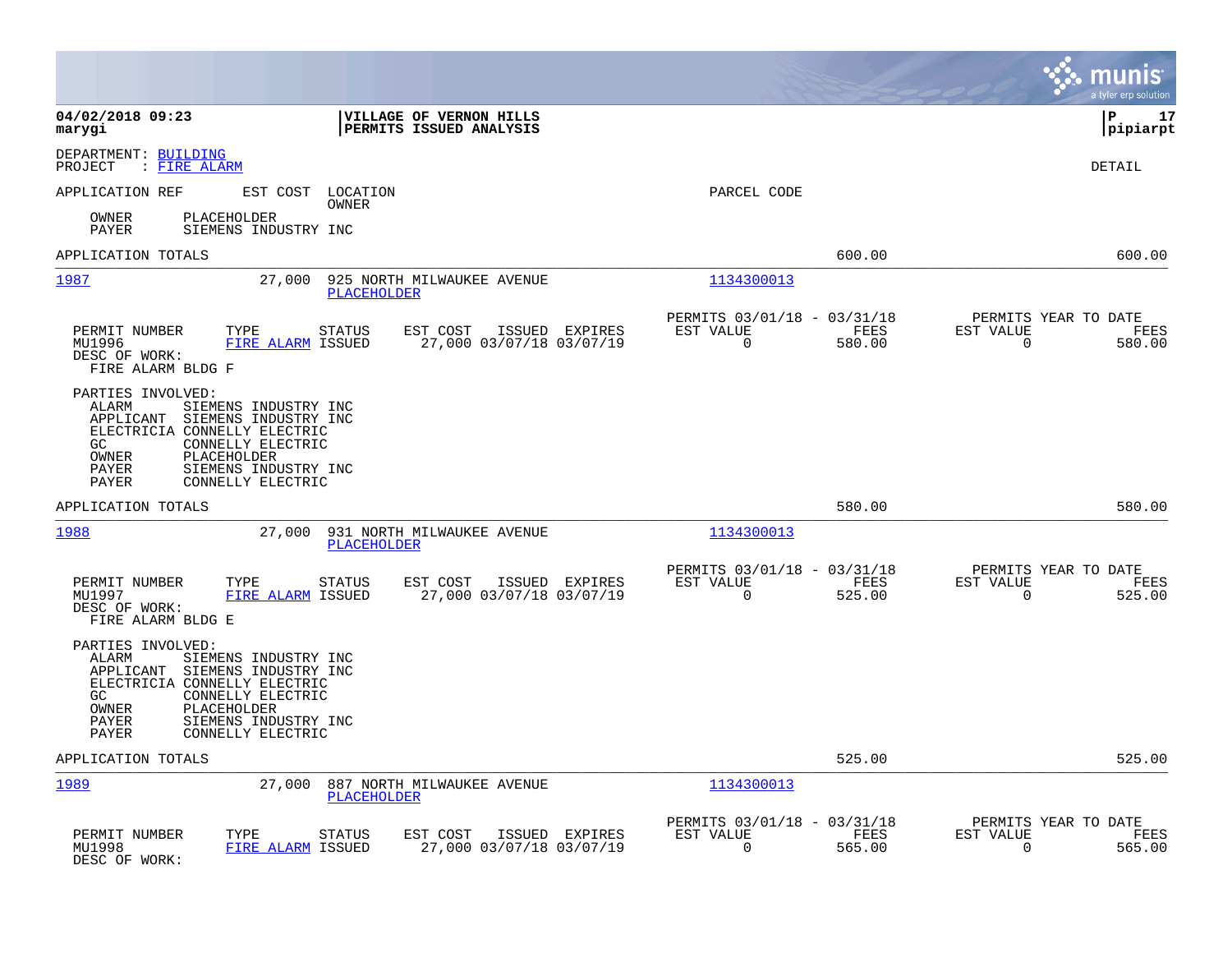**04/02/2018 09:23**
**marygi**

**VILLAGE OF VERNON HILLS**
**PERMITS ISSUED ANALYSIS**

**P 17**
**pipiarpt**

DEPARTMENT: BUILDING
PROJECT : FIRE ALARM

DETAIL

APPLICATION REF | EST COST | LOCATION / OWNER | PARCEL CODE

OWNER PLACEHOLDER
PAYER SIEMENS INDUSTRY INC

APPLICATION TOTALS 600.00 600.00

---

**1987** 27,000 925 NORTH MILWAUKEE AVENUE
PLACEHOLDER
Parcel: 1134300013

| PERMIT NUMBER | TYPE | STATUS | EST COST | ISSUED | EXPIRES | PERMITS 03/01/18 - 03/31/18 EST VALUE | FEES | PERMITS YEAR TO DATE EST VALUE | FEES |
|---|---|---|---|---|---|---|---|---|---|
| MU1996 | FIRE ALARM | ISSUED | 27,000 | 03/07/18 | 03/07/19 | 0 | 580.00 | 0 | 580.00 |

DESC OF WORK:
FIRE ALARM BLDG F

PARTIES INVOLVED:
- ALARM SIEMENS INDUSTRY INC
- APPLICANT SIEMENS INDUSTRY INC
- ELECTRICIA CONNELLY ELECTRIC
- GC CONNELLY ELECTRIC
- OWNER PLACEHOLDER
- PAYER SIEMENS INDUSTRY INC
- PAYER CONNELLY ELECTRIC

APPLICATION TOTALS 580.00 580.00

---

**1988** 27,000 931 NORTH MILWAUKEE AVENUE
PLACEHOLDER
Parcel: 1134300013

| PERMIT NUMBER | TYPE | STATUS | EST COST | ISSUED | EXPIRES | PERMITS 03/01/18 - 03/31/18 EST VALUE | FEES | PERMITS YEAR TO DATE EST VALUE | FEES |
|---|---|---|---|---|---|---|---|---|---|
| MU1997 | FIRE ALARM | ISSUED | 27,000 | 03/07/18 | 03/07/19 | 0 | 525.00 | 0 | 525.00 |

DESC OF WORK:
FIRE ALARM BLDG E

PARTIES INVOLVED:
- ALARM SIEMENS INDUSTRY INC
- APPLICANT SIEMENS INDUSTRY INC
- ELECTRICIA CONNELLY ELECTRIC
- GC CONNELLY ELECTRIC
- OWNER PLACEHOLDER
- PAYER SIEMENS INDUSTRY INC
- PAYER CONNELLY ELECTRIC

APPLICATION TOTALS 525.00 525.00

---

**1989** 27,000 887 NORTH MILWAUKEE AVENUE
PLACEHOLDER
Parcel: 1134300013

| PERMIT NUMBER | TYPE | STATUS | EST COST | ISSUED | EXPIRES | PERMITS 03/01/18 - 03/31/18 EST VALUE | FEES | PERMITS YEAR TO DATE EST VALUE | FEES |
|---|---|---|---|---|---|---|---|---|---|
| MU1998 | FIRE ALARM | ISSUED | 27,000 | 03/07/18 | 03/07/19 | 0 | 565.00 | 0 | 565.00 |

DESC OF WORK: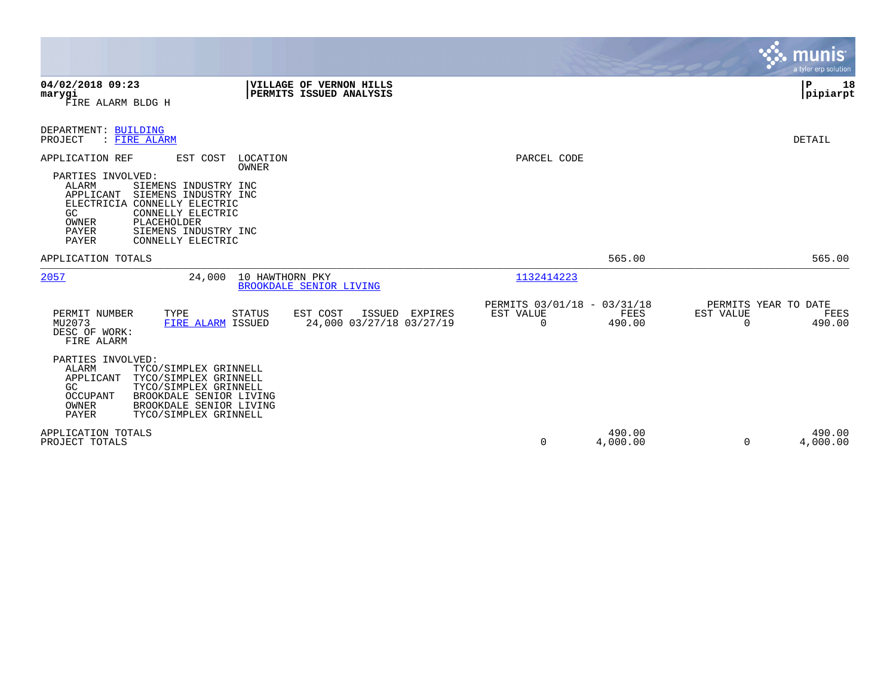04/02/2018 09:23
marygi
FIRE ALARM BLDG H

VILLAGE OF VERNON HILLS
PERMITS ISSUED ANALYSIS

P 18
pipiarpt

DEPARTMENT: BUILDING
PROJECT : FIRE ALARM

DETAIL

| APPLICATION REF | EST COST | LOCATION / OWNER | PARCEL CODE |
|---|---|---|---|

PARTIES INVOLVED:

| Role | Party |
|---|---|
| ALARM | SIEMENS INDUSTRY INC |
| APPLICANT | SIEMENS INDUSTRY INC |
| ELECTRICIA | CONNELLY ELECTRIC |
| GC | CONNELLY ELECTRIC |
| OWNER | PLACEHOLDER |
| PAYER | SIEMENS INDUSTRY INC |
| PAYER | CONNELLY ELECTRIC |

APPLICATION TOTALS 565.00 565.00

---

| APPLICATION REF | EST COST | LOCATION / OWNER | PARCEL CODE |
|---|---|---|---|
| 2057 | 24,000 | 10 HAWTHORN PKY / BROOKDALE SENIOR LIVING | 1132414223 |

| PERMIT NUMBER | TYPE | STATUS | EST COST | ISSUED | EXPIRES | PERMITS 03/01/18 - 03/31/18 EST VALUE | FEES | PERMITS YEAR TO DATE EST VALUE | FEES |
|---|---|---|---|---|---|---|---|---|---|
| MU2073 | FIRE ALARM | ISSUED | 24,000 | 03/27/18 | 03/27/19 | 0 | 490.00 | 0 | 490.00 |

DESC OF WORK:
FIRE ALARM

PARTIES INVOLVED:

| Role | Party |
|---|---|
| ALARM | TYCO/SIMPLEX GRINNELL |
| APPLICANT | TYCO/SIMPLEX GRINNELL |
| GC | TYCO/SIMPLEX GRINNELL |
| OCCUPANT | BROOKDALE SENIOR LIVING |
| OWNER | BROOKDALE SENIOR LIVING |
| PAYER | TYCO/SIMPLEX GRINNELL |

| | EST VALUE | FEES | YTD EST VALUE | YTD FEES |
|---|---|---|---|---|
| APPLICATION TOTALS | | 490.00 | | 490.00 |
| PROJECT TOTALS | 0 | 4,000.00 | 0 | 4,000.00 |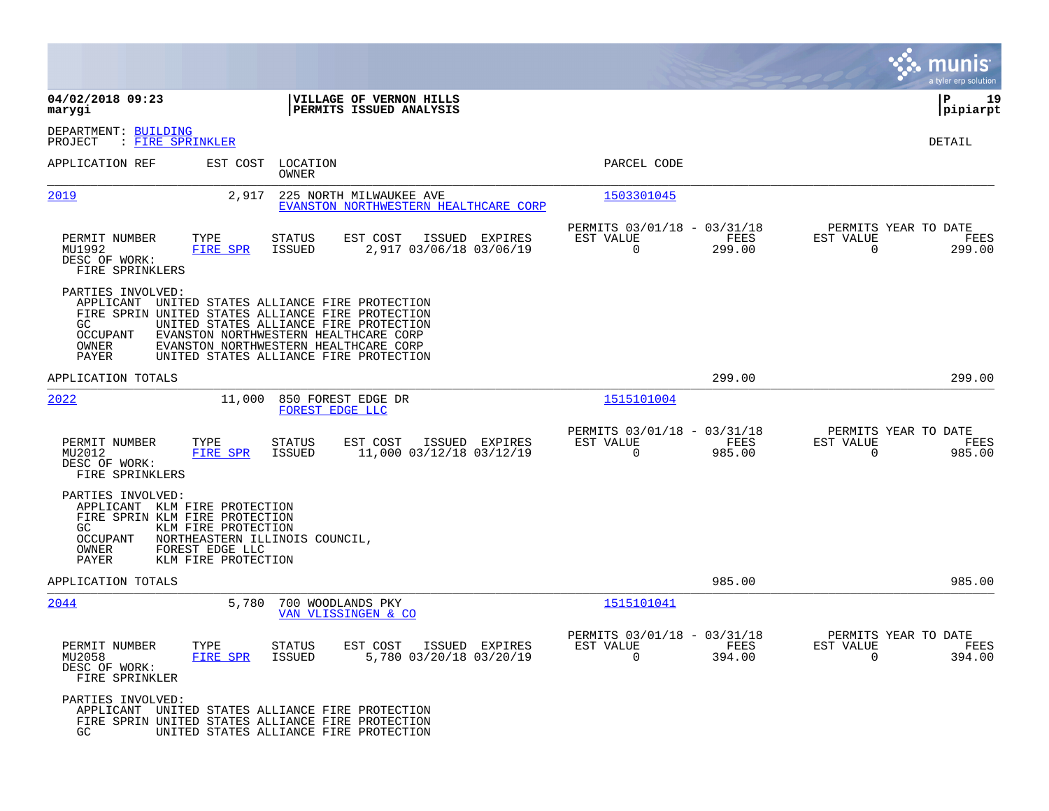**04/02/2018 09:23**
**marygi**

**VILLAGE OF VERNON HILLS**
**PERMITS ISSUED ANALYSIS**

**P 19**
**pipiarpt**

DEPARTMENT: BUILDING
PROJECT : FIRE SPRINKLER

DETAIL

| APPLICATION REF | EST COST | LOCATION / OWNER | PARCEL CODE |
|---|---|---|---|
| 2019 | 2,917 | 225 NORTH MILWAUKEE AVE / EVANSTON NORTHWESTERN HEALTHCARE CORP | 1503301045 |

| PERMIT NUMBER | TYPE | STATUS | EST COST | ISSUED | EXPIRES | PERMITS 03/01/18 - 03/31/18 EST VALUE | FEES | PERMITS YEAR TO DATE EST VALUE | FEES |
|---|---|---|---|---|---|---|---|---|---|
| MU1992 | FIRE SPR | ISSUED | 2,917 | 03/06/18 | 03/06/19 | 0 | 299.00 | 0 | 299.00 |

DESC OF WORK:
FIRE SPRINKLERS

PARTIES INVOLVED:
- APPLICANT UNITED STATES ALLIANCE FIRE PROTECTION
- FIRE SPRIN UNITED STATES ALLIANCE FIRE PROTECTION
- GC UNITED STATES ALLIANCE FIRE PROTECTION
- OCCUPANT EVANSTON NORTHWESTERN HEALTHCARE CORP
- OWNER EVANSTON NORTHWESTERN HEALTHCARE CORP
- PAYER UNITED STATES ALLIANCE FIRE PROTECTION

APPLICATION TOTALS 299.00 299.00

| APPLICATION REF | EST COST | LOCATION / OWNER | PARCEL CODE |
|---|---|---|---|
| 2022 | 11,000 | 850 FOREST EDGE DR / FOREST EDGE LLC | 1515101004 |

| PERMIT NUMBER | TYPE | STATUS | EST COST | ISSUED | EXPIRES | PERMITS 03/01/18 - 03/31/18 EST VALUE | FEES | PERMITS YEAR TO DATE EST VALUE | FEES |
|---|---|---|---|---|---|---|---|---|---|
| MU2012 | FIRE SPR | ISSUED | 11,000 | 03/12/18 | 03/12/19 | 0 | 985.00 | 0 | 985.00 |

DESC OF WORK:
FIRE SPRINKLERS

PARTIES INVOLVED:
- APPLICANT KLM FIRE PROTECTION
- FIRE SPRIN KLM FIRE PROTECTION
- GC KLM FIRE PROTECTION
- OCCUPANT NORTHEASTERN ILLINOIS COUNCIL,
- OWNER FOREST EDGE LLC
- PAYER KLM FIRE PROTECTION

APPLICATION TOTALS 985.00 985.00

| APPLICATION REF | EST COST | LOCATION / OWNER | PARCEL CODE |
|---|---|---|---|
| 2044 | 5,780 | 700 WOODLANDS PKY / VAN VLISSINGEN & CO | 1515101041 |

| PERMIT NUMBER | TYPE | STATUS | EST COST | ISSUED | EXPIRES | PERMITS 03/01/18 - 03/31/18 EST VALUE | FEES | PERMITS YEAR TO DATE EST VALUE | FEES |
|---|---|---|---|---|---|---|---|---|---|
| MU2058 | FIRE SPR | ISSUED | 5,780 | 03/20/18 | 03/20/19 | 0 | 394.00 | 0 | 394.00 |

DESC OF WORK:
FIRE SPRINKLER

PARTIES INVOLVED:
- APPLICANT UNITED STATES ALLIANCE FIRE PROTECTION
- FIRE SPRIN UNITED STATES ALLIANCE FIRE PROTECTION
- GC UNITED STATES ALLIANCE FIRE PROTECTION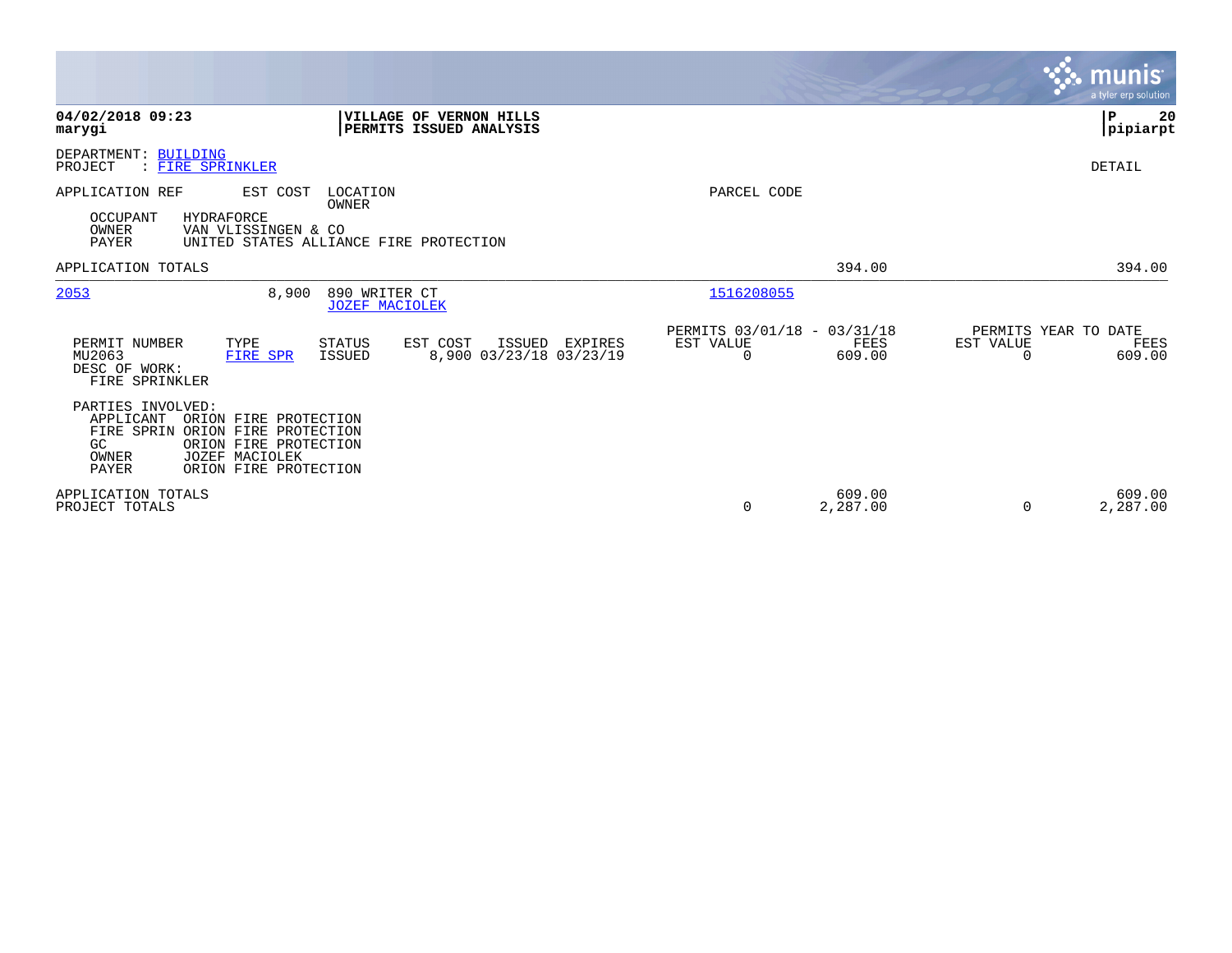**04/02/2018 09:23**
**marygi**

**VILLAGE OF VERNON HILLS**
**PERMITS ISSUED ANALYSIS**

**P 20**
**pipiarpt**

DEPARTMENT: BUILDING
PROJECT : FIRE SPRINKLER

DETAIL

| APPLICATION REF | EST COST | LOCATION / OWNER | PARCEL CODE | | | |
|---|---|---|---|---|---|---|

OCCUPANT HYDRAFORCE
OWNER VAN VLISSINGEN & CO
PAYER UNITED STATES ALLIANCE FIRE PROTECTION

APPLICATION TOTALS 394.00 394.00

| APPLICATION REF | EST COST | LOCATION / OWNER | PARCEL CODE |
|---|---|---|---|
| 2053 | 8,900 | 890 WRITER CT / JOZEF MACIOLEK | 1516208055 |

| PERMIT NUMBER | TYPE | STATUS | EST COST | ISSUED | EXPIRES | PERMITS 03/01/18 - 03/31/18 EST VALUE | FEES | PERMITS YEAR TO DATE EST VALUE | FEES |
|---|---|---|---|---|---|---|---|---|---|
| MU2063 | FIRE SPR | ISSUED | 8,900 | 03/23/18 | 03/23/19 | 0 | 609.00 | 0 | 609.00 |

DESC OF WORK:
FIRE SPRINKLER

PARTIES INVOLVED:
APPLICANT ORION FIRE PROTECTION
FIRE SPRIN ORION FIRE PROTECTION
GC ORION FIRE PROTECTION
OWNER JOZEF MACIOLEK
PAYER ORION FIRE PROTECTION

| | EST VALUE | FEES | EST VALUE | FEES |
|---|---|---|---|---|
| APPLICATION TOTALS | | 609.00 | | 609.00 |
| PROJECT TOTALS | 0 | 2,287.00 | 0 | 2,287.00 |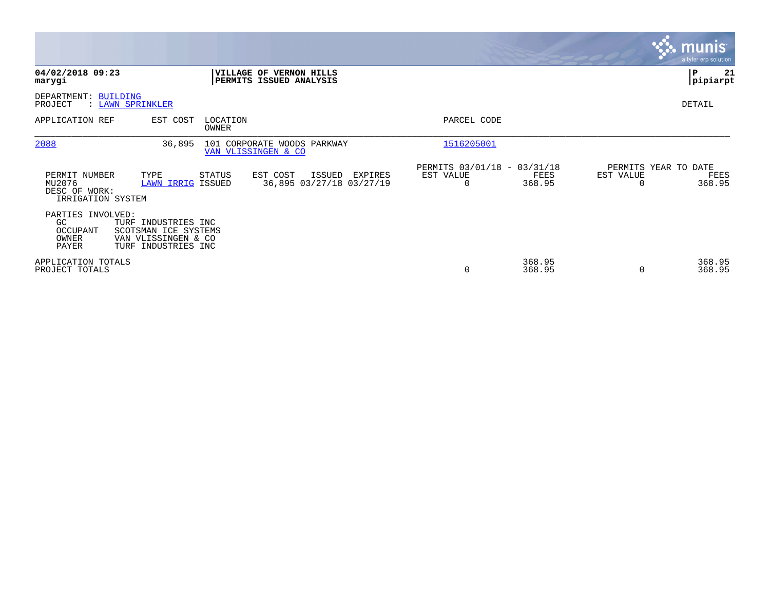**04/02/2018 09:23**
**marygi**

**VILLAGE OF VERNON HILLS**
**PERMITS ISSUED ANALYSIS**

**pipiarpt**

DEPARTMENT: BUILDING
PROJECT : LAWN SPRINKLER

DETAIL

| APPLICATION REF | EST COST | LOCATION / OWNER | PARCEL CODE |
|---|---|---|---|
| 2088 | 36,895 | 101 CORPORATE WOODS PARKWAY / VAN VLISSINGEN & CO | 1516205001 |

| PERMIT NUMBER | TYPE | STATUS | EST COST | ISSUED | EXPIRES | PERMITS 03/01/18 - 03/31/18 EST VALUE | FEES | PERMITS YEAR TO DATE EST VALUE | FEES |
|---|---|---|---|---|---|---|---|---|---|
| MU2076 | LAWN IRRIG | ISSUED | 36,895 | 03/27/18 | 03/27/19 | 0 | 368.95 | 0 | 368.95 |

DESC OF WORK:
IRRIGATION SYSTEM

PARTIES INVOLVED:

| | |
|---|---|
| GC | TURF INDUSTRIES INC |
| OCCUPANT | SCOTSMAN ICE SYSTEMS |
| OWNER | VAN VLISSINGEN & CO |
| PAYER | TURF INDUSTRIES INC |

| | EST VALUE | FEES | EST VALUE | FEES |
|---|---|---|---|---|
| APPLICATION TOTALS | | 368.95 | | 368.95 |
| PROJECT TOTALS | 0 | 368.95 | 0 | 368.95 |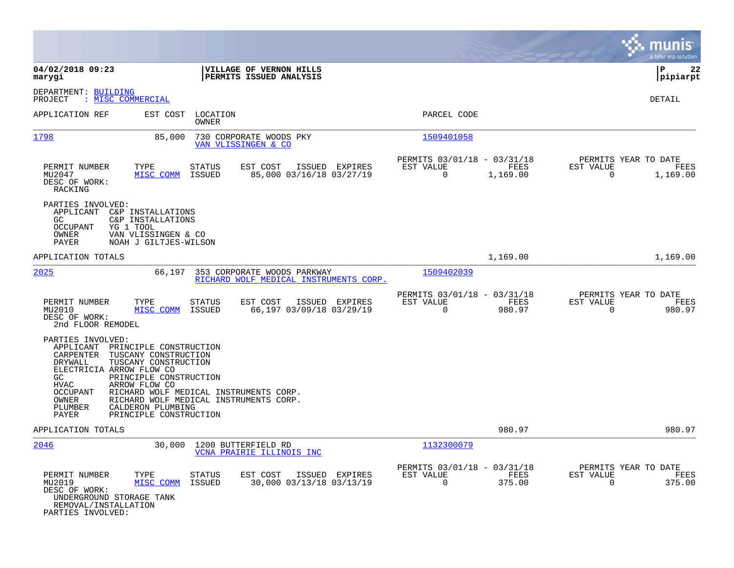04/02/2018 09:23
marygi

**VILLAGE OF VERNON HILLS**
**PERMITS ISSUED ANALYSIS**

pipiarpt

DEPARTMENT: BUILDING
PROJECT : MISC COMMERCIAL

DETAIL

| APPLICATION REF | EST COST | LOCATION / OWNER | PARCEL CODE |
|---|---|---|---|
| 1798 | 85,000 | 730 CORPORATE WOODS PKY / VAN VLISSINGEN & CO | 1509401058 |

| PERMIT NUMBER | TYPE | STATUS | EST COST | ISSUED | EXPIRES | PERMITS 03/01/18 - 03/31/18 EST VALUE | FEES | PERMITS YEAR TO DATE EST VALUE | FEES |
|---|---|---|---|---|---|---|---|---|---|
| MU2047 | MISC COMM | ISSUED | 85,000 | 03/16/18 | 03/27/19 | 0 | 1,169.00 | 0 | 1,169.00 |

DESC OF WORK:
RACKING

PARTIES INVOLVED:
- APPLICANT C&P INSTALLATIONS
- GC C&P INSTALLATIONS
- OCCUPANT YG 1 TOOL
- OWNER VAN VLISSINGEN & CO
- PAYER NOAH J GILTJES-WILSON

APPLICATION TOTALS 1,169.00 1,169.00

| APPLICATION REF | EST COST | LOCATION / OWNER | PARCEL CODE |
|---|---|---|---|
| 2025 | 66,197 | 353 CORPORATE WOODS PARKWAY / RICHARD WOLF MEDICAL INSTRUMENTS CORP. | 1509402039 |

| PERMIT NUMBER | TYPE | STATUS | EST COST | ISSUED | EXPIRES | PERMITS 03/01/18 - 03/31/18 EST VALUE | FEES | PERMITS YEAR TO DATE EST VALUE | FEES |
|---|---|---|---|---|---|---|---|---|---|
| MU2010 | MISC COMM | ISSUED | 66,197 | 03/09/18 | 03/29/19 | 0 | 980.97 | 0 | 980.97 |

DESC OF WORK:
2nd FLOOR REMODEL

PARTIES INVOLVED:
- APPLICANT PRINCIPLE CONSTRUCTION
- CARPENTER TUSCANY CONSTRUCTION
- DRYWALL TUSCANY CONSTRUCTION
- ELECTRICIA ARROW FLOW CO
- GC PRINCIPLE CONSTRUCTION
- HVAC ARROW FLOW CO
- OCCUPANT RICHARD WOLF MEDICAL INSTRUMENTS CORP.
- OWNER RICHARD WOLF MEDICAL INSTRUMENTS CORP.
- PLUMBER CALDERON PLUMBING
- PAYER PRINCIPLE CONSTRUCTION

APPLICATION TOTALS 980.97 980.97

| APPLICATION REF | EST COST | LOCATION / OWNER | PARCEL CODE |
|---|---|---|---|
| 2046 | 30,000 | 1200 BUTTERFIELD RD / VCNA PRAIRIE ILLINOIS INC | 1132300079 |

| PERMIT NUMBER | TYPE | STATUS | EST COST | ISSUED | EXPIRES | PERMITS 03/01/18 - 03/31/18 EST VALUE | FEES | PERMITS YEAR TO DATE EST VALUE | FEES |
|---|---|---|---|---|---|---|---|---|---|
| MU2019 | MISC COMM | ISSUED | 30,000 | 03/13/18 | 03/13/19 | 0 | 375.00 | 0 | 375.00 |

DESC OF WORK:
UNDERGROUND STORAGE TANK
REMOVAL/INSTALLATION

PARTIES INVOLVED: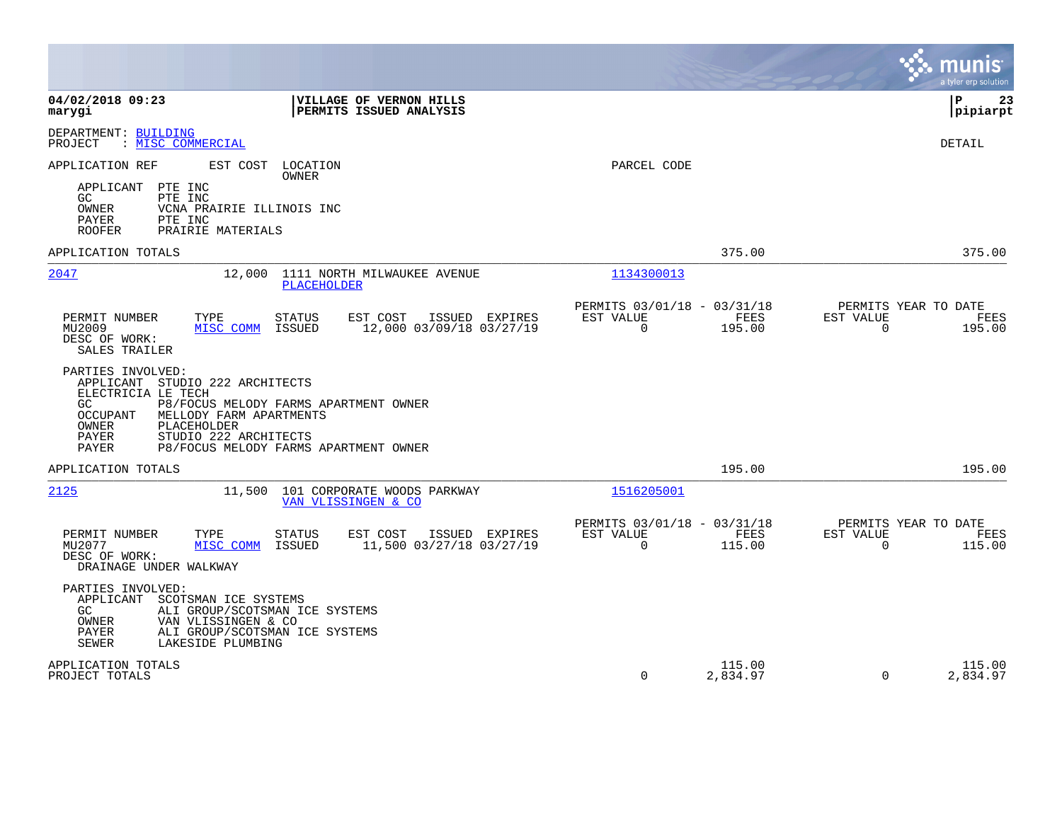**04/02/2018 09:23** | **VILLAGE OF VERNON HILLS** | **P 23**
**marygi** | **PERMITS ISSUED ANALYSIS** | **pipiarpt**

DEPARTMENT: BUILDING
PROJECT : MISC COMMERCIAL

DETAIL

APPLICATION REF EST COST LOCATION PARCEL CODE
OWNER

APPLICANT PTE INC
GC PTE INC
OWNER VCNA PRAIRIE ILLINOIS INC
PAYER PTE INC
ROOFER PRAIRIE MATERIALS

APPLICATION TOTALS 375.00 375.00

---

**2047** 12,000 1111 NORTH MILWAUKEE AVENUE — PLACEHOLDER — Parcel 1134300013

| PERMIT NUMBER | TYPE | STATUS | EST COST | ISSUED | EXPIRES | PERMITS 03/01/18 - 03/31/18 EST VALUE | FEES | PERMITS YEAR TO DATE EST VALUE | FEES |
|---|---|---|---|---|---|---|---|---|---|
| MU2009 | MISC COMM | ISSUED | 12,000 | 03/09/18 | 03/27/19 | 0 | 195.00 | 0 | 195.00 |

DESC OF WORK:
SALES TRAILER

PARTIES INVOLVED:
APPLICANT STUDIO 222 ARCHITECTS
ELECTRICIA LE TECH
GC P8/FOCUS MELODY FARMS APARTMENT OWNER
OCCUPANT MELLODY FARM APARTMENTS
OWNER PLACEHOLDER
PAYER STUDIO 222 ARCHITECTS
PAYER P8/FOCUS MELODY FARMS APARTMENT OWNER

APPLICATION TOTALS 195.00 195.00

---

**2125** 11,500 101 CORPORATE WOODS PARKWAY — VAN VLISSINGEN & CO — Parcel 1516205001

| PERMIT NUMBER | TYPE | STATUS | EST COST | ISSUED | EXPIRES | PERMITS 03/01/18 - 03/31/18 EST VALUE | FEES | PERMITS YEAR TO DATE EST VALUE | FEES |
|---|---|---|---|---|---|---|---|---|---|
| MU2077 | MISC COMM | ISSUED | 11,500 | 03/27/18 | 03/27/19 | 0 | 115.00 | 0 | 115.00 |

DESC OF WORK:
DRAINAGE UNDER WALKWAY

PARTIES INVOLVED:
APPLICANT SCOTSMAN ICE SYSTEMS
GC ALI GROUP/SCOTSMAN ICE SYSTEMS
OWNER VAN VLISSINGEN & CO
PAYER ALI GROUP/SCOTSMAN ICE SYSTEMS
SEWER LAKESIDE PLUMBING

| | EST VALUE | FEES | EST VALUE | FEES |
|---|---|---|---|---|
| APPLICATION TOTALS | | 115.00 | | 115.00 |
| PROJECT TOTALS | 0 | 2,834.97 | 0 | 2,834.97 |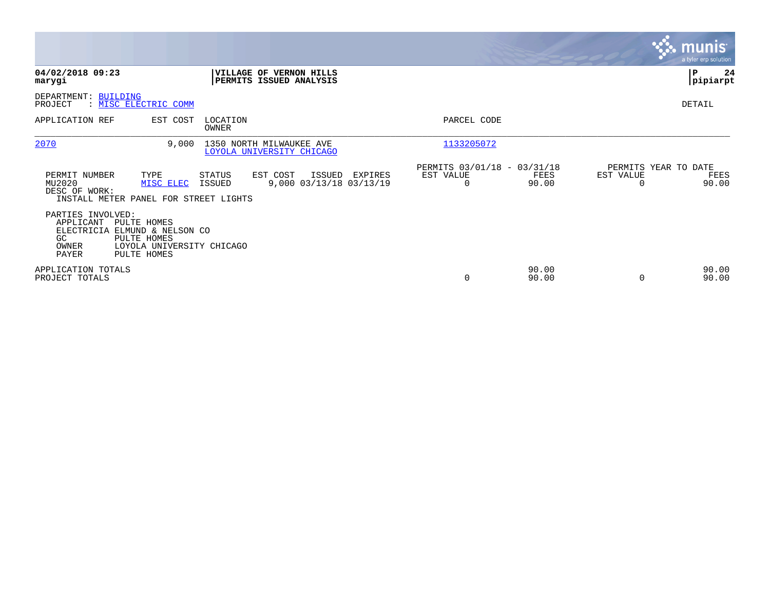**04/02/2018 09:23**
**marygi**

**VILLAGE OF VERNON HILLS**
**PERMITS ISSUED ANALYSIS**

**P 24**
**pipiarpt**

DEPARTMENT: BUILDING
PROJECT : MISC ELECTRIC COMM

DETAIL

| APPLICATION REF | EST COST | LOCATION / OWNER | PARCEL CODE |
|---|---|---|---|
| 2070 | 9,000 | 1350 NORTH MILWAUKEE AVE / LOYOLA UNIVERSITY CHICAGO | 1133205072 |

| PERMIT NUMBER | TYPE | STATUS | EST COST | ISSUED | EXPIRES | PERMITS 03/01/18 - 03/31/18 EST VALUE | FEES | PERMITS YEAR TO DATE EST VALUE | FEES |
|---|---|---|---|---|---|---|---|---|---|
| MU2020 | MISC ELEC | ISSUED | 9,000 | 03/13/18 | 03/13/19 | 0 | 90.00 | 0 | 90.00 |

DESC OF WORK:
INSTALL METER PANEL FOR STREET LIGHTS

PARTIES INVOLVED:

| | |
|---|---|
| APPLICANT | PULTE HOMES |
| ELECTRICIA | ELMUND & NELSON CO |
| GC | PULTE HOMES |
| OWNER | LOYOLA UNIVERSITY CHICAGO |
| PAYER | PULTE HOMES |

| | EST VALUE | FEES | EST VALUE | FEES |
|---|---|---|---|---|
| APPLICATION TOTALS | | 90.00 | | 90.00 |
| PROJECT TOTALS | 0 | 90.00 | 0 | 90.00 |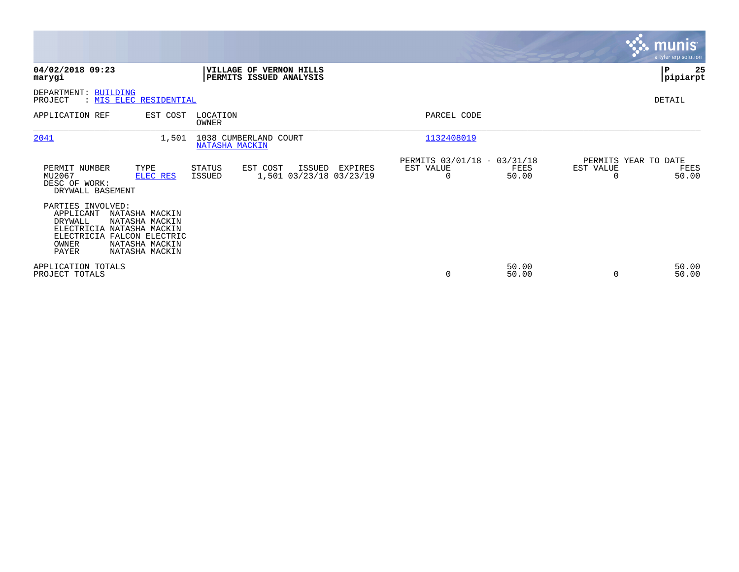**04/02/2018 09:23**
**marygi**

**VILLAGE OF VERNON HILLS**
**PERMITS ISSUED ANALYSIS**

**P 25**
**pipiarpt**

DEPARTMENT: BUILDING
PROJECT : MIS ELEC RESIDENTIAL

DETAIL

| APPLICATION REF | EST COST | LOCATION / OWNER | PARCEL CODE |
|---|---|---|---|
| 2041 | 1,501 | 1038 CUMBERLAND COURT / NATASHA MACKIN | 1132408019 |

| PERMIT NUMBER | TYPE | STATUS | EST COST | ISSUED | EXPIRES | PERMITS 03/01/18 - 03/31/18 EST VALUE | FEES | PERMITS YEAR TO DATE EST VALUE | FEES |
|---|---|---|---|---|---|---|---|---|---|
| MU2067 | ELEC RES | ISSUED | 1,501 | 03/23/18 | 03/23/19 | 0 | 50.00 | 0 | 50.00 |

DESC OF WORK:
DRYWALL BASEMENT

PARTIES INVOLVED:

| Role | Name |
|---|---|
| APPLICANT | NATASHA MACKIN |
| DRYWALL | NATASHA MACKIN |
| ELECTRICIA | NATASHA MACKIN |
| ELECTRICIA | FALCON ELECTRIC |
| OWNER | NATASHA MACKIN |
| PAYER | NATASHA MACKIN |

| | EST VALUE | FEES | YTD EST VALUE | YTD FEES |
|---|---|---|---|---|
| APPLICATION TOTALS | | 50.00 | | 50.00 |
| PROJECT TOTALS | 0 | 50.00 | 0 | 50.00 |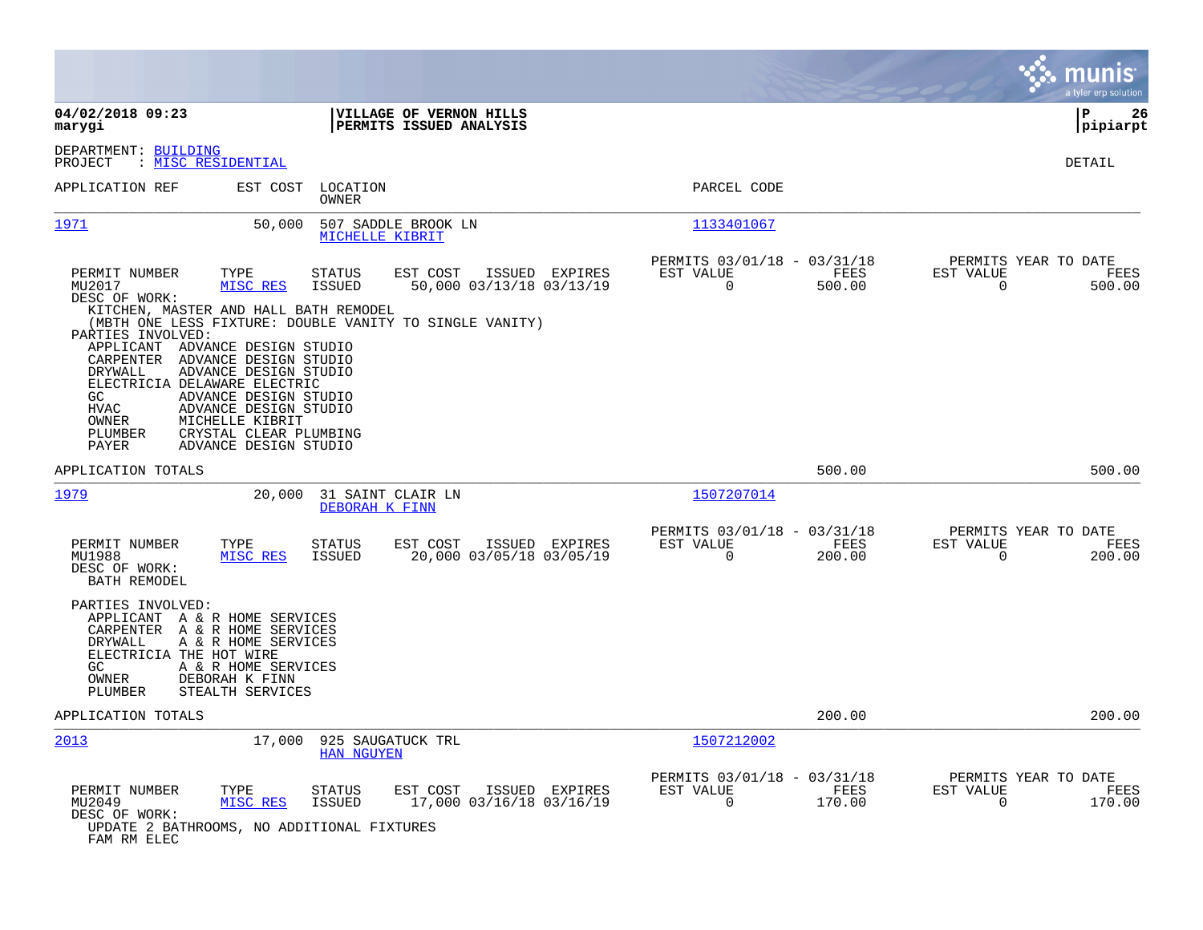**04/02/2018 09:23**
**marygi**

**VILLAGE OF VERNON HILLS**
**PERMITS ISSUED ANALYSIS**

**pipiarpt**

DEPARTMENT: BUILDING
PROJECT : MISC RESIDENTIAL

DETAIL

| APPLICATION REF | EST COST | LOCATION / OWNER | PARCEL CODE |
|---|---|---|---|
| 1971 | 50,000 | 507 SADDLE BROOK LN / MICHELLE KIBRIT | 1133401067 |

| PERMIT NUMBER | TYPE | STATUS | EST COST | ISSUED | EXPIRES | PERMITS 03/01/18 - 03/31/18 EST VALUE | FEES | PERMITS YEAR TO DATE EST VALUE | FEES |
|---|---|---|---|---|---|---|---|---|---|
| MU2017 | MISC RES | ISSUED | 50,000 | 03/13/18 | 03/13/19 | 0 | 500.00 | 0 | 500.00 |

DESC OF WORK:
KITCHEN, MASTER AND HALL BATH REMODEL
(MBTH ONE LESS FIXTURE: DOUBLE VANITY TO SINGLE VANITY)

PARTIES INVOLVED:
- APPLICANT ADVANCE DESIGN STUDIO
- CARPENTER ADVANCE DESIGN STUDIO
- DRYWALL ADVANCE DESIGN STUDIO
- ELECTRICIA DELAWARE ELECTRIC
- GC ADVANCE DESIGN STUDIO
- HVAC ADVANCE DESIGN STUDIO
- OWNER MICHELLE KIBRIT
- PLUMBER CRYSTAL CLEAR PLUMBING
- PAYER ADVANCE DESIGN STUDIO

APPLICATION TOTALS: 500.00 | 500.00

| APPLICATION REF | EST COST | LOCATION / OWNER | PARCEL CODE |
|---|---|---|---|
| 1979 | 20,000 | 31 SAINT CLAIR LN / DEBORAH K FINN | 1507207014 |

| PERMIT NUMBER | TYPE | STATUS | EST COST | ISSUED | EXPIRES | PERMITS 03/01/18 - 03/31/18 EST VALUE | FEES | PERMITS YEAR TO DATE EST VALUE | FEES |
|---|---|---|---|---|---|---|---|---|---|
| MU1988 | MISC RES | ISSUED | 20,000 | 03/05/18 | 03/05/19 | 0 | 200.00 | 0 | 200.00 |

DESC OF WORK:
BATH REMODEL

PARTIES INVOLVED:
- APPLICANT A & R HOME SERVICES
- CARPENTER A & R HOME SERVICES
- DRYWALL A & R HOME SERVICES
- ELECTRICIA THE HOT WIRE
- GC A & R HOME SERVICES
- OWNER DEBORAH K FINN
- PLUMBER STEALTH SERVICES

APPLICATION TOTALS: 200.00 | 200.00

| APPLICATION REF | EST COST | LOCATION / OWNER | PARCEL CODE |
|---|---|---|---|
| 2013 | 17,000 | 925 SAUGATUCK TRL / HAN NGUYEN | 1507212002 |

| PERMIT NUMBER | TYPE | STATUS | EST COST | ISSUED | EXPIRES | PERMITS 03/01/18 - 03/31/18 EST VALUE | FEES | PERMITS YEAR TO DATE EST VALUE | FEES |
|---|---|---|---|---|---|---|---|---|---|
| MU2049 | MISC RES | ISSUED | 17,000 | 03/16/18 | 03/16/19 | 0 | 170.00 | 0 | 170.00 |

DESC OF WORK:
UPDATE 2 BATHROOMS, NO ADDITIONAL FIXTURES
FAM RM ELEC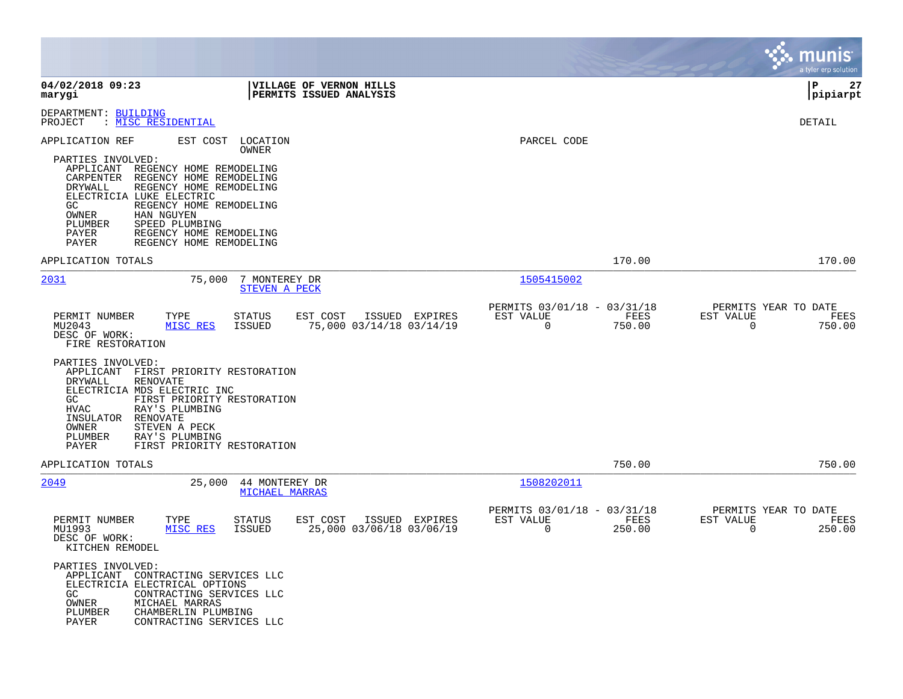**04/02/2018 09:23**
**marygi**

**VILLAGE OF VERNON HILLS**
**PERMITS ISSUED ANALYSIS**

**P 27**
**pipiarpt**

DEPARTMENT: BUILDING
PROJECT : MISC RESIDENTIAL

DETAIL

APPLICATION REF | EST COST | LOCATION / OWNER | PARCEL CODE

PARTIES INVOLVED:
- APPLICANT REGENCY HOME REMODELING
- CARPENTER REGENCY HOME REMODELING
- DRYWALL REGENCY HOME REMODELING
- ELECTRICIA LUKE ELECTRIC
- GC REGENCY HOME REMODELING
- OWNER HAN NGUYEN
- PLUMBER SPEED PLUMBING
- PAYER REGENCY HOME REMODELING
- PAYER REGENCY HOME REMODELING

APPLICATION TOTALS 170.00 170.00

---

**2031** 75,000 7 MONTEREY DR / STEVEN A PECK — Parcel 1505415002

| PERMIT NUMBER | TYPE | STATUS | EST COST | ISSUED | EXPIRES | PERMITS 03/01/18 - 03/31/18 EST VALUE | FEES | PERMITS YEAR TO DATE EST VALUE | FEES |
|---|---|---|---|---|---|---|---|---|---|
| MU2043 | MISC RES | ISSUED | 75,000 | 03/14/18 | 03/14/19 | 0 | 750.00 | 0 | 750.00 |

DESC OF WORK:
FIRE RESTORATION

PARTIES INVOLVED:
- APPLICANT FIRST PRIORITY RESTORATION
- DRYWALL RENOVATE
- ELECTRICIA MDS ELECTRIC INC
- GC FIRST PRIORITY RESTORATION
- HVAC RAY'S PLUMBING
- INSULATOR RENOVATE
- OWNER STEVEN A PECK
- PLUMBER RAY'S PLUMBING
- PAYER FIRST PRIORITY RESTORATION

APPLICATION TOTALS 750.00 750.00

---

**2049** 25,000 44 MONTEREY DR / MICHAEL MARRAS — Parcel 1508202011

| PERMIT NUMBER | TYPE | STATUS | EST COST | ISSUED | EXPIRES | PERMITS 03/01/18 - 03/31/18 EST VALUE | FEES | PERMITS YEAR TO DATE EST VALUE | FEES |
|---|---|---|---|---|---|---|---|---|---|
| MU1993 | MISC RES | ISSUED | 25,000 | 03/06/18 | 03/06/19 | 0 | 250.00 | 0 | 250.00 |

DESC OF WORK:
KITCHEN REMODEL

PARTIES INVOLVED:
- APPLICANT CONTRACTING SERVICES LLC
- ELECTRICIA ELECTRICAL OPTIONS
- GC CONTRACTING SERVICES LLC
- OWNER MICHAEL MARRAS
- PLUMBER CHAMBERLIN PLUMBING
- PAYER CONTRACTING SERVICES LLC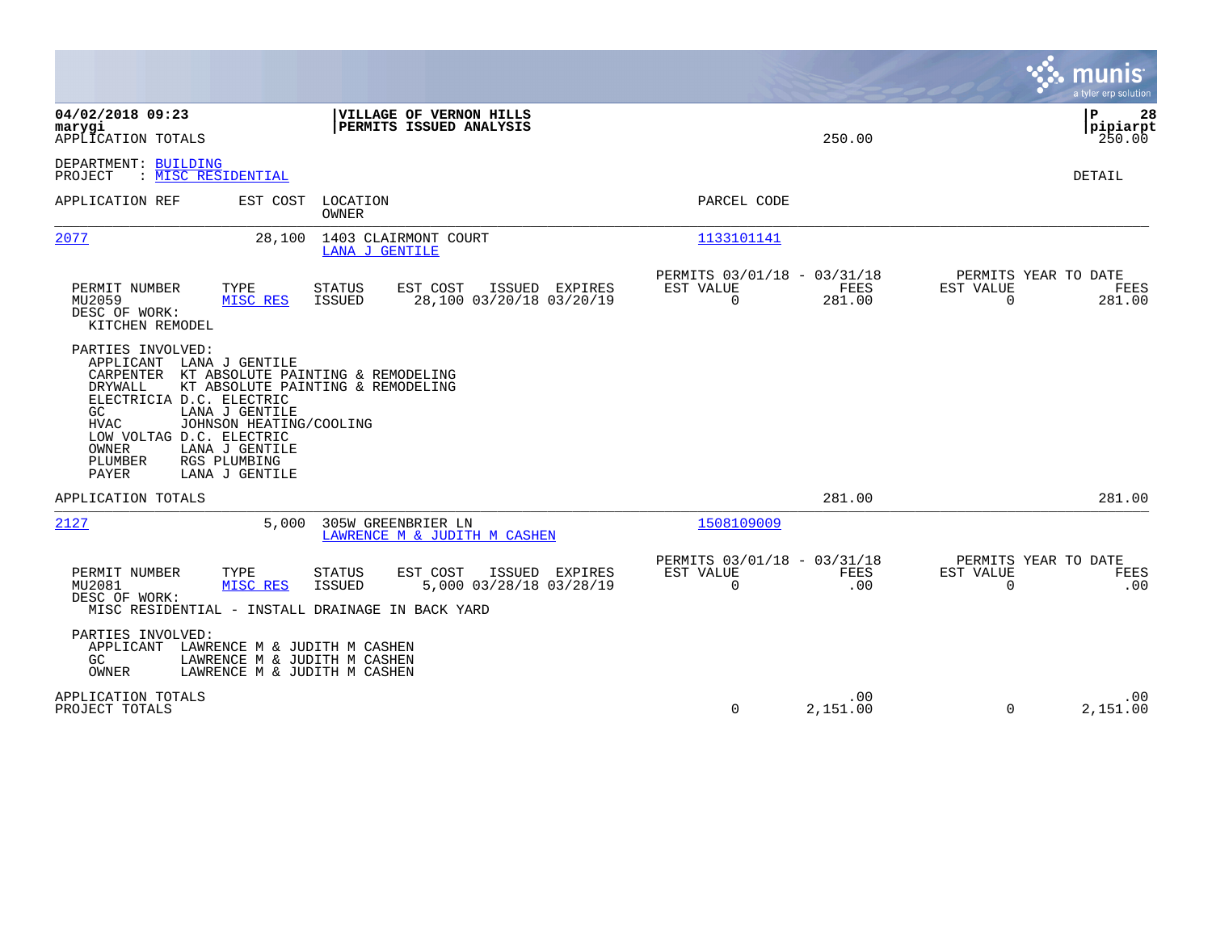**04/02/2018 09:23**
**marygi**
APPLICATION TOTALS

**VILLAGE OF VERNON HILLS**
**PERMITS ISSUED ANALYSIS**

250.00

**P 28**
**pipiarpt**
250.00

DEPARTMENT: BUILDING
PROJECT : MISC RESIDENTIAL

DETAIL

| APPLICATION REF | EST COST | LOCATION / OWNER | PARCEL CODE |
|---|---|---|---|
| 2077 | 28,100 | 1403 CLAIRMONT COURT / LANA J GENTILE | 1133101141 |

| PERMIT NUMBER | TYPE | STATUS | EST COST | ISSUED | EXPIRES | PERMITS 03/01/18 - 03/31/18 EST VALUE | FEES | PERMITS YEAR TO DATE EST VALUE | FEES |
|---|---|---|---|---|---|---|---|---|---|
| MU2059 | MISC RES | ISSUED | 28,100 | 03/20/18 | 03/20/19 | 0 | 281.00 | 0 | 281.00 |

DESC OF WORK:
KITCHEN REMODEL

PARTIES INVOLVED:

| | |
|---|---|
| APPLICANT | LANA J GENTILE |
| CARPENTER | KT ABSOLUTE PAINTING & REMODELING |
| DRYWALL | KT ABSOLUTE PAINTING & REMODELING |
| ELECTRICIA | D.C. ELECTRIC |
| GC | LANA J GENTILE |
| HVAC | JOHNSON HEATING/COOLING |
| LOW VOLTAG | D.C. ELECTRIC |
| OWNER | LANA J GENTILE |
| PLUMBER | RGS PLUMBING |
| PAYER | LANA J GENTILE |

APPLICATION TOTALS — 281.00 — 281.00

| APPLICATION REF | EST COST | LOCATION / OWNER | PARCEL CODE |
|---|---|---|---|
| 2127 | 5,000 | 305W GREENBRIER LN / LAWRENCE M & JUDITH M CASHEN | 1508109009 |

| PERMIT NUMBER | TYPE | STATUS | EST COST | ISSUED | EXPIRES | PERMITS 03/01/18 - 03/31/18 EST VALUE | FEES | PERMITS YEAR TO DATE EST VALUE | FEES |
|---|---|---|---|---|---|---|---|---|---|
| MU2081 | MISC RES | ISSUED | 5,000 | 03/28/18 | 03/28/19 | 0 | .00 | 0 | .00 |

DESC OF WORK:
MISC RESIDENTIAL - INSTALL DRAINAGE IN BACK YARD

PARTIES INVOLVED:

| | |
|---|---|
| APPLICANT | LAWRENCE M & JUDITH M CASHEN |
| GC | LAWRENCE M & JUDITH M CASHEN |
| OWNER | LAWRENCE M & JUDITH M CASHEN |

| | EST VALUE | FEES | EST VALUE | FEES |
|---|---|---|---|---|
| APPLICATION TOTALS | | .00 | | .00 |
| PROJECT TOTALS | 0 | 2,151.00 | 0 | 2,151.00 |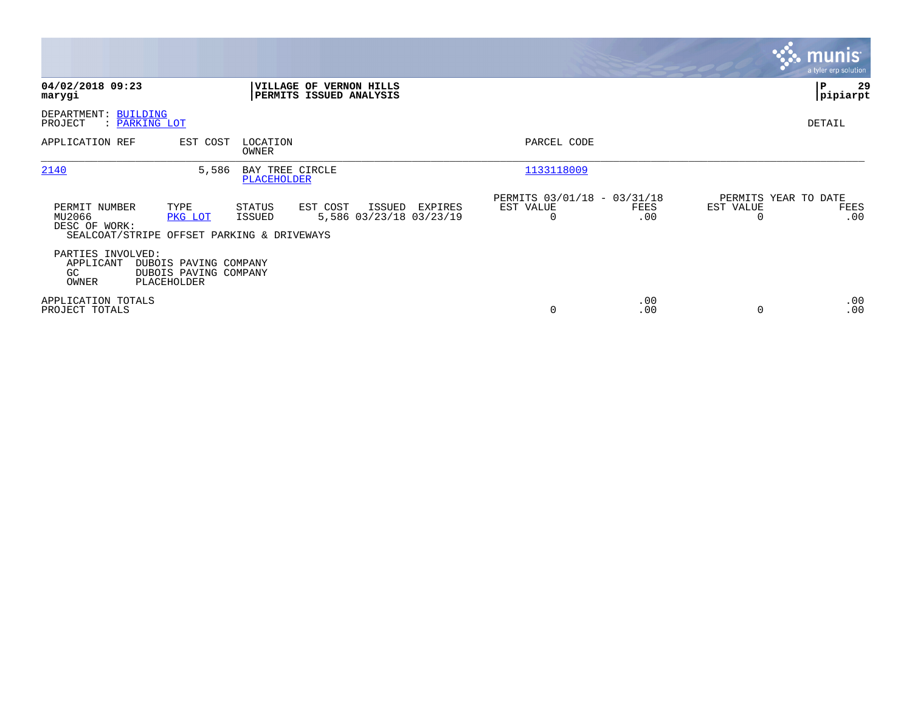**04/02/2018 09:23**
**marygi**

**VILLAGE OF VERNON HILLS**
**PERMITS ISSUED ANALYSIS**

**P 29**
**pipiarpt**

DEPARTMENT: BUILDING
PROJECT : PARKING LOT

DETAIL

| APPLICATION REF | EST COST | LOCATION / OWNER | PARCEL CODE |
|---|---|---|---|
| 2140 | 5,586 | BAY TREE CIRCLE / PLACEHOLDER | 1133118009 |

| PERMIT NUMBER | TYPE | STATUS | EST COST | ISSUED | EXPIRES | PERMITS 03/01/18 - 03/31/18 EST VALUE | FEES | PERMITS YEAR TO DATE EST VALUE | FEES |
|---|---|---|---|---|---|---|---|---|---|
| MU2066 | PKG LOT | ISSUED | 5,586 | 03/23/18 | 03/23/19 | 0 | .00 | 0 | .00 |

DESC OF WORK:
SEALCOAT/STRIPE OFFSET PARKING & DRIVEWAYS

PARTIES INVOLVED:

| | |
|---|---|
| APPLICANT | DUBOIS PAVING COMPANY |
| GC | DUBOIS PAVING COMPANY |
| OWNER | PLACEHOLDER |

| | EST VALUE | FEES | EST VALUE | FEES |
|---|---|---|---|---|
| APPLICATION TOTALS | | .00 | | .00 |
| PROJECT TOTALS | 0 | .00 | 0 | .00 |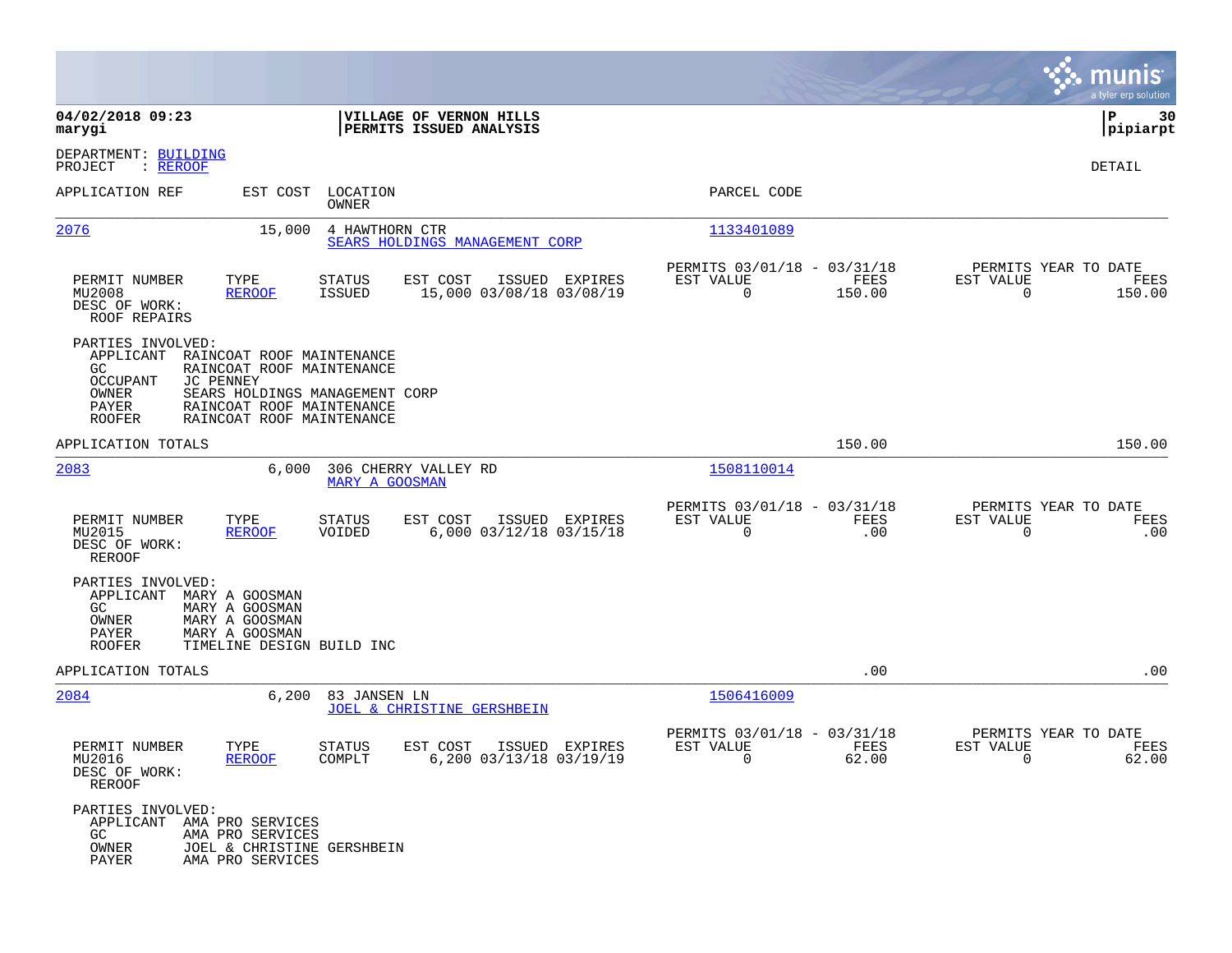**04/02/2018 09:23**
**marygi**

**VILLAGE OF VERNON HILLS**
**PERMITS ISSUED ANALYSIS**

**P 30**
**pipiarpt**

DEPARTMENT: BUILDING
PROJECT : REROOF

DETAIL

| APPLICATION REF | EST COST | LOCATION / OWNER | PARCEL CODE |
|---|---|---|---|
| 2076 | 15,000 | 4 HAWTHORN CTR / SEARS HOLDINGS MANAGEMENT CORP | 1133401089 |

| PERMIT NUMBER | TYPE | STATUS | EST COST | ISSUED | EXPIRES | PERMITS 03/01/18 - 03/31/18 EST VALUE | FEES | PERMITS YEAR TO DATE EST VALUE | FEES |
|---|---|---|---|---|---|---|---|---|---|
| MU2008 | REROOF | ISSUED | 15,000 | 03/08/18 | 03/08/19 | 0 | 150.00 | 0 | 150.00 |

DESC OF WORK:
ROOF REPAIRS

PARTIES INVOLVED:
- APPLICANT RAINCOAT ROOF MAINTENANCE
- GC RAINCOAT ROOF MAINTENANCE
- OCCUPANT JC PENNEY
- OWNER SEARS HOLDINGS MANAGEMENT CORP
- PAYER RAINCOAT ROOF MAINTENANCE
- ROOFER RAINCOAT ROOF MAINTENANCE

APPLICATION TOTALS: 150.00 | 150.00

| APPLICATION REF | EST COST | LOCATION / OWNER | PARCEL CODE |
|---|---|---|---|
| 2083 | 6,000 | 306 CHERRY VALLEY RD / MARY A GOOSMAN | 1508110014 |

| PERMIT NUMBER | TYPE | STATUS | EST COST | ISSUED | EXPIRES | PERMITS 03/01/18 - 03/31/18 EST VALUE | FEES | PERMITS YEAR TO DATE EST VALUE | FEES |
|---|---|---|---|---|---|---|---|---|---|
| MU2015 | REROOF | VOIDED | 6,000 | 03/12/18 | 03/15/18 | 0 | .00 | 0 | .00 |

DESC OF WORK:
REROOF

PARTIES INVOLVED:
- APPLICANT MARY A GOOSMAN
- GC MARY A GOOSMAN
- OWNER MARY A GOOSMAN
- PAYER MARY A GOOSMAN
- ROOFER TIMELINE DESIGN BUILD INC

APPLICATION TOTALS: .00 | .00

| APPLICATION REF | EST COST | LOCATION / OWNER | PARCEL CODE |
|---|---|---|---|
| 2084 | 6,200 | 83 JANSEN LN / JOEL & CHRISTINE GERSHBEIN | 1506416009 |

| PERMIT NUMBER | TYPE | STATUS | EST COST | ISSUED | EXPIRES | PERMITS 03/01/18 - 03/31/18 EST VALUE | FEES | PERMITS YEAR TO DATE EST VALUE | FEES |
|---|---|---|---|---|---|---|---|---|---|
| MU2016 | REROOF | COMPLT | 6,200 | 03/13/18 | 03/19/19 | 0 | 62.00 | 0 | 62.00 |

DESC OF WORK:
REROOF

PARTIES INVOLVED:
- APPLICANT AMA PRO SERVICES
- GC AMA PRO SERVICES
- OWNER JOEL & CHRISTINE GERSHBEIN
- PAYER AMA PRO SERVICES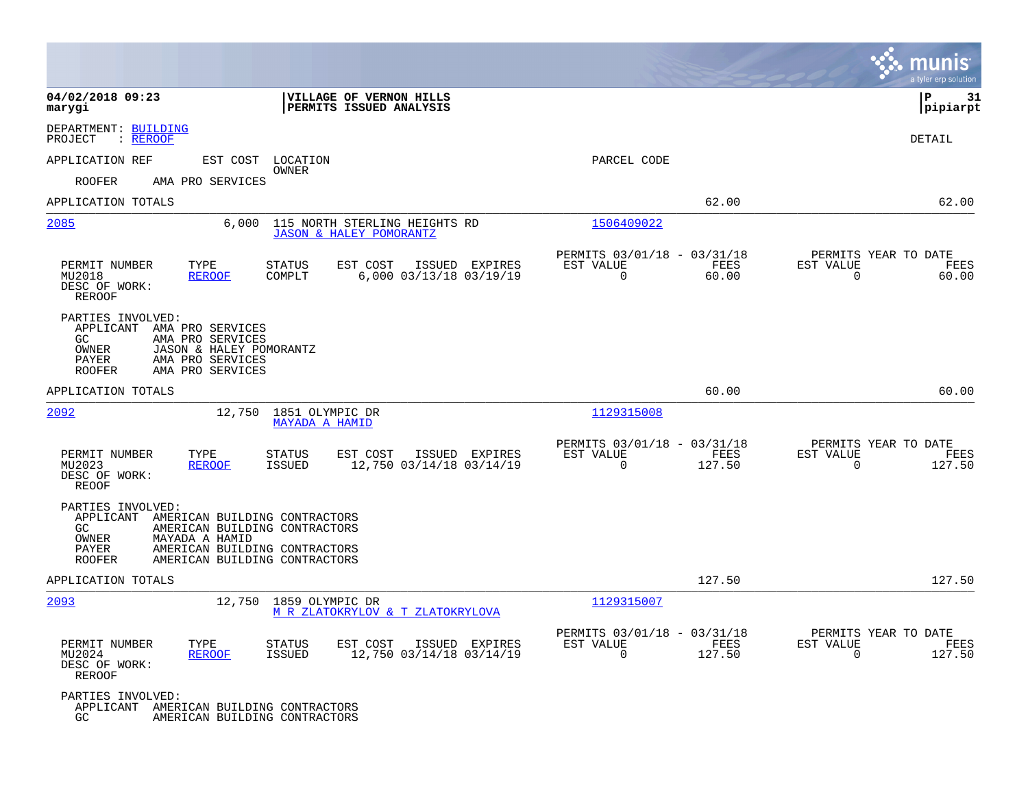**04/02/2018 09:23**
**marygi**

**VILLAGE OF VERNON HILLS**
**PERMITS ISSUED ANALYSIS**

**P 31**
**pipiarpt**

DEPARTMENT: BUILDING
PROJECT : REROOF

DETAIL

APPLICATION REF | EST COST | LOCATION / OWNER | PARCEL CODE

ROOFER AMA PRO SERVICES

APPLICATION TOTALS 62.00 62.00

---

**2085** 6,000 115 NORTH STERLING HEIGHTS RD
JASON & HALEY POMORANTZ
Parcel: 1506409022

| PERMIT NUMBER | TYPE | STATUS | EST COST | ISSUED | EXPIRES | PERMITS 03/01/18 - 03/31/18 EST VALUE | FEES | PERMITS YEAR TO DATE EST VALUE | FEES |
|---|---|---|---|---|---|---|---|---|---|
| MU2018 | REROOF | COMPLT | 6,000 | 03/13/18 | 03/19/19 | 0 | 60.00 | 0 | 60.00 |

DESC OF WORK:
REROOF

PARTIES INVOLVED:
APPLICANT AMA PRO SERVICES
GC AMA PRO SERVICES
OWNER JASON & HALEY POMORANTZ
PAYER AMA PRO SERVICES
ROOFER AMA PRO SERVICES

APPLICATION TOTALS 60.00 60.00

---

**2092** 12,750 1851 OLYMPIC DR
MAYADA A HAMID
Parcel: 1129315008

| PERMIT NUMBER | TYPE | STATUS | EST COST | ISSUED | EXPIRES | PERMITS 03/01/18 - 03/31/18 EST VALUE | FEES | PERMITS YEAR TO DATE EST VALUE | FEES |
|---|---|---|---|---|---|---|---|---|---|
| MU2023 | REROOF | ISSUED | 12,750 | 03/14/18 | 03/14/19 | 0 | 127.50 | 0 | 127.50 |

DESC OF WORK:
REOOF

PARTIES INVOLVED:
APPLICANT AMERICAN BUILDING CONTRACTORS
GC AMERICAN BUILDING CONTRACTORS
OWNER MAYADA A HAMID
PAYER AMERICAN BUILDING CONTRACTORS
ROOFER AMERICAN BUILDING CONTRACTORS

APPLICATION TOTALS 127.50 127.50

---

**2093** 12,750 1859 OLYMPIC DR
M R ZLATOKRYLOV & T ZLATOKRYLOVA
Parcel: 1129315007

| PERMIT NUMBER | TYPE | STATUS | EST COST | ISSUED | EXPIRES | PERMITS 03/01/18 - 03/31/18 EST VALUE | FEES | PERMITS YEAR TO DATE EST VALUE | FEES |
|---|---|---|---|---|---|---|---|---|---|
| MU2024 | REROOF | ISSUED | 12,750 | 03/14/18 | 03/14/19 | 0 | 127.50 | 0 | 127.50 |

DESC OF WORK:
REROOF

PARTIES INVOLVED:
APPLICANT AMERICAN BUILDING CONTRACTORS
GC AMERICAN BUILDING CONTRACTORS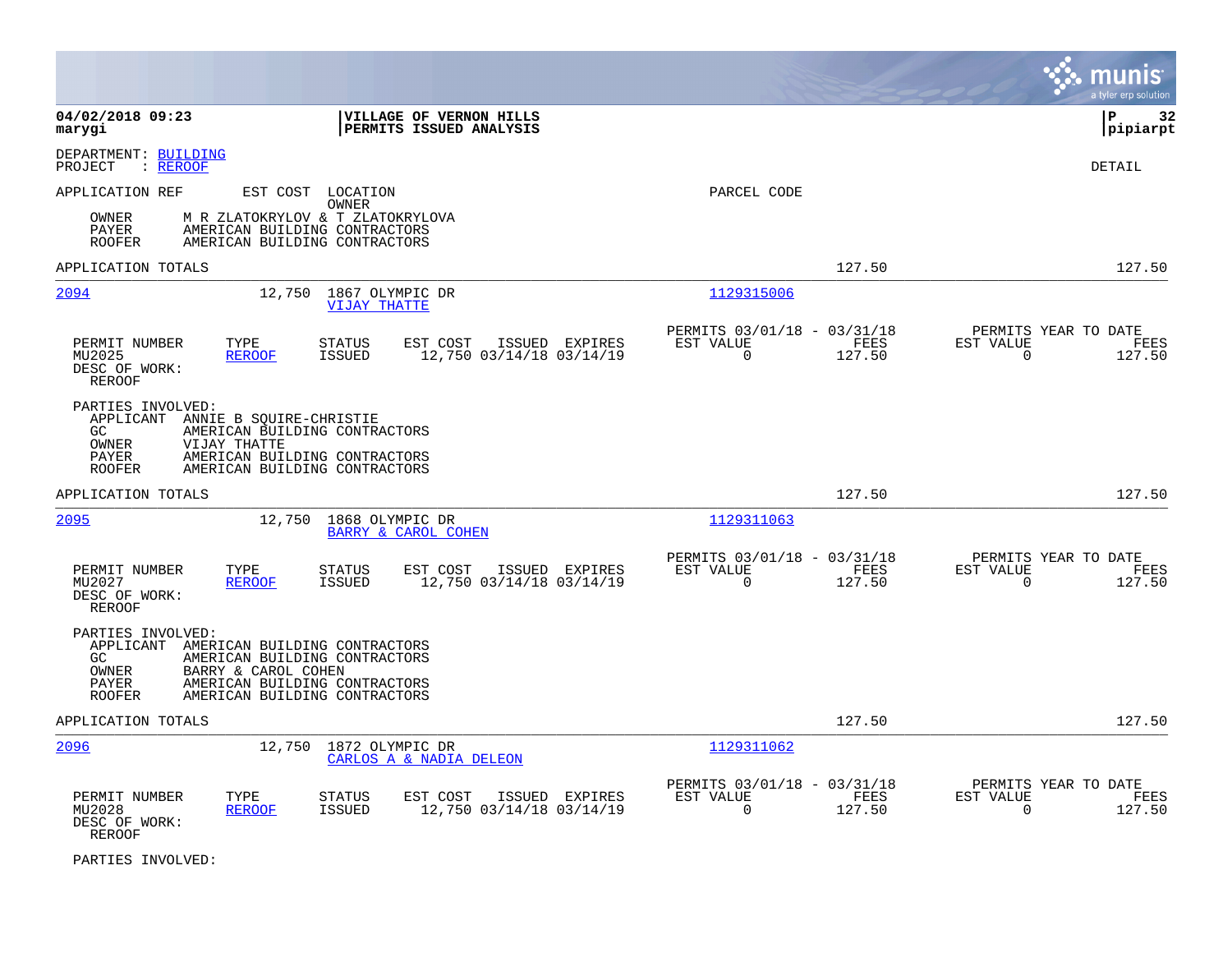**VILLAGE OF VERNON HILLS**
**PERMITS ISSUED ANALYSIS**

04/02/2018 09:23
marygi

pipiarpt

DEPARTMENT: BUILDING
PROJECT : REROOF

DETAIL

APPLICATION REF | EST COST | LOCATION / OWNER | PARCEL CODE

OWNER M R ZLATOKRYLOV & T ZLATOKRYLOVA
PAYER AMERICAN BUILDING CONTRACTORS
ROOFER AMERICAN BUILDING CONTRACTORS

APPLICATION TOTALS 127.50 127.50

---

**2094** 12,750 1867 OLYMPIC DR — VIJAY THATTE — Parcel 1129315006

| PERMIT NUMBER | TYPE | STATUS | EST COST | ISSUED | EXPIRES | PERMITS 03/01/18 - 03/31/18 EST VALUE | FEES | PERMITS YEAR TO DATE EST VALUE | FEES |
|---|---|---|---|---|---|---|---|---|---|
| MU2025 | REROOF | ISSUED | 12,750 | 03/14/18 | 03/14/19 | 0 | 127.50 | 0 | 127.50 |

DESC OF WORK:
REROOF

PARTIES INVOLVED:
APPLICANT ANNIE B SQUIRE-CHRISTIE
GC AMERICAN BUILDING CONTRACTORS
OWNER VIJAY THATTE
PAYER AMERICAN BUILDING CONTRACTORS
ROOFER AMERICAN BUILDING CONTRACTORS

APPLICATION TOTALS 127.50 127.50

---

**2095** 12,750 1868 OLYMPIC DR — BARRY & CAROL COHEN — Parcel 1129311063

| PERMIT NUMBER | TYPE | STATUS | EST COST | ISSUED | EXPIRES | PERMITS 03/01/18 - 03/31/18 EST VALUE | FEES | PERMITS YEAR TO DATE EST VALUE | FEES |
|---|---|---|---|---|---|---|---|---|---|
| MU2027 | REROOF | ISSUED | 12,750 | 03/14/18 | 03/14/19 | 0 | 127.50 | 0 | 127.50 |

DESC OF WORK:
REROOF

PARTIES INVOLVED:
APPLICANT AMERICAN BUILDING CONTRACTORS
GC AMERICAN BUILDING CONTRACTORS
OWNER BARRY & CAROL COHEN
PAYER AMERICAN BUILDING CONTRACTORS
ROOFER AMERICAN BUILDING CONTRACTORS

APPLICATION TOTALS 127.50 127.50

---

**2096** 12,750 1872 OLYMPIC DR — CARLOS A & NADIA DELEON — Parcel 1129311062

| PERMIT NUMBER | TYPE | STATUS | EST COST | ISSUED | EXPIRES | PERMITS 03/01/18 - 03/31/18 EST VALUE | FEES | PERMITS YEAR TO DATE EST VALUE | FEES |
|---|---|---|---|---|---|---|---|---|---|
| MU2028 | REROOF | ISSUED | 12,750 | 03/14/18 | 03/14/19 | 0 | 127.50 | 0 | 127.50 |

DESC OF WORK:
REROOF

PARTIES INVOLVED: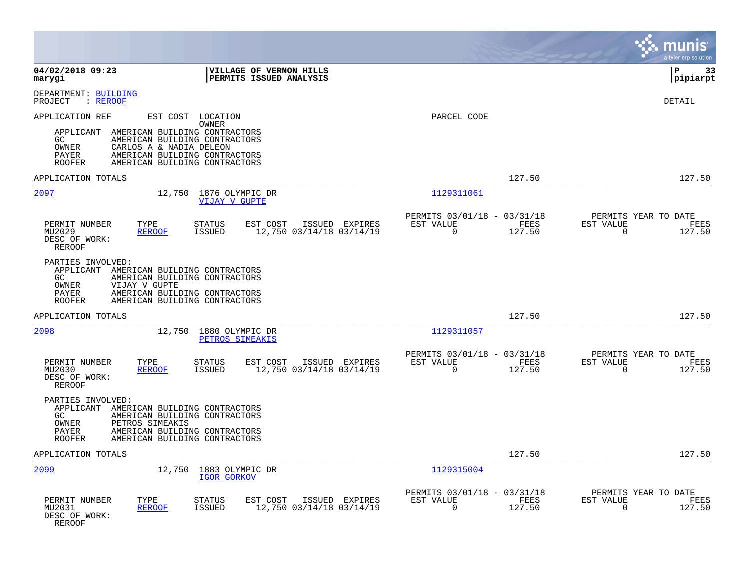**VILLAGE OF VERNON HILLS**
**PERMITS ISSUED ANALYSIS**

04/02/2018 09:23
marygi

pipiarpt

DEPARTMENT: BUILDING
PROJECT : REROOF

DETAIL

APPLICATION REF    EST COST    LOCATION    PARCEL CODE
OWNER

APPLICANT AMERICAN BUILDING CONTRACTORS
GC AMERICAN BUILDING CONTRACTORS
OWNER CARLOS A & NADIA DELEON
PAYER AMERICAN BUILDING CONTRACTORS
ROOFER AMERICAN BUILDING CONTRACTORS

APPLICATION TOTALS    127.50    127.50

---

**2097**    12,750    1876 OLYMPIC DR    1129311061
VIJAY V GUPTE

| PERMIT NUMBER | TYPE | STATUS | EST COST | ISSUED | EXPIRES | PERMITS 03/01/18 - 03/31/18 EST VALUE | FEES | PERMITS YEAR TO DATE EST VALUE | FEES |
|---|---|---|---|---|---|---|---|---|---|
| MU2029 | REROOF | ISSUED | 12,750 | 03/14/18 | 03/14/19 | 0 | 127.50 | 0 | 127.50 |

DESC OF WORK:
REROOF

PARTIES INVOLVED:
APPLICANT AMERICAN BUILDING CONTRACTORS
GC AMERICAN BUILDING CONTRACTORS
OWNER VIJAY V GUPTE
PAYER AMERICAN BUILDING CONTRACTORS
ROOFER AMERICAN BUILDING CONTRACTORS

APPLICATION TOTALS    127.50    127.50

---

**2098**    12,750    1880 OLYMPIC DR    1129311057
PETROS SIMEAKIS

| PERMIT NUMBER | TYPE | STATUS | EST COST | ISSUED | EXPIRES | PERMITS 03/01/18 - 03/31/18 EST VALUE | FEES | PERMITS YEAR TO DATE EST VALUE | FEES |
|---|---|---|---|---|---|---|---|---|---|
| MU2030 | REROOF | ISSUED | 12,750 | 03/14/18 | 03/14/19 | 0 | 127.50 | 0 | 127.50 |

DESC OF WORK:
REROOF

PARTIES INVOLVED:
APPLICANT AMERICAN BUILDING CONTRACTORS
GC AMERICAN BUILDING CONTRACTORS
OWNER PETROS SIMEAKIS
PAYER AMERICAN BUILDING CONTRACTORS
ROOFER AMERICAN BUILDING CONTRACTORS

APPLICATION TOTALS    127.50    127.50

---

**2099**    12,750    1883 OLYMPIC DR    1129315004
IGOR GORKOV

| PERMIT NUMBER | TYPE | STATUS | EST COST | ISSUED | EXPIRES | PERMITS 03/01/18 - 03/31/18 EST VALUE | FEES | PERMITS YEAR TO DATE EST VALUE | FEES |
|---|---|---|---|---|---|---|---|---|---|
| MU2031 | REROOF | ISSUED | 12,750 | 03/14/18 | 03/14/19 | 0 | 127.50 | 0 | 127.50 |

DESC OF WORK:
REROOF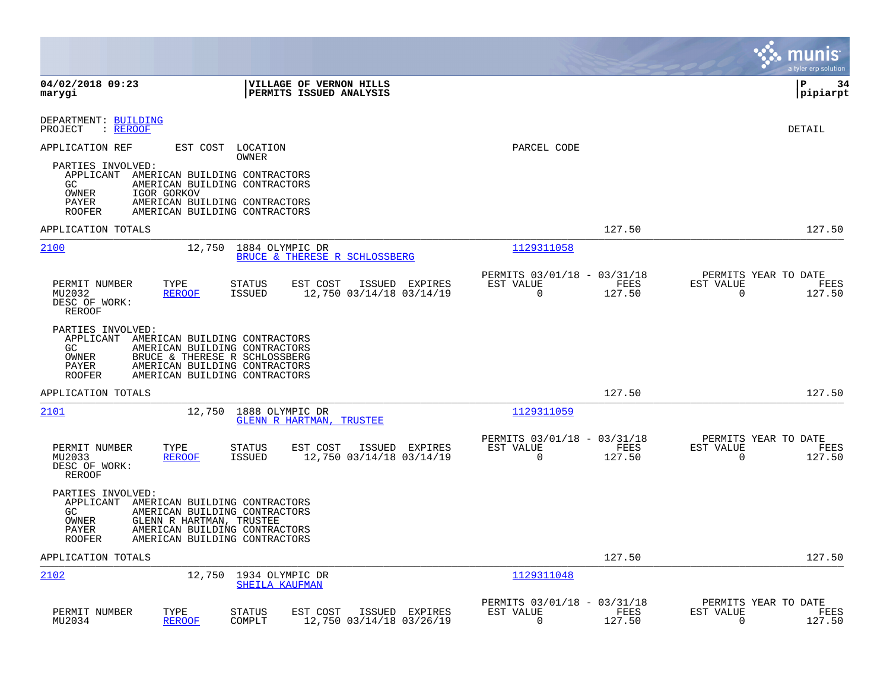**04/02/2018 09:23**
**marygi**

**VILLAGE OF VERNON HILLS**
**PERMITS ISSUED ANALYSIS**

**P 34**
**pipiarpt**

DEPARTMENT: BUILDING
PROJECT : REROOF

DETAIL

| APPLICATION REF | EST COST | LOCATION / OWNER | PARCEL CODE |
|---|---|---|---|

PARTIES INVOLVED:
- APPLICANT AMERICAN BUILDING CONTRACTORS
- GC AMERICAN BUILDING CONTRACTORS
- OWNER IGOR GORKOV
- PAYER AMERICAN BUILDING CONTRACTORS
- ROOFER AMERICAN BUILDING CONTRACTORS

APPLICATION TOTALS — 127.50 — 127.50

---

**2100** — 12,750 — 1884 OLYMPIC DR — BRUCE & THERESE R SCHLOSSBERG — Parcel: 1129311058

| PERMIT NUMBER | TYPE | STATUS | EST COST | ISSUED | EXPIRES | PERMITS 03/01/18 - 03/31/18 EST VALUE | FEES | PERMITS YEAR TO DATE EST VALUE | FEES |
|---|---|---|---|---|---|---|---|---|---|
| MU2032 | REROOF | ISSUED | 12,750 | 03/14/18 | 03/14/19 | 0 | 127.50 | 0 | 127.50 |

DESC OF WORK:
REROOF

PARTIES INVOLVED:
- APPLICANT AMERICAN BUILDING CONTRACTORS
- GC AMERICAN BUILDING CONTRACTORS
- OWNER BRUCE & THERESE R SCHLOSSBERG
- PAYER AMERICAN BUILDING CONTRACTORS
- ROOFER AMERICAN BUILDING CONTRACTORS

APPLICATION TOTALS — 127.50 — 127.50

---

**2101** — 12,750 — 1888 OLYMPIC DR — GLENN R HARTMAN, TRUSTEE — Parcel: 1129311059

| PERMIT NUMBER | TYPE | STATUS | EST COST | ISSUED | EXPIRES | PERMITS 03/01/18 - 03/31/18 EST VALUE | FEES | PERMITS YEAR TO DATE EST VALUE | FEES |
|---|---|---|---|---|---|---|---|---|---|
| MU2033 | REROOF | ISSUED | 12,750 | 03/14/18 | 03/14/19 | 0 | 127.50 | 0 | 127.50 |

DESC OF WORK:
REROOF

PARTIES INVOLVED:
- APPLICANT AMERICAN BUILDING CONTRACTORS
- GC AMERICAN BUILDING CONTRACTORS
- OWNER GLENN R HARTMAN, TRUSTEE
- PAYER AMERICAN BUILDING CONTRACTORS
- ROOFER AMERICAN BUILDING CONTRACTORS

APPLICATION TOTALS — 127.50 — 127.50

---

**2102** — 12,750 — 1934 OLYMPIC DR — SHEILA KAUFMAN — Parcel: 1129311048

| PERMIT NUMBER | TYPE | STATUS | EST COST | ISSUED | EXPIRES | PERMITS 03/01/18 - 03/31/18 EST VALUE | FEES | PERMITS YEAR TO DATE EST VALUE | FEES |
|---|---|---|---|---|---|---|---|---|---|
| MU2034 | REROOF | COMPLT | 12,750 | 03/14/18 | 03/26/19 | 0 | 127.50 | 0 | 127.50 |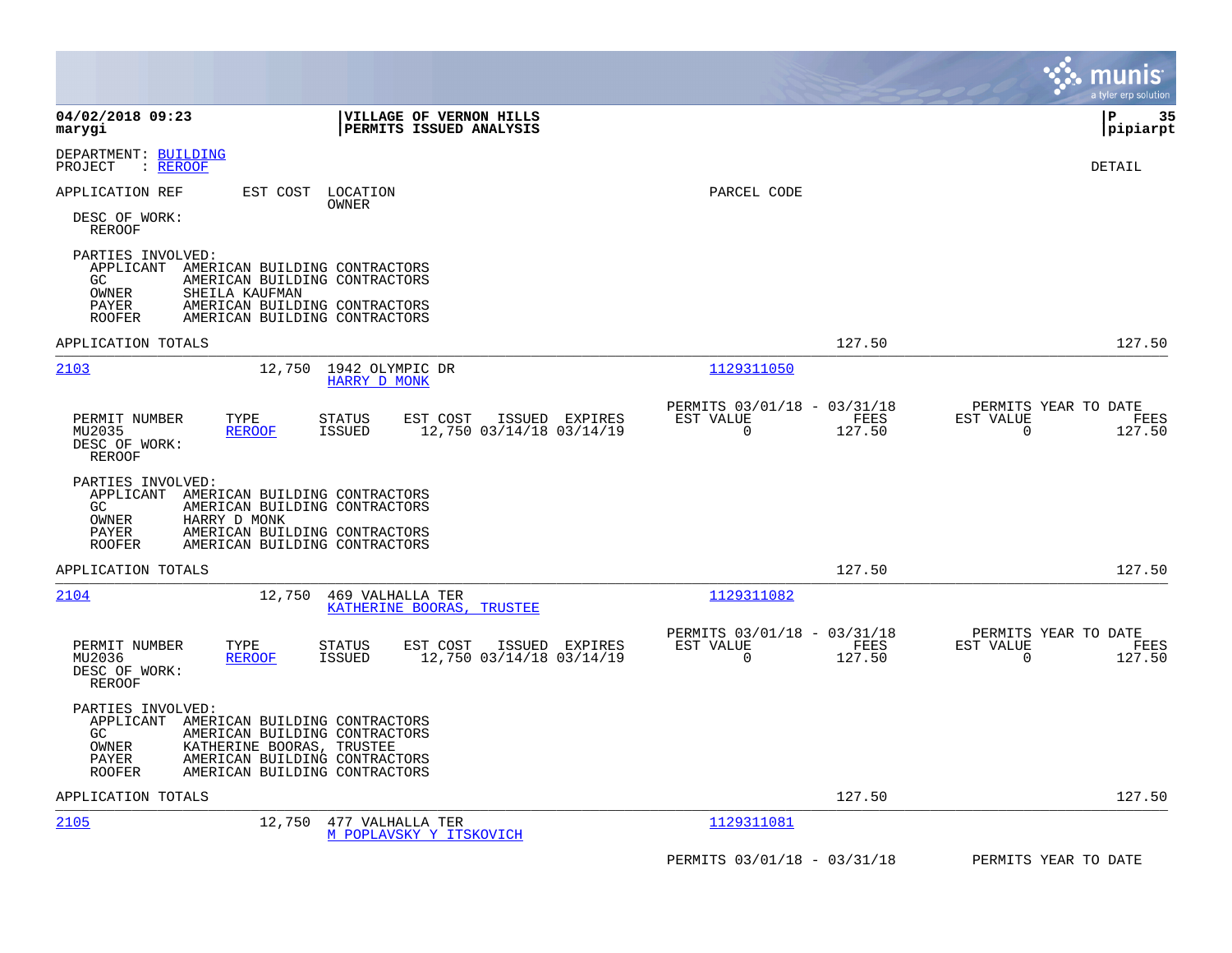**04/02/2018 09:23**
**marygi**

**VILLAGE OF VERNON HILLS**
**PERMITS ISSUED ANALYSIS**

**P 35**
**pipiarpt**

DEPARTMENT: BUILDING
PROJECT : REROOF

DETAIL

APPLICATION REF EST COST LOCATION OWNER PARCEL CODE

DESC OF WORK:
REROOF

PARTIES INVOLVED:
APPLICANT AMERICAN BUILDING CONTRACTORS
GC AMERICAN BUILDING CONTRACTORS
OWNER SHEILA KAUFMAN
PAYER AMERICAN BUILDING CONTRACTORS
ROOFER AMERICAN BUILDING CONTRACTORS

APPLICATION TOTALS 127.50 127.50

---

2103 12,750 1942 OLYMPIC DR
HARRY D MONK
1129311050

| PERMIT NUMBER | TYPE | STATUS | EST COST | ISSUED | EXPIRES | PERMITS 03/01/18 - 03/31/18 EST VALUE | FEES | PERMITS YEAR TO DATE EST VALUE | FEES |
|---|---|---|---|---|---|---|---|---|---|
| MU2035 | REROOF | ISSUED | 12,750 | 03/14/18 | 03/14/19 | 0 | 127.50 | 0 | 127.50 |

DESC OF WORK:
REROOF

PARTIES INVOLVED:
APPLICANT AMERICAN BUILDING CONTRACTORS
GC AMERICAN BUILDING CONTRACTORS
OWNER HARRY D MONK
PAYER AMERICAN BUILDING CONTRACTORS
ROOFER AMERICAN BUILDING CONTRACTORS

APPLICATION TOTALS 127.50 127.50

---

2104 12,750 469 VALHALLA TER
KATHERINE BOORAS, TRUSTEE
1129311082

| PERMIT NUMBER | TYPE | STATUS | EST COST | ISSUED | EXPIRES | PERMITS 03/01/18 - 03/31/18 EST VALUE | FEES | PERMITS YEAR TO DATE EST VALUE | FEES |
|---|---|---|---|---|---|---|---|---|---|
| MU2036 | REROOF | ISSUED | 12,750 | 03/14/18 | 03/14/19 | 0 | 127.50 | 0 | 127.50 |

DESC OF WORK:
REROOF

PARTIES INVOLVED:
APPLICANT AMERICAN BUILDING CONTRACTORS
GC AMERICAN BUILDING CONTRACTORS
OWNER KATHERINE BOORAS, TRUSTEE
PAYER AMERICAN BUILDING CONTRACTORS
ROOFER AMERICAN BUILDING CONTRACTORS

APPLICATION TOTALS 127.50 127.50

---

2105 12,750 477 VALHALLA TER
M POPLAVSKY Y ITSKOVICH
1129311081

PERMITS 03/01/18 - 03/31/18 PERMITS YEAR TO DATE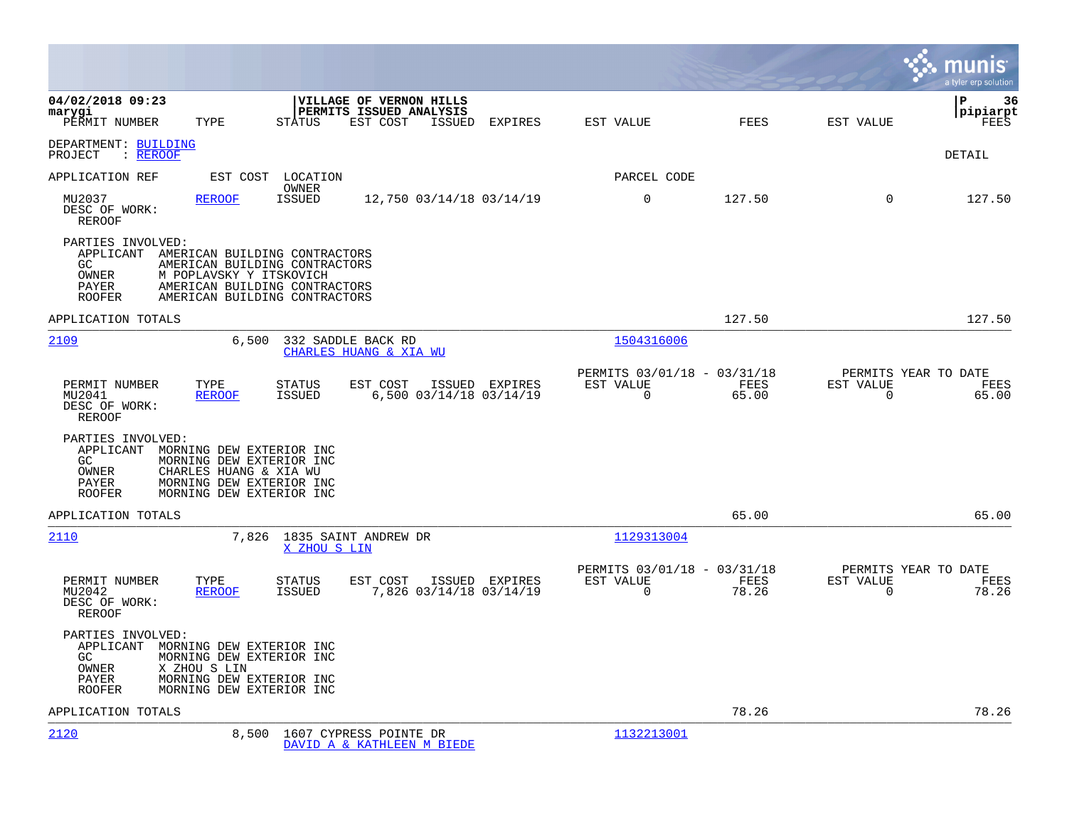04/02/2018 09:23
marygi

**VILLAGE OF VERNON HILLS**
**PERMITS ISSUED ANALYSIS**

pipiarpt

| PERMIT NUMBER | TYPE | STATUS | EST COST | ISSUED | EXPIRES | EST VALUE | FEES | EST VALUE | FEES |
|---|---|---|---|---|---|---|---|---|---|

DEPARTMENT: BUILDING
PROJECT : REROOF

DETAIL

| APPLICATION REF | EST COST | LOCATION / OWNER | | | | PARCEL CODE | | | |
|---|---|---|---|---|---|---|---|---|---|
| MU2037 | REROOF | ISSUED | 12,750 | 03/14/18 | 03/14/19 | 0 | 127.50 | 0 | 127.50 |

DESC OF WORK:
REROOF

PARTIES INVOLVED:
- APPLICANT AMERICAN BUILDING CONTRACTORS
- GC AMERICAN BUILDING CONTRACTORS
- OWNER M POPLAVSKY Y ITSKOVICH
- PAYER AMERICAN BUILDING CONTRACTORS
- ROOFER AMERICAN BUILDING CONTRACTORS

APPLICATION TOTALS: 127.50 | 127.50

---

**2109** — 6,500 — 332 SADDLE BACK RD — CHARLES HUANG & XIA WU — Parcel 1504316006

| PERMIT NUMBER | TYPE | STATUS | EST COST | ISSUED | EXPIRES | PERMITS 03/01/18 - 03/31/18 EST VALUE | FEES | PERMITS YEAR TO DATE EST VALUE | FEES |
|---|---|---|---|---|---|---|---|---|---|
| MU2041 | REROOF | ISSUED | 6,500 | 03/14/18 | 03/14/19 | 0 | 65.00 | 0 | 65.00 |

DESC OF WORK:
REROOF

PARTIES INVOLVED:
- APPLICANT MORNING DEW EXTERIOR INC
- GC MORNING DEW EXTERIOR INC
- OWNER CHARLES HUANG & XIA WU
- PAYER MORNING DEW EXTERIOR INC
- ROOFER MORNING DEW EXTERIOR INC

APPLICATION TOTALS: 65.00 | 65.00

---

**2110** — 7,826 — 1835 SAINT ANDREW DR — X ZHOU S LIN — Parcel 1129313004

| PERMIT NUMBER | TYPE | STATUS | EST COST | ISSUED | EXPIRES | PERMITS 03/01/18 - 03/31/18 EST VALUE | FEES | PERMITS YEAR TO DATE EST VALUE | FEES |
|---|---|---|---|---|---|---|---|---|---|
| MU2042 | REROOF | ISSUED | 7,826 | 03/14/18 | 03/14/19 | 0 | 78.26 | 0 | 78.26 |

DESC OF WORK:
REROOF

PARTIES INVOLVED:
- APPLICANT MORNING DEW EXTERIOR INC
- GC MORNING DEW EXTERIOR INC
- OWNER X ZHOU S LIN
- PAYER MORNING DEW EXTERIOR INC
- ROOFER MORNING DEW EXTERIOR INC

APPLICATION TOTALS: 78.26 | 78.26

---

**2120** — 8,500 — 1607 CYPRESS POINTE DR — DAVID A & KATHLEEN M BIEDE — Parcel 1132213001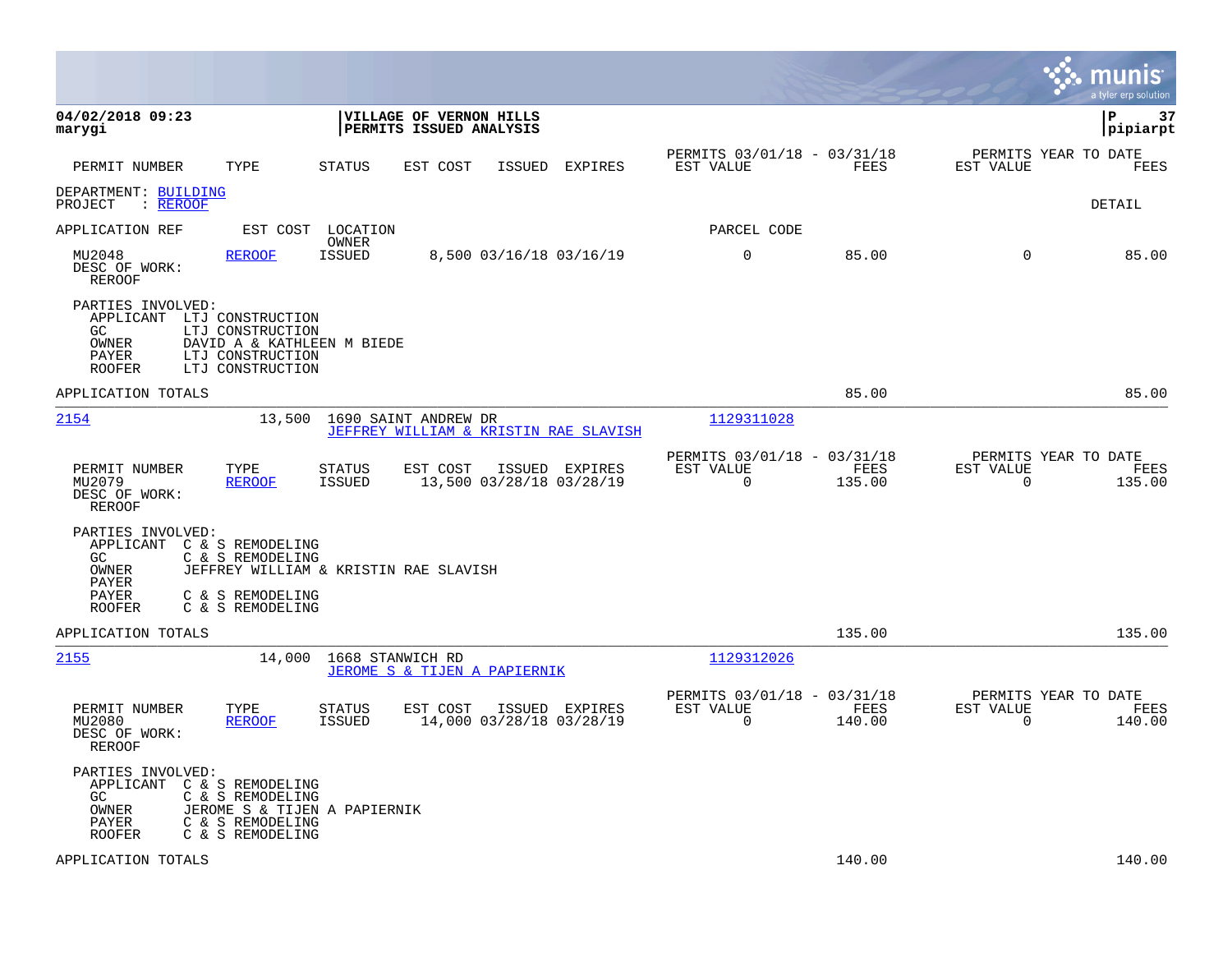04/02/2018 09:23 marygi

**VILLAGE OF VERNON HILLS**
**PERMITS ISSUED ANALYSIS**

P 37
pipiarpt

| PERMIT NUMBER | TYPE | STATUS | EST COST | ISSUED | EXPIRES | PERMITS 03/01/18 - 03/31/18 EST VALUE | FEES | PERMITS YEAR TO DATE EST VALUE | FEES |
|---|---|---|---|---|---|---|---|---|---|

DEPARTMENT: BUILDING
PROJECT : REROOF

DETAIL

APPLICATION REF | EST COST | LOCATION / OWNER | PARCEL CODE

| PERMIT NUMBER | TYPE | STATUS | EST COST | ISSUED | EXPIRES | EST VALUE | FEES | EST VALUE | FEES |
|---|---|---|---|---|---|---|---|---|---|
| MU2048 | REROOF | ISSUED | 8,500 | 03/16/18 | 03/16/19 | 0 | 85.00 | 0 | 85.00 |

DESC OF WORK:
REROOF

PARTIES INVOLVED:
- APPLICANT LTJ CONSTRUCTION
- GC LTJ CONSTRUCTION
- OWNER DAVID A & KATHLEEN M BIEDE
- PAYER LTJ CONSTRUCTION
- ROOFER LTJ CONSTRUCTION

APPLICATION TOTALS: 85.00 | 85.00

---

**2154** | 13,500 | 1690 SAINT ANDREW DR | JEFFREY WILLIAM & KRISTIN RAE SLAVISH | 1129311028

| PERMIT NUMBER | TYPE | STATUS | EST COST | ISSUED | EXPIRES | PERMITS 03/01/18 - 03/31/18 EST VALUE | FEES | PERMITS YEAR TO DATE EST VALUE | FEES |
|---|---|---|---|---|---|---|---|---|---|
| MU2079 | REROOF | ISSUED | 13,500 | 03/28/18 | 03/28/19 | 0 | 135.00 | 0 | 135.00 |

DESC OF WORK:
REROOF

PARTIES INVOLVED:
- APPLICANT C & S REMODELING
- GC C & S REMODELING
- OWNER JEFFREY WILLIAM & KRISTIN RAE SLAVISH
- PAYER
- PAYER C & S REMODELING
- ROOFER C & S REMODELING

APPLICATION TOTALS: 135.00 | 135.00

---

**2155** | 14,000 | 1668 STANWICH RD | JEROME S & TIJEN A PAPIERNIK | 1129312026

| PERMIT NUMBER | TYPE | STATUS | EST COST | ISSUED | EXPIRES | PERMITS 03/01/18 - 03/31/18 EST VALUE | FEES | PERMITS YEAR TO DATE EST VALUE | FEES |
|---|---|---|---|---|---|---|---|---|---|
| MU2080 | REROOF | ISSUED | 14,000 | 03/28/18 | 03/28/19 | 0 | 140.00 | 0 | 140.00 |

DESC OF WORK:
REROOF

PARTIES INVOLVED:
- APPLICANT C & S REMODELING
- GC C & S REMODELING
- OWNER JEROME S & TIJEN A PAPIERNIK
- PAYER C & S REMODELING
- ROOFER C & S REMODELING

APPLICATION TOTALS: 140.00 | 140.00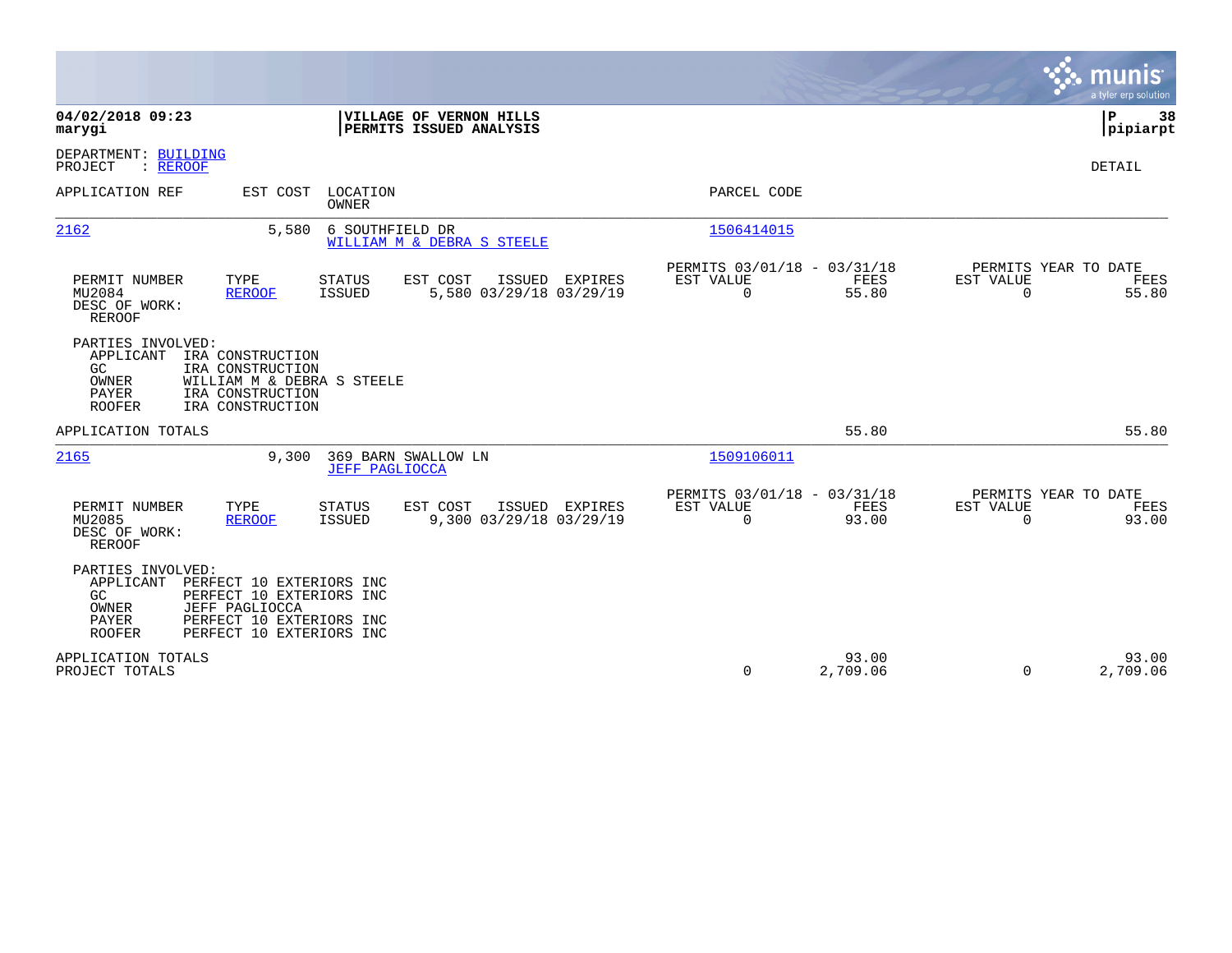**04/02/2018 09:23**
**marygi**

**VILLAGE OF VERNON HILLS**
**PERMITS ISSUED ANALYSIS**

**P 38**
**pipiarpt**

DEPARTMENT: BUILDING
PROJECT : REROOF

DETAIL

| APPLICATION REF | EST COST | LOCATION / OWNER | PARCEL CODE |
|---|---|---|---|
| 2162 | 5,580 | 6 SOUTHFIELD DR / WILLIAM M & DEBRA S STEELE | 1506414015 |

| PERMIT NUMBER | TYPE | STATUS | EST COST | ISSUED | EXPIRES | PERMITS 03/01/18 - 03/31/18 EST VALUE | FEES | PERMITS YEAR TO DATE EST VALUE | FEES |
|---|---|---|---|---|---|---|---|---|---|
| MU2084 | REROOF | ISSUED | 5,580 | 03/29/18 | 03/29/19 | 0 | 55.80 | 0 | 55.80 |

DESC OF WORK:
REROOF

PARTIES INVOLVED:
- APPLICANT IRA CONSTRUCTION
- GC IRA CONSTRUCTION
- OWNER WILLIAM M & DEBRA S STEELE
- PAYER IRA CONSTRUCTION
- ROOFER IRA CONSTRUCTION

APPLICATION TOTALS: 55.80 | 55.80

| APPLICATION REF | EST COST | LOCATION / OWNER | PARCEL CODE |
|---|---|---|---|
| 2165 | 9,300 | 369 BARN SWALLOW LN / JEFF PAGLIOCCA | 1509106011 |

| PERMIT NUMBER | TYPE | STATUS | EST COST | ISSUED | EXPIRES | PERMITS 03/01/18 - 03/31/18 EST VALUE | FEES | PERMITS YEAR TO DATE EST VALUE | FEES |
|---|---|---|---|---|---|---|---|---|---|
| MU2085 | REROOF | ISSUED | 9,300 | 03/29/18 | 03/29/19 | 0 | 93.00 | 0 | 93.00 |

DESC OF WORK:
REROOF

PARTIES INVOLVED:
- APPLICANT PERFECT 10 EXTERIORS INC
- GC PERFECT 10 EXTERIORS INC
- OWNER JEFF PAGLIOCCA
- PAYER PERFECT 10 EXTERIORS INC
- ROOFER PERFECT 10 EXTERIORS INC

| | EST VALUE | FEES | YTD EST VALUE | YTD FEES |
|---|---|---|---|---|
| APPLICATION TOTALS | | 93.00 | | 93.00 |
| PROJECT TOTALS | 0 | 2,709.06 | 0 | 2,709.06 |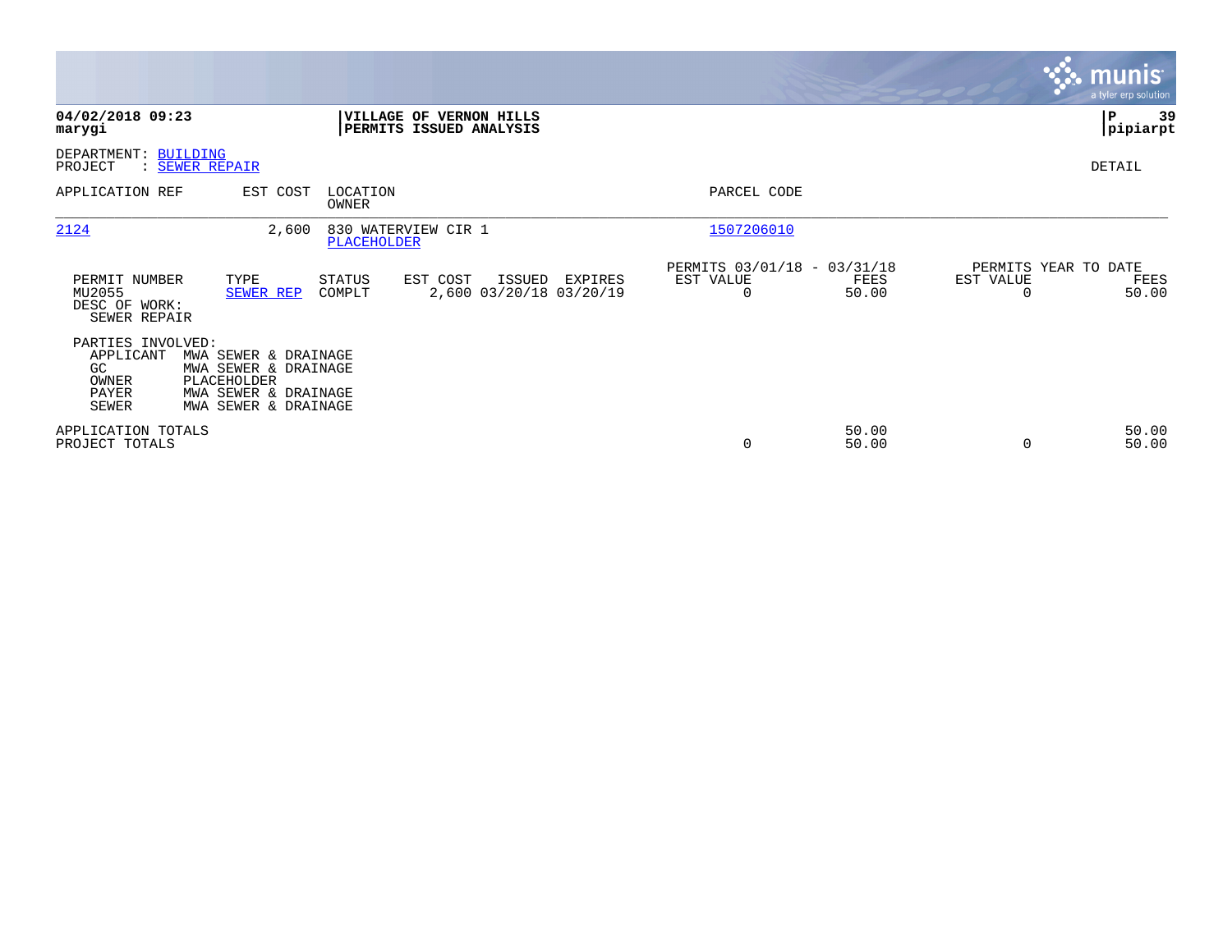**04/02/2018 09:23**
**marygi**

**VILLAGE OF VERNON HILLS**
**PERMITS ISSUED ANALYSIS**

**P 39**
**pipiarpt**

DEPARTMENT: BUILDING
PROJECT : SEWER REPAIR

DETAIL

| APPLICATION REF | EST COST | LOCATION / OWNER | PARCEL CODE |
|---|---|---|---|
| 2124 | 2,600 | 830 WATERVIEW CIR 1 / PLACEHOLDER | 1507206010 |

| PERMIT NUMBER | TYPE | STATUS | EST COST | ISSUED | EXPIRES | PERMITS 03/01/18 - 03/31/18 EST VALUE | FEES | PERMITS YEAR TO DATE EST VALUE | FEES |
|---|---|---|---|---|---|---|---|---|---|
| MU2055 | SEWER REP | COMPLT | 2,600 | 03/20/18 | 03/20/19 | 0 | 50.00 | 0 | 50.00 |

DESC OF WORK:
SEWER REPAIR

PARTIES INVOLVED:

| ROLE | NAME |
|---|---|
| APPLICANT | MWA SEWER & DRAINAGE |
| GC | MWA SEWER & DRAINAGE |
| OWNER | PLACEHOLDER |
| PAYER | MWA SEWER & DRAINAGE |
| SEWER | MWA SEWER & DRAINAGE |

| | EST VALUE | FEES | EST VALUE | FEES |
|---|---|---|---|---|
| APPLICATION TOTALS | | 50.00 | | 50.00 |
| PROJECT TOTALS | 0 | 50.00 | 0 | 50.00 |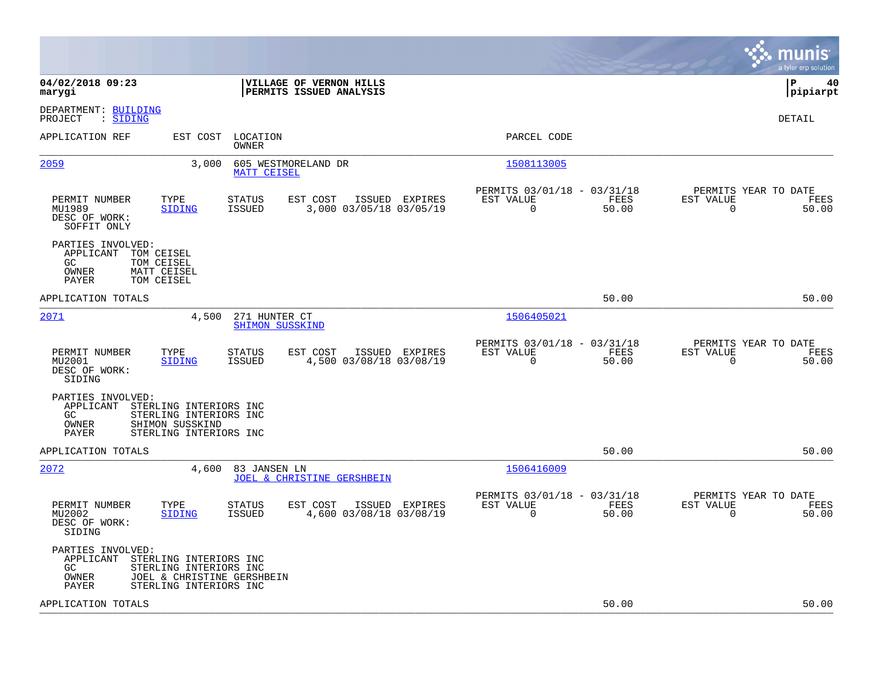**04/02/2018 09:23**
**marygi**

**VILLAGE OF VERNON HILLS**
**PERMITS ISSUED ANALYSIS**

**P 40**
**pipiarpt**

DEPARTMENT: BUILDING
PROJECT : SIDING

DETAIL

| APPLICATION REF | EST COST | LOCATION / OWNER | PARCEL CODE |
|---|---|---|---|
| 2059 | 3,000 | 605 WESTMORELAND DR / MATT CEISEL | 1508113005 |

| PERMIT NUMBER | TYPE | STATUS | EST COST | ISSUED | EXPIRES | PERMITS 03/01/18 - 03/31/18 EST VALUE | FEES | PERMITS YEAR TO DATE EST VALUE | FEES |
|---|---|---|---|---|---|---|---|---|---|
| MU1989 | SIDING | ISSUED | 3,000 | 03/05/18 | 03/05/19 | 0 | 50.00 | 0 | 50.00 |

DESC OF WORK:
SOFFIT ONLY

PARTIES INVOLVED:
- APPLICANT TOM CEISEL
- GC TOM CEISEL
- OWNER MATT CEISEL
- PAYER TOM CEISEL

APPLICATION TOTALS — 50.00 — 50.00

| APPLICATION REF | EST COST | LOCATION / OWNER | PARCEL CODE |
|---|---|---|---|
| 2071 | 4,500 | 271 HUNTER CT / SHIMON SUSSKIND | 1506405021 |

| PERMIT NUMBER | TYPE | STATUS | EST COST | ISSUED | EXPIRES | PERMITS 03/01/18 - 03/31/18 EST VALUE | FEES | PERMITS YEAR TO DATE EST VALUE | FEES |
|---|---|---|---|---|---|---|---|---|---|
| MU2001 | SIDING | ISSUED | 4,500 | 03/08/18 | 03/08/19 | 0 | 50.00 | 0 | 50.00 |

DESC OF WORK:
SIDING

PARTIES INVOLVED:
- APPLICANT STERLING INTERIORS INC
- GC STERLING INTERIORS INC
- OWNER SHIMON SUSSKIND
- PAYER STERLING INTERIORS INC

APPLICATION TOTALS — 50.00 — 50.00

| APPLICATION REF | EST COST | LOCATION / OWNER | PARCEL CODE |
|---|---|---|---|
| 2072 | 4,600 | 83 JANSEN LN / JOEL & CHRISTINE GERSHBEIN | 1506416009 |

| PERMIT NUMBER | TYPE | STATUS | EST COST | ISSUED | EXPIRES | PERMITS 03/01/18 - 03/31/18 EST VALUE | FEES | PERMITS YEAR TO DATE EST VALUE | FEES |
|---|---|---|---|---|---|---|---|---|---|
| MU2002 | SIDING | ISSUED | 4,600 | 03/08/18 | 03/08/19 | 0 | 50.00 | 0 | 50.00 |

DESC OF WORK:
SIDING

PARTIES INVOLVED:
- APPLICANT STERLING INTERIORS INC
- GC STERLING INTERIORS INC
- OWNER JOEL & CHRISTINE GERSHBEIN
- PAYER STERLING INTERIORS INC

APPLICATION TOTALS — 50.00 — 50.00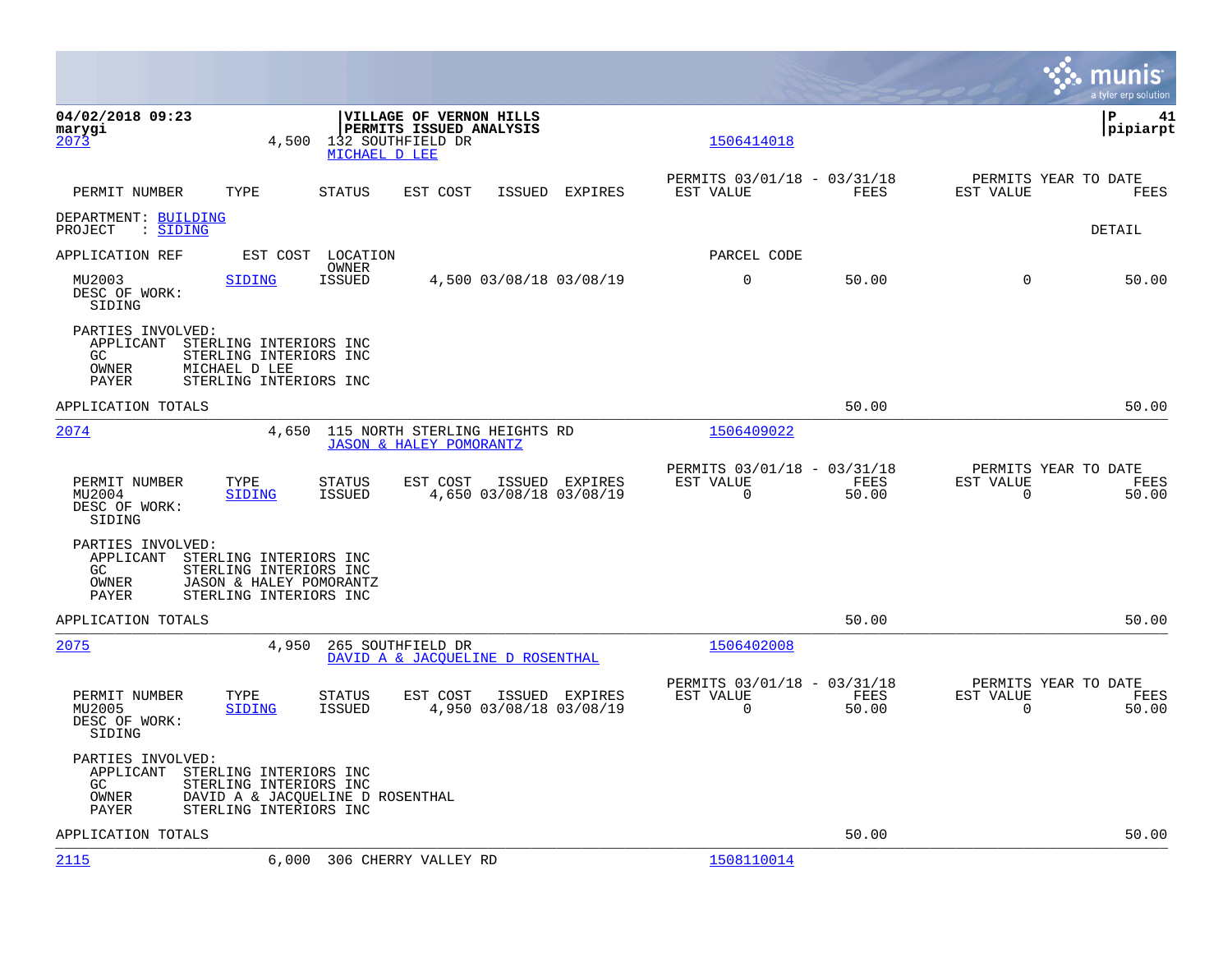04/02/2018 09:23 — VILLAGE OF VERNON HILLS — PERMITS ISSUED ANALYSIS
marygi — pipiarpt

**2073** | 4,500 | 132 SOUTHFIELD DR | MICHAEL D LEE | 1506414018

| PERMIT NUMBER | TYPE | STATUS | EST COST | ISSUED | EXPIRES | PERMITS 03/01/18 - 03/31/18 EST VALUE | FEES | PERMITS YEAR TO DATE EST VALUE | FEES |
|---|---|---|---|---|---|---|---|---|---|

DEPARTMENT: BUILDING
PROJECT : SIDING

DETAIL

APPLICATION REF | EST COST | LOCATION / OWNER | PARCEL CODE

| PERMIT NUMBER | TYPE | STATUS | EST COST | ISSUED | EXPIRES | EST VALUE | FEES | YTD EST VALUE | YTD FEES |
|---|---|---|---|---|---|---|---|---|---|
| MU2003 | SIDING | ISSUED | 4,500 | 03/08/18 | 03/08/19 | 0 | 50.00 | 0 | 50.00 |

DESC OF WORK:
SIDING

PARTIES INVOLVED:
- APPLICANT STERLING INTERIORS INC
- GC STERLING INTERIORS INC
- OWNER MICHAEL D LEE
- PAYER STERLING INTERIORS INC

APPLICATION TOTALS — 50.00 — 50.00

---

**2074** | 4,650 | 115 NORTH STERLING HEIGHTS RD | JASON & HALEY POMORANTZ | 1506409022

| PERMIT NUMBER | TYPE | STATUS | EST COST | ISSUED | EXPIRES | PERMITS 03/01/18 - 03/31/18 EST VALUE | FEES | PERMITS YEAR TO DATE EST VALUE | FEES |
|---|---|---|---|---|---|---|---|---|---|
| MU2004 | SIDING | ISSUED | 4,650 | 03/08/18 | 03/08/19 | 0 | 50.00 | 0 | 50.00 |

DESC OF WORK:
SIDING

PARTIES INVOLVED:
- APPLICANT STERLING INTERIORS INC
- GC STERLING INTERIORS INC
- OWNER JASON & HALEY POMORANTZ
- PAYER STERLING INTERIORS INC

APPLICATION TOTALS — 50.00 — 50.00

---

**2075** | 4,950 | 265 SOUTHFIELD DR | DAVID A & JACQUELINE D ROSENTHAL | 1506402008

| PERMIT NUMBER | TYPE | STATUS | EST COST | ISSUED | EXPIRES | PERMITS 03/01/18 - 03/31/18 EST VALUE | FEES | PERMITS YEAR TO DATE EST VALUE | FEES |
|---|---|---|---|---|---|---|---|---|---|
| MU2005 | SIDING | ISSUED | 4,950 | 03/08/18 | 03/08/19 | 0 | 50.00 | 0 | 50.00 |

DESC OF WORK:
SIDING

PARTIES INVOLVED:
- APPLICANT STERLING INTERIORS INC
- GC STERLING INTERIORS INC
- OWNER DAVID A & JACQUELINE D ROSENTHAL
- PAYER STERLING INTERIORS INC

APPLICATION TOTALS — 50.00 — 50.00

---

**2115** | 6,000 | 306 CHERRY VALLEY RD | 1508110014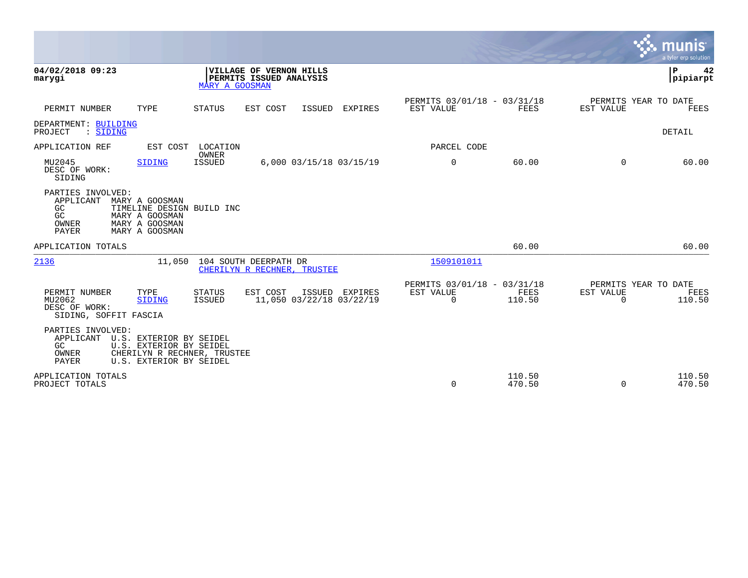**04/02/2018 09:23**
**marygi**

**VILLAGE OF VERNON HILLS**
**PERMITS ISSUED ANALYSIS**
MARY A GOOSMAN

**P 42**
**pipiarpt**

| PERMIT NUMBER | TYPE | STATUS | EST COST | ISSUED | EXPIRES | PERMITS 03/01/18 - 03/31/18 EST VALUE | FEES | PERMITS YEAR TO DATE EST VALUE | FEES |
|---|---|---|---|---|---|---|---|---|---|

DEPARTMENT: BUILDING
PROJECT : SIDING

DETAIL

| APPLICATION REF | EST COST | LOCATION / OWNER | | | | PARCEL CODE | | | |
|---|---|---|---|---|---|---|---|---|---|
| MU2045 | SIDING | ISSUED | 6,000 | 03/15/18 | 03/15/19 | 0 | 60.00 | 0 | 60.00 |

DESC OF WORK:
SIDING

PARTIES INVOLVED:
- APPLICANT MARY A GOOSMAN
- GC TIMELINE DESIGN BUILD INC
- GC MARY A GOOSMAN
- OWNER MARY A GOOSMAN
- PAYER MARY A GOOSMAN

| APPLICATION TOTALS | | | 60.00 | | 60.00 |
|---|---|---|---|---|---|

2136 | 11,050 | 104 SOUTH DEERPATH DR | CHERILYN R RECHNER, TRUSTEE | 1509101011

| PERMIT NUMBER | TYPE | STATUS | EST COST | ISSUED | EXPIRES | PERMITS 03/01/18 - 03/31/18 EST VALUE | FEES | PERMITS YEAR TO DATE EST VALUE | FEES |
|---|---|---|---|---|---|---|---|---|---|
| MU2062 | SIDING | ISSUED | 11,050 | 03/22/18 | 03/22/19 | 0 | 110.50 | 0 | 110.50 |

DESC OF WORK:
SIDING, SOFFIT FASCIA

PARTIES INVOLVED:
- APPLICANT U.S. EXTERIOR BY SEIDEL
- GC U.S. EXTERIOR BY SEIDEL
- OWNER CHERILYN R RECHNER, TRUSTEE
- PAYER U.S. EXTERIOR BY SEIDEL

| | EST VALUE | FEES | EST VALUE | FEES |
|---|---|---|---|---|
| APPLICATION TOTALS | | 110.50 | | 110.50 |
| PROJECT TOTALS | 0 | 470.50 | 0 | 470.50 |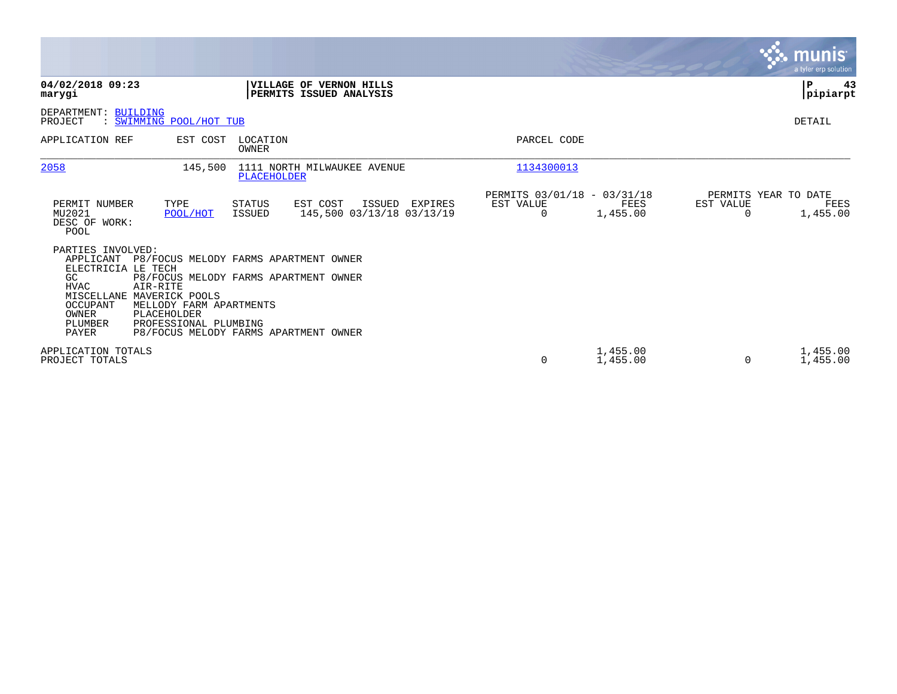**04/02/2018 09:23**
**marygi**

**VILLAGE OF VERNON HILLS**
**PERMITS ISSUED ANALYSIS**

**P 43**
**pipiarpt**

DEPARTMENT: BUILDING
PROJECT : SWIMMING POOL/HOT TUB

DETAIL

| APPLICATION REF | EST COST | LOCATION / OWNER | PARCEL CODE |
|---|---|---|---|
| 2058 | 145,500 | 1111 NORTH MILWAUKEE AVENUE / PLACEHOLDER | 1134300013 |

| PERMIT NUMBER | TYPE | STATUS | EST COST | ISSUED | EXPIRES | PERMITS 03/01/18 - 03/31/18 EST VALUE | FEES | PERMITS YEAR TO DATE EST VALUE | FEES |
|---|---|---|---|---|---|---|---|---|---|
| MU2021 | POOL/HOT | ISSUED | 145,500 | 03/13/18 | 03/13/19 | 0 | 1,455.00 | 0 | 1,455.00 |

DESC OF WORK:
POOL

PARTIES INVOLVED:

| ROLE | NAME |
|---|---|
| APPLICANT | P8/FOCUS MELODY FARMS APARTMENT OWNER |
| ELECTRICIA | LE TECH |
| GC | P8/FOCUS MELODY FARMS APARTMENT OWNER |
| HVAC | AIR-RITE |
| MISCELLANE | MAVERICK POOLS |
| OCCUPANT | MELLODY FARM APARTMENTS |
| OWNER | PLACEHOLDER |
| PLUMBER | PROFESSIONAL PLUMBING |
| PAYER | P8/FOCUS MELODY FARMS APARTMENT OWNER |

| | EST VALUE | FEES | EST VALUE | FEES |
|---|---|---|---|---|
| APPLICATION TOTALS | | 1,455.00 | | 1,455.00 |
| PROJECT TOTALS | 0 | 1,455.00 | 0 | 1,455.00 |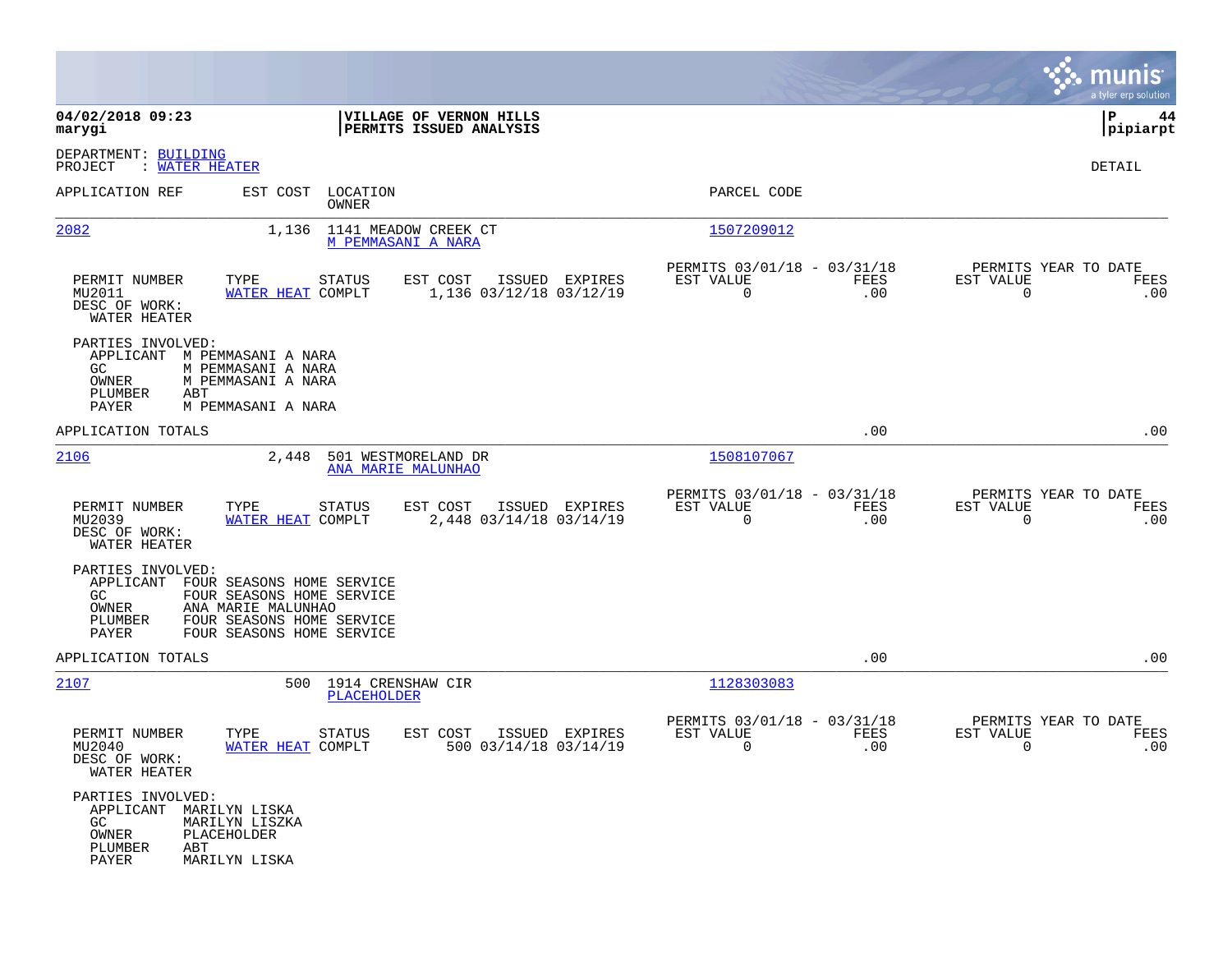**04/02/2018 09:23**
**marygi**

**VILLAGE OF VERNON HILLS**
**PERMITS ISSUED ANALYSIS**

**P 44**
**pipiarpt**

DEPARTMENT: BUILDING
PROJECT : WATER HEATER

DETAIL

| APPLICATION REF | EST COST | LOCATION / OWNER | PARCEL CODE |
|---|---|---|---|
| 2082 | 1,136 | 1141 MEADOW CREEK CT / M PEMMASANI A NARA | 1507209012 |

| PERMIT NUMBER | TYPE | STATUS | EST COST | ISSUED | EXPIRES | PERMITS 03/01/18 - 03/31/18 EST VALUE | FEES | PERMITS YEAR TO DATE EST VALUE | FEES |
|---|---|---|---|---|---|---|---|---|---|
| MU2011 | WATER HEAT | COMPLT | 1,136 | 03/12/18 | 03/12/19 | 0 | .00 | 0 | .00 |

DESC OF WORK:
WATER HEATER

PARTIES INVOLVED:
APPLICANT M PEMMASANI A NARA
GC M PEMMASANI A NARA
OWNER M PEMMASANI A NARA
PLUMBER ABT
PAYER M PEMMASANI A NARA

APPLICATION TOTALS .00 .00

| APPLICATION REF | EST COST | LOCATION / OWNER | PARCEL CODE |
|---|---|---|---|
| 2106 | 2,448 | 501 WESTMORELAND DR / ANA MARIE MALUNHAO | 1508107067 |

| PERMIT NUMBER | TYPE | STATUS | EST COST | ISSUED | EXPIRES | PERMITS 03/01/18 - 03/31/18 EST VALUE | FEES | PERMITS YEAR TO DATE EST VALUE | FEES |
|---|---|---|---|---|---|---|---|---|---|
| MU2039 | WATER HEAT | COMPLT | 2,448 | 03/14/18 | 03/14/19 | 0 | .00 | 0 | .00 |

DESC OF WORK:
WATER HEATER

PARTIES INVOLVED:
APPLICANT FOUR SEASONS HOME SERVICE
GC FOUR SEASONS HOME SERVICE
OWNER ANA MARIE MALUNHAO
PLUMBER FOUR SEASONS HOME SERVICE
PAYER FOUR SEASONS HOME SERVICE

APPLICATION TOTALS .00 .00

| APPLICATION REF | EST COST | LOCATION / OWNER | PARCEL CODE |
|---|---|---|---|
| 2107 | 500 | 1914 CRENSHAW CIR / PLACEHOLDER | 1128303083 |

| PERMIT NUMBER | TYPE | STATUS | EST COST | ISSUED | EXPIRES | PERMITS 03/01/18 - 03/31/18 EST VALUE | FEES | PERMITS YEAR TO DATE EST VALUE | FEES |
|---|---|---|---|---|---|---|---|---|---|
| MU2040 | WATER HEAT | COMPLT | 500 | 03/14/18 | 03/14/19 | 0 | .00 | 0 | .00 |

DESC OF WORK:
WATER HEATER

PARTIES INVOLVED:
APPLICANT MARILYN LISKA
GC MARILYN LISZKA
OWNER PLACEHOLDER
PLUMBER ABT
PAYER MARILYN LISKA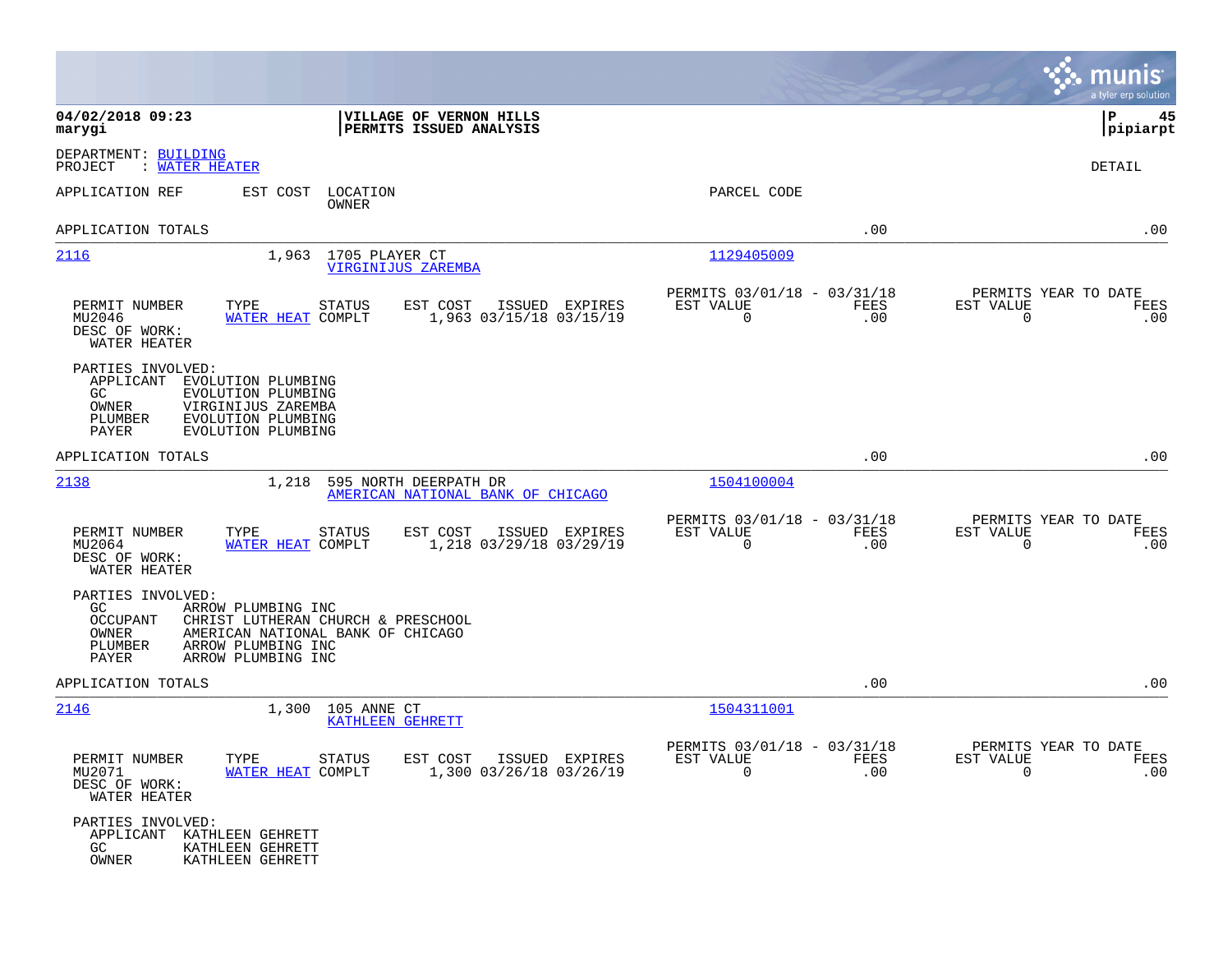**04/02/2018 09:23**
**marygi**

**VILLAGE OF VERNON HILLS**
**PERMITS ISSUED ANALYSIS**

**P 45**
**pipiarpt**

DEPARTMENT: BUILDING
PROJECT : WATER HEATER

DETAIL

| APPLICATION REF | EST COST | LOCATION / OWNER | PARCEL CODE | | |
|---|---|---|---|---|---|
| APPLICATION TOTALS | | | | .00 | .00 |
| 2116 | 1,963 | 1705 PLAYER CT / VIRGINIJUS ZAREMBA | 1129405009 | | |

| PERMIT NUMBER | TYPE | STATUS | EST COST | ISSUED | EXPIRES | PERMITS 03/01/18 - 03/31/18 EST VALUE | FEES | PERMITS YEAR TO DATE EST VALUE | FEES |
|---|---|---|---|---|---|---|---|---|---|
| MU2046 | WATER HEAT | COMPLT | 1,963 | 03/15/18 | 03/15/19 | 0 | .00 | 0 | .00 |

DESC OF WORK:
WATER HEATER

PARTIES INVOLVED:
- APPLICANT EVOLUTION PLUMBING
- GC EVOLUTION PLUMBING
- OWNER VIRGINIJUS ZAREMBA
- PLUMBER EVOLUTION PLUMBING
- PAYER EVOLUTION PLUMBING

| APPLICATION REF | EST COST | LOCATION / OWNER | PARCEL CODE | | |
|---|---|---|---|---|---|
| APPLICATION TOTALS | | | | .00 | .00 |
| 2138 | 1,218 | 595 NORTH DEERPATH DR / AMERICAN NATIONAL BANK OF CHICAGO | 1504100004 | | |

| PERMIT NUMBER | TYPE | STATUS | EST COST | ISSUED | EXPIRES | PERMITS 03/01/18 - 03/31/18 EST VALUE | FEES | PERMITS YEAR TO DATE EST VALUE | FEES |
|---|---|---|---|---|---|---|---|---|---|
| MU2064 | WATER HEAT | COMPLT | 1,218 | 03/29/18 | 03/29/19 | 0 | .00 | 0 | .00 |

DESC OF WORK:
WATER HEATER

PARTIES INVOLVED:
- GC ARROW PLUMBING INC
- OCCUPANT CHRIST LUTHERAN CHURCH & PRESCHOOL
- OWNER AMERICAN NATIONAL BANK OF CHICAGO
- PLUMBER ARROW PLUMBING INC
- PAYER ARROW PLUMBING INC

| APPLICATION REF | EST COST | LOCATION / OWNER | PARCEL CODE | | |
|---|---|---|---|---|---|
| APPLICATION TOTALS | | | | .00 | .00 |
| 2146 | 1,300 | 105 ANNE CT / KATHLEEN GEHRETT | 1504311001 | | |

| PERMIT NUMBER | TYPE | STATUS | EST COST | ISSUED | EXPIRES | PERMITS 03/01/18 - 03/31/18 EST VALUE | FEES | PERMITS YEAR TO DATE EST VALUE | FEES |
|---|---|---|---|---|---|---|---|---|---|
| MU2071 | WATER HEAT | COMPLT | 1,300 | 03/26/18 | 03/26/19 | 0 | .00 | 0 | .00 |

DESC OF WORK:
WATER HEATER

PARTIES INVOLVED:
- APPLICANT KATHLEEN GEHRETT
- GC KATHLEEN GEHRETT
- OWNER KATHLEEN GEHRETT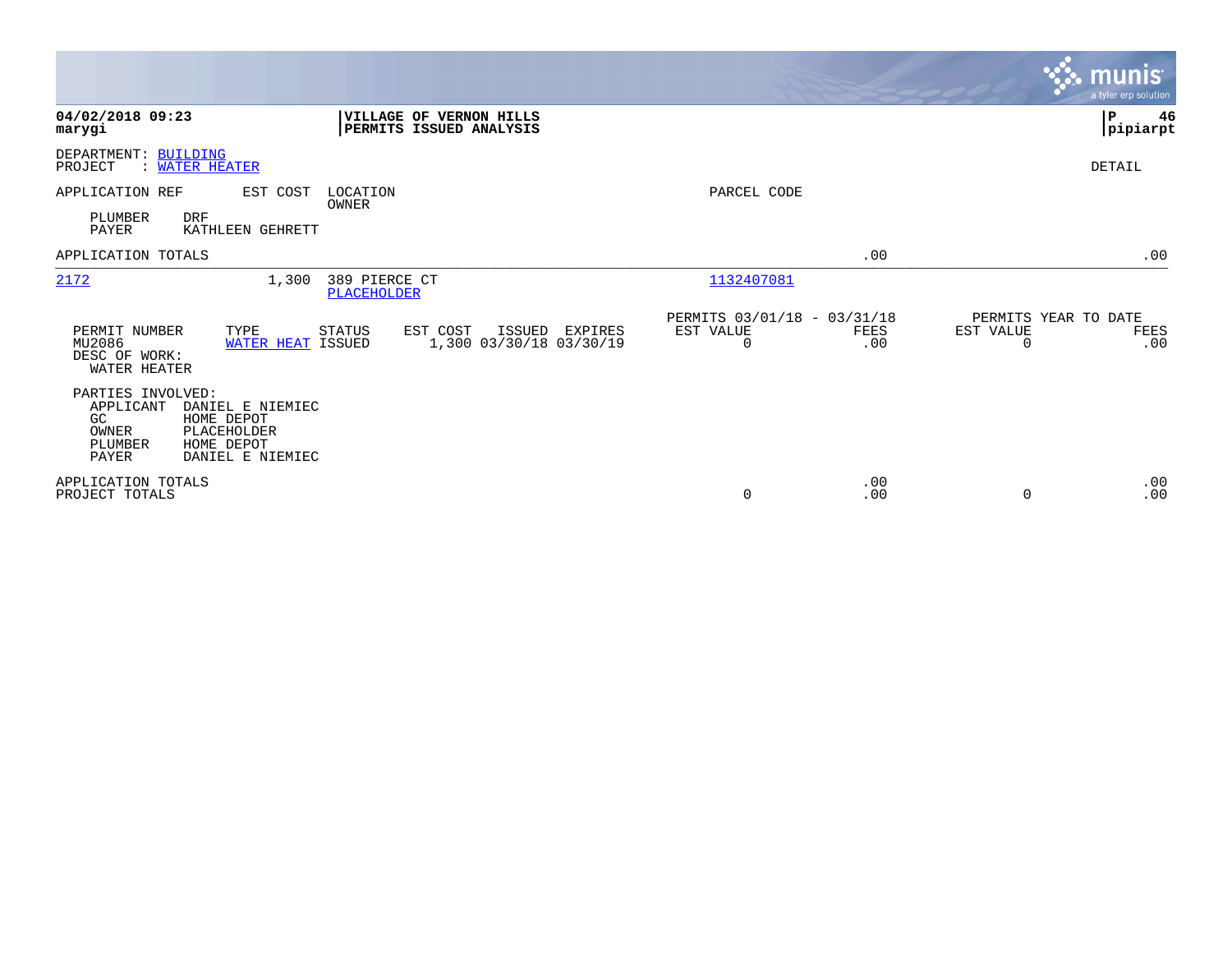**04/02/2018 09:23**
**marygi**

**VILLAGE OF VERNON HILLS**
**PERMITS ISSUED ANALYSIS**

**P 46**
**pipiarpt**

DEPARTMENT: BUILDING
PROJECT : WATER HEATER

DETAIL

| APPLICATION REF | EST COST | LOCATION / OWNER | PARCEL CODE | | | |
|---|---|---|---|---|---|---|
| PLUMBER | DRF | | | | | |
| PAYER | KATHLEEN GEHRETT | | | | | |
| APPLICATION TOTALS | | | | .00 | | .00 |
| 2172 | 1,300 | 389 PIERCE CT / PLACEHOLDER | 1132407081 | | | |

| PERMIT NUMBER | TYPE | STATUS | EST COST | ISSUED | EXPIRES | PERMITS 03/01/18 - 03/31/18 EST VALUE | FEES | PERMITS YEAR TO DATE EST VALUE | FEES |
|---|---|---|---|---|---|---|---|---|---|
| MU2086 | WATER HEAT | ISSUED | 1,300 | 03/30/18 | 03/30/19 | 0 | .00 | 0 | .00 |

DESC OF WORK:
WATER HEATER

PARTIES INVOLVED:

| Role | Name |
|---|---|
| APPLICANT | DANIEL E NIEMIEC |
| GC | HOME DEPOT |
| OWNER | PLACEHOLDER |
| PLUMBER | HOME DEPOT |
| PAYER | DANIEL E NIEMIEC |

| | EST VALUE | FEES | EST VALUE | FEES |
|---|---|---|---|---|
| APPLICATION TOTALS | | .00 | | .00 |
| PROJECT TOTALS | 0 | .00 | 0 | .00 |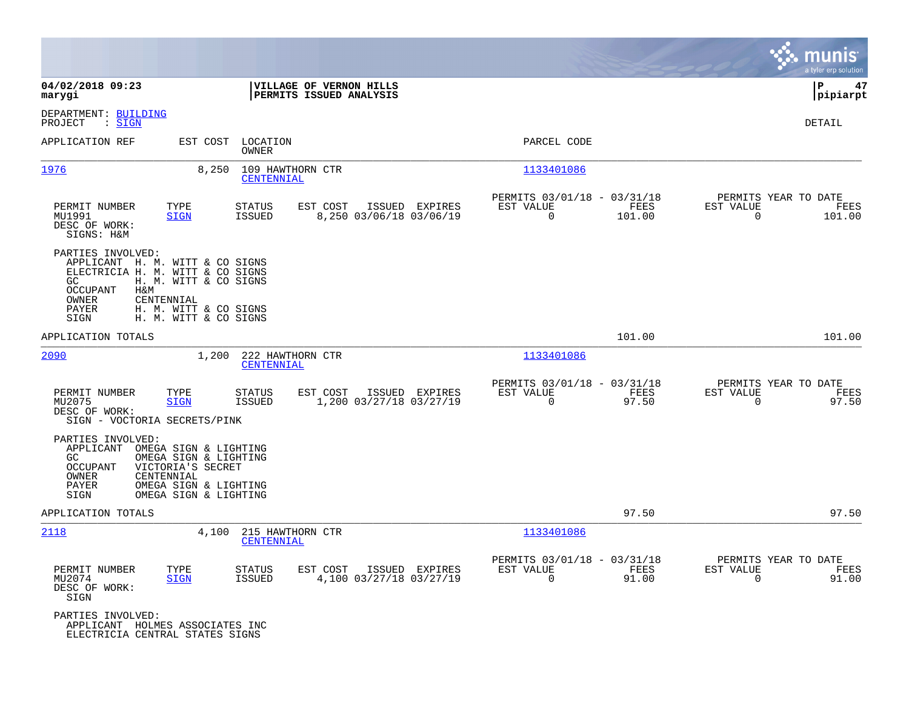**04/02/2018 09:23**
**marygi**

**VILLAGE OF VERNON HILLS**
**PERMITS ISSUED ANALYSIS**

**P 47**
**pipiarpt**

DEPARTMENT: BUILDING
PROJECT : SIGN

DETAIL

| APPLICATION REF | EST COST | LOCATION / OWNER | PARCEL CODE |
|---|---|---|---|
| 1976 | 8,250 | 109 HAWTHORN CTR / CENTENNIAL | 1133401086 |

| PERMIT NUMBER | TYPE | STATUS | EST COST | ISSUED | EXPIRES | PERMITS 03/01/18 - 03/31/18 EST VALUE | FEES | PERMITS YEAR TO DATE EST VALUE | FEES |
|---|---|---|---|---|---|---|---|---|---|
| MU1991 | SIGN | ISSUED | 8,250 | 03/06/18 | 03/06/19 | 0 | 101.00 | 0 | 101.00 |

DESC OF WORK:
SIGNS: H&M

PARTIES INVOLVED:
- APPLICANT H. M. WITT & CO SIGNS
- ELECTRICIA H. M. WITT & CO SIGNS
- GC H. M. WITT & CO SIGNS
- OCCUPANT H&M
- OWNER CENTENNIAL
- PAYER H. M. WITT & CO SIGNS
- SIGN H. M. WITT & CO SIGNS

APPLICATION TOTALS: 101.00 | 101.00

| APPLICATION REF | EST COST | LOCATION / OWNER | PARCEL CODE |
|---|---|---|---|
| 2090 | 1,200 | 222 HAWTHORN CTR / CENTENNIAL | 1133401086 |

| PERMIT NUMBER | TYPE | STATUS | EST COST | ISSUED | EXPIRES | PERMITS 03/01/18 - 03/31/18 EST VALUE | FEES | PERMITS YEAR TO DATE EST VALUE | FEES |
|---|---|---|---|---|---|---|---|---|---|
| MU2075 | SIGN | ISSUED | 1,200 | 03/27/18 | 03/27/19 | 0 | 97.50 | 0 | 97.50 |

DESC OF WORK:
SIGN - VOCTORIA SECRETS/PINK

PARTIES INVOLVED:
- APPLICANT OMEGA SIGN & LIGHTING
- GC OMEGA SIGN & LIGHTING
- OCCUPANT VICTORIA'S SECRET
- OWNER CENTENNIAL
- PAYER OMEGA SIGN & LIGHTING
- SIGN OMEGA SIGN & LIGHTING

APPLICATION TOTALS: 97.50 | 97.50

| APPLICATION REF | EST COST | LOCATION / OWNER | PARCEL CODE |
|---|---|---|---|
| 2118 | 4,100 | 215 HAWTHORN CTR / CENTENNIAL | 1133401086 |

| PERMIT NUMBER | TYPE | STATUS | EST COST | ISSUED | EXPIRES | PERMITS 03/01/18 - 03/31/18 EST VALUE | FEES | PERMITS YEAR TO DATE EST VALUE | FEES |
|---|---|---|---|---|---|---|---|---|---|
| MU2074 | SIGN | ISSUED | 4,100 | 03/27/18 | 03/27/19 | 0 | 91.00 | 0 | 91.00 |

DESC OF WORK:
SIGN

PARTIES INVOLVED:
- APPLICANT HOLMES ASSOCIATES INC
- ELECTRICIA CENTRAL STATES SIGNS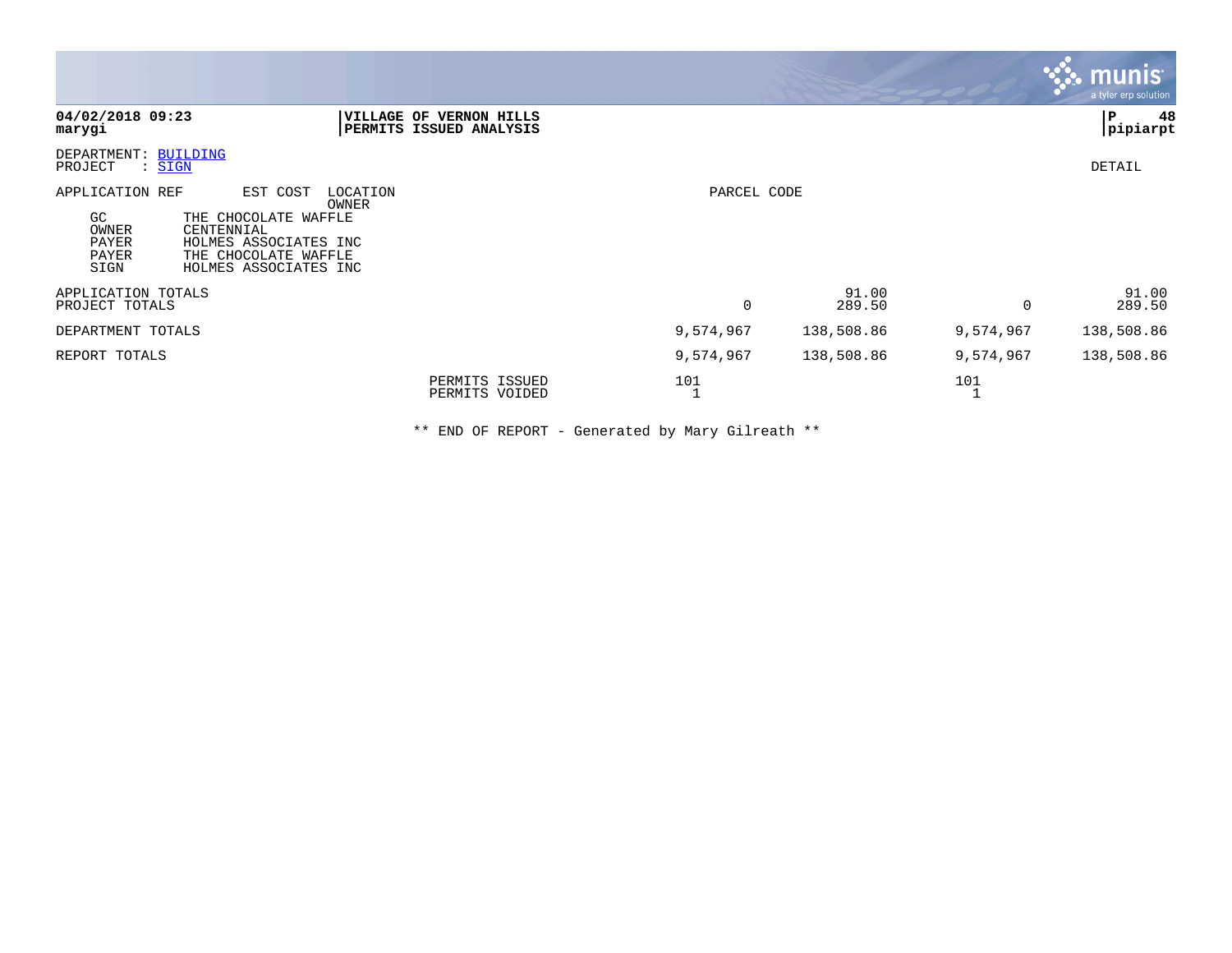**04/02/2018 09:23**
**marygi**

**VILLAGE OF VERNON HILLS**
**PERMITS ISSUED ANALYSIS**

**P 48**
**pipiarpt**

DEPARTMENT: BUILDING
PROJECT : SIGN

DETAIL

| APPLICATION REF | EST COST | LOCATION / OWNER | PARCEL CODE | | | |
|---|---|---|---|---|---|---|
| GC | THE CHOCOLATE WAFFLE | | | | | |
| OWNER | CENTENNIAL | | | | | |
| PAYER | HOLMES ASSOCIATES INC | | | | | |
| PAYER | THE CHOCOLATE WAFFLE | | | | | |
| SIGN | HOLMES ASSOCIATES INC | | | | | |
| APPLICATION TOTALS | | | | 91.00 | | 91.00 |
| PROJECT TOTALS | | | 0 | 289.50 | 0 | 289.50 |
| DEPARTMENT TOTALS | | | 9,574,967 | 138,508.86 | 9,574,967 | 138,508.86 |
| REPORT TOTALS | | | 9,574,967 | 138,508.86 | 9,574,967 | 138,508.86 |
| | | PERMITS ISSUED | 101 | | 101 | |
| | | PERMITS VOIDED | 1 | | 1 | |

** END OF REPORT - Generated by Mary Gilreath **